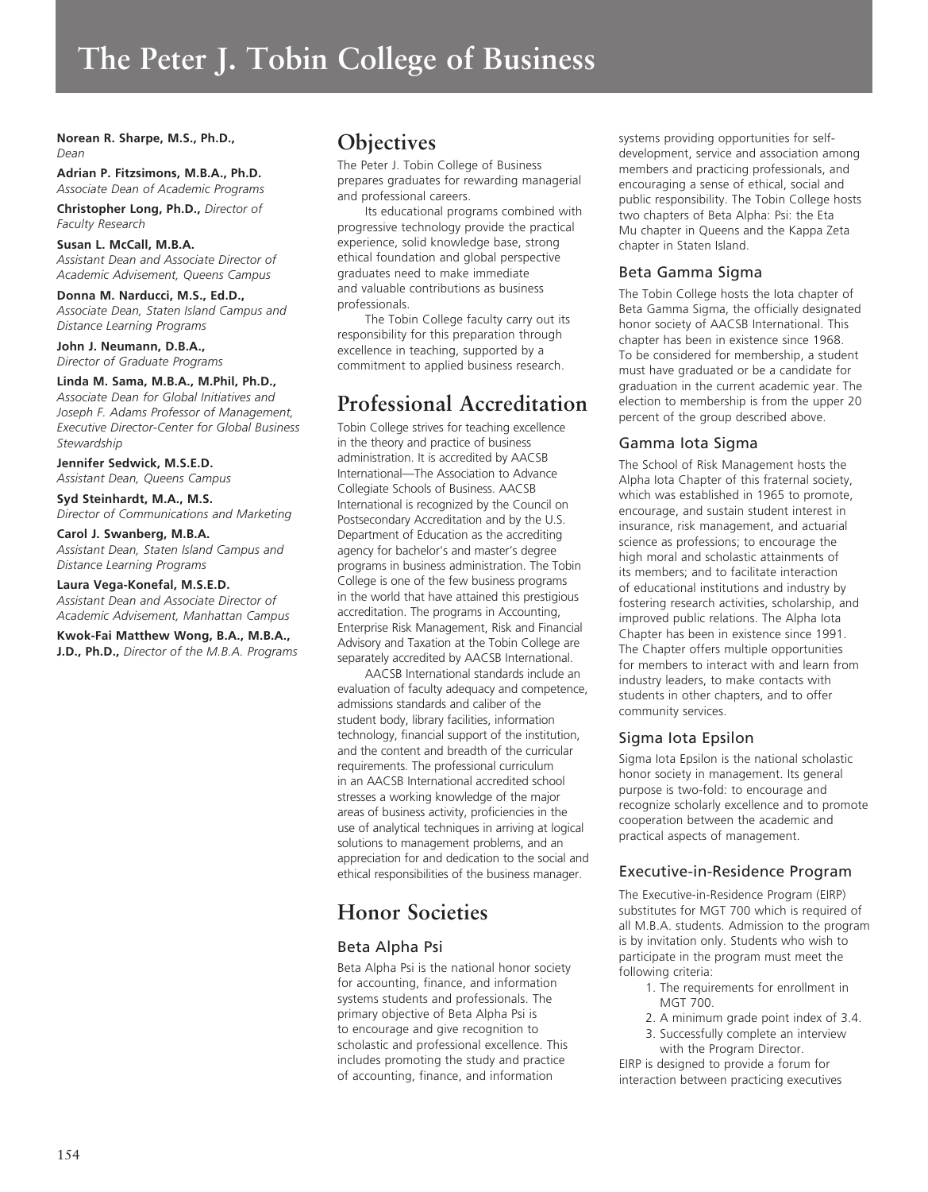# The Peter J. Tobin College of Business

**Norean R. Sharpe, M.S., Ph.D.,**
*Dean*

**Adrian P. Fitzsimons, M.B.A., Ph.D.**
*Associate Dean of Academic Programs*

**Christopher Long, Ph.D.,** *Director of Faculty Research*

**Susan L. McCall, M.B.A.**
*Assistant Dean and Associate Director of Academic Advisement, Queens Campus*

**Donna M. Narducci, M.S., Ed.D.,**
*Associate Dean, Staten Island Campus and Distance Learning Programs*

**John J. Neumann, D.B.A.,**
*Director of Graduate Programs*

**Linda M. Sama, M.B.A., M.Phil, Ph.D.,**
*Associate Dean for Global Initiatives and Joseph F. Adams Professor of Management, Executive Director-Center for Global Business Stewardship*

**Jennifer Sedwick, M.S.E.D.**
*Assistant Dean, Queens Campus*

**Syd Steinhardt, M.A., M.S.**
*Director of Communications and Marketing*

**Carol J. Swanberg, M.B.A.**
*Assistant Dean, Staten Island Campus and Distance Learning Programs*

**Laura Vega-Konefal, M.S.E.D.**
*Assistant Dean and Associate Director of Academic Advisement, Manhattan Campus*

**Kwok-Fai Matthew Wong, B.A., M.B.A., J.D., Ph.D.,** *Director of the M.B.A. Programs*

## Objectives

The Peter J. Tobin College of Business prepares graduates for rewarding managerial and professional careers.

Its educational programs combined with progressive technology provide the practical experience, solid knowledge base, strong ethical foundation and global perspective graduates need to make immediate and valuable contributions as business professionals.

The Tobin College faculty carry out its responsibility for this preparation through excellence in teaching, supported by a commitment to applied business research.

## Professional Accreditation

Tobin College strives for teaching excellence in the theory and practice of business administration. It is accredited by AACSB International—The Association to Advance Collegiate Schools of Business. AACSB International is recognized by the Council on Postsecondary Accreditation and by the U.S. Department of Education as the accrediting agency for bachelor's and master's degree programs in business administration. The Tobin College is one of the few business programs in the world that have attained this prestigious accreditation. The programs in Accounting, Enterprise Risk Management, Risk and Financial Advisory and Taxation at the Tobin College are separately accredited by AACSB International.

AACSB International standards include an evaluation of faculty adequacy and competence, admissions standards and caliber of the student body, library facilities, information technology, financial support of the institution, and the content and breadth of the curricular requirements. The professional curriculum in an AACSB International accredited school stresses a working knowledge of the major areas of business activity, proficiencies in the use of analytical techniques in arriving at logical solutions to management problems, and an appreciation for and dedication to the social and ethical responsibilities of the business manager.

## Honor Societies

### Beta Alpha Psi

Beta Alpha Psi is the national honor society for accounting, finance, and information systems students and professionals. The primary objective of Beta Alpha Psi is to encourage and give recognition to scholastic and professional excellence. This includes promoting the study and practice of accounting, finance, and information systems providing opportunities for self-development, service and association among members and practicing professionals, and encouraging a sense of ethical, social and public responsibility. The Tobin College hosts two chapters of Beta Alpha: Psi: the Eta Mu chapter in Queens and the Kappa Zeta chapter in Staten Island.

### Beta Gamma Sigma

The Tobin College hosts the Iota chapter of Beta Gamma Sigma, the officially designated honor society of AACSB International. This chapter has been in existence since 1968. To be considered for membership, a student must have graduated or be a candidate for graduation in the current academic year. The election to membership is from the upper 20 percent of the group described above.

### Gamma Iota Sigma

The School of Risk Management hosts the Alpha Iota Chapter of this fraternal society, which was established in 1965 to promote, encourage, and sustain student interest in insurance, risk management, and actuarial science as professions; to encourage the high moral and scholastic attainments of its members; and to facilitate interaction of educational institutions and industry by fostering research activities, scholarship, and improved public relations. The Alpha Iota Chapter has been in existence since 1991. The Chapter offers multiple opportunities for members to interact with and learn from industry leaders, to make contacts with students in other chapters, and to offer community services.

### Sigma Iota Epsilon

Sigma Iota Epsilon is the national scholastic honor society in management. Its general purpose is two-fold: to encourage and recognize scholarly excellence and to promote cooperation between the academic and practical aspects of management.

### Executive-in-Residence Program

The Executive-in-Residence Program (EIRP) substitutes for MGT 700 which is required of all M.B.A. students. Admission to the program is by invitation only. Students who wish to participate in the program must meet the following criteria:

1. The requirements for enrollment in MGT 700.
2. A minimum grade point index of 3.4.
3. Successfully complete an interview with the Program Director.

EIRP is designed to provide a forum for interaction between practicing executives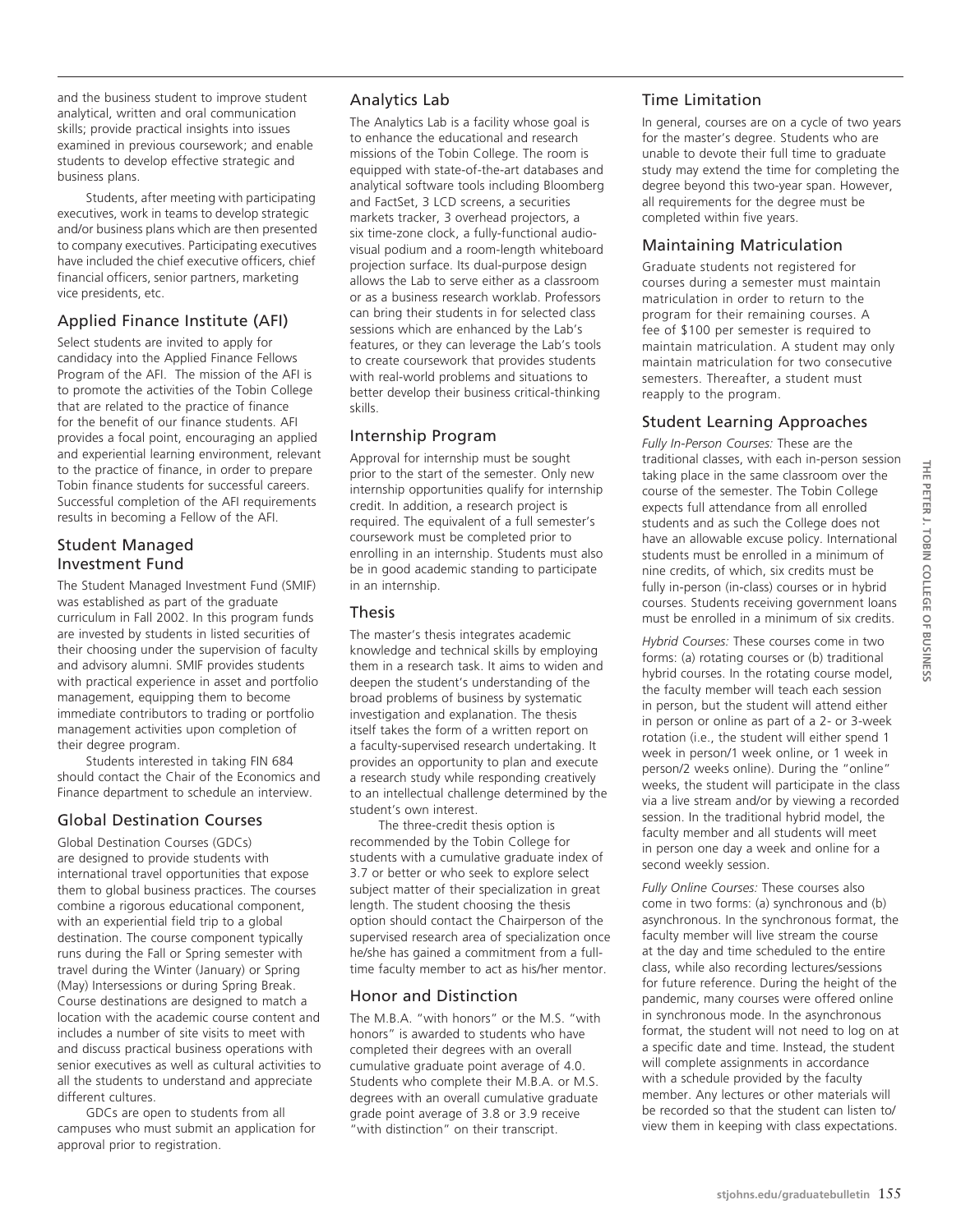and the business student to improve student analytical, written and oral communication skills; provide practical insights into issues examined in previous coursework; and enable students to develop effective strategic and business plans.

Students, after meeting with participating executives, work in teams to develop strategic and/or business plans which are then presented to company executives. Participating executives have included the chief executive officers, chief financial officers, senior partners, marketing vice presidents, etc.

## Applied Finance Institute (AFI)

Select students are invited to apply for candidacy into the Applied Finance Fellows Program of the AFI. The mission of the AFI is to promote the activities of the Tobin College that are related to the practice of finance for the benefit of our finance students. AFI provides a focal point, encouraging an applied and experiential learning environment, relevant to the practice of finance, in order to prepare Tobin finance students for successful careers. Successful completion of the AFI requirements results in becoming a Fellow of the AFI.

## Student Managed Investment Fund

The Student Managed Investment Fund (SMIF) was established as part of the graduate curriculum in Fall 2002. In this program funds are invested by students in listed securities of their choosing under the supervision of faculty and advisory alumni. SMIF provides students with practical experience in asset and portfolio management, equipping them to become immediate contributors to trading or portfolio management activities upon completion of their degree program.

Students interested in taking FIN 684 should contact the Chair of the Economics and Finance department to schedule an interview.

## Global Destination Courses

Global Destination Courses (GDCs) are designed to provide students with international travel opportunities that expose them to global business practices. The courses combine a rigorous educational component, with an experiential field trip to a global destination. The course component typically runs during the Fall or Spring semester with travel during the Winter (January) or Spring (May) Intersessions or during Spring Break. Course destinations are designed to match a location with the academic course content and includes a number of site visits to meet with and discuss practical business operations with senior executives as well as cultural activities to all the students to understand and appreciate different cultures.

GDCs are open to students from all campuses who must submit an application for approval prior to registration.

## Analytics Lab

The Analytics Lab is a facility whose goal is to enhance the educational and research missions of the Tobin College. The room is equipped with state-of-the-art databases and analytical software tools including Bloomberg and FactSet, 3 LCD screens, a securities markets tracker, 3 overhead projectors, a six time-zone clock, a fully-functional audio-visual podium and a room-length whiteboard projection surface. Its dual-purpose design allows the Lab to serve either as a classroom or as a business research worklab. Professors can bring their students in for selected class sessions which are enhanced by the Lab's features, or they can leverage the Lab's tools to create coursework that provides students with real-world problems and situations to better develop their business critical-thinking skills.

## Internship Program

Approval for internship must be sought prior to the start of the semester. Only new internship opportunities qualify for internship credit. In addition, a research project is required. The equivalent of a full semester's coursework must be completed prior to enrolling in an internship. Students must also be in good academic standing to participate in an internship.

## Thesis

The master's thesis integrates academic knowledge and technical skills by employing them in a research task. It aims to widen and deepen the student's understanding of the broad problems of business by systematic investigation and explanation. The thesis itself takes the form of a written report on a faculty-supervised research undertaking. It provides an opportunity to plan and execute a research study while responding creatively to an intellectual challenge determined by the student's own interest.

The three-credit thesis option is recommended by the Tobin College for students with a cumulative graduate index of 3.7 or better or who seek to explore select subject matter of their specialization in great length. The student choosing the thesis option should contact the Chairperson of the supervised research area of specialization once he/she has gained a commitment from a full-time faculty member to act as his/her mentor.

## Honor and Distinction

The M.B.A. "with honors" or the M.S. "with honors" is awarded to students who have completed their degrees with an overall cumulative graduate point average of 4.0. Students who complete their M.B.A. or M.S. degrees with an overall cumulative graduate grade point average of 3.8 or 3.9 receive "with distinction" on their transcript.

## Time Limitation

In general, courses are on a cycle of two years for the master's degree. Students who are unable to devote their full time to graduate study may extend the time for completing the degree beyond this two-year span. However, all requirements for the degree must be completed within five years.

## Maintaining Matriculation

Graduate students not registered for courses during a semester must maintain matriculation in order to return to the program for their remaining courses. A fee of $100 per semester is required to maintain matriculation. A student may only maintain matriculation for two consecutive semesters. Thereafter, a student must reapply to the program.

## Student Learning Approaches

*Fully In-Person Courses:* These are the traditional classes, with each in-person session taking place in the same classroom over the course of the semester. The Tobin College expects full attendance from all enrolled students and as such the College does not have an allowable excuse policy. International students must be enrolled in a minimum of nine credits, of which, six credits must be fully in-person (in-class) courses or in hybrid courses. Students receiving government loans must be enrolled in a minimum of six credits.

*Hybrid Courses:* These courses come in two forms: (a) rotating courses or (b) traditional hybrid courses. In the rotating course model, the faculty member will teach each session in person, but the student will attend either in person or online as part of a 2- or 3-week rotation (i.e., the student will either spend 1 week in person/1 week online, or 1 week in person/2 weeks online). During the "online" weeks, the student will participate in the class via a live stream and/or by viewing a recorded session. In the traditional hybrid model, the faculty member and all students will meet in person one day a week and online for a second weekly session.

*Fully Online Courses:* These courses also come in two forms: (a) synchronous and (b) asynchronous. In the synchronous format, the faculty member will live stream the course at the day and time scheduled to the entire class, while also recording lectures/sessions for future reference. During the height of the pandemic, many courses were offered online in synchronous mode. In the asynchronous format, the student will not need to log on at a specific date and time. Instead, the student will complete assignments in accordance with a schedule provided by the faculty member. Any lectures or other materials will be recorded so that the student can listen to/view them in keeping with class expectations.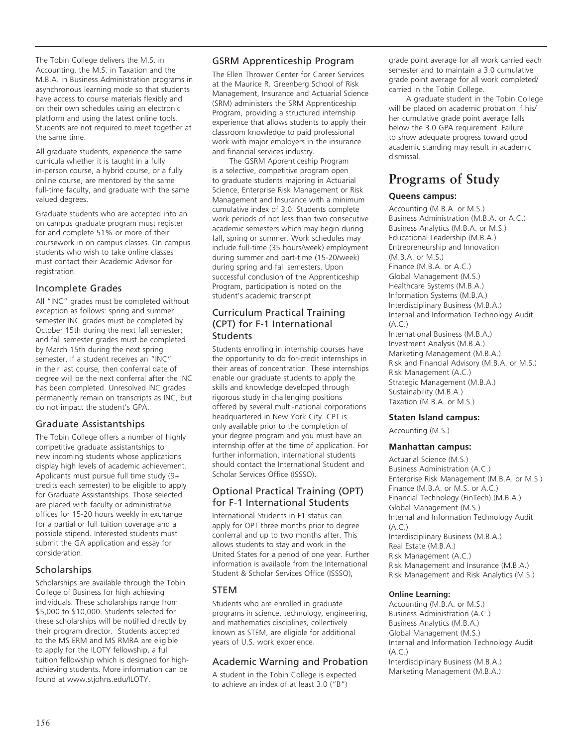The Tobin College delivers the M.S. in Accounting, the M.S. in Taxation and the M.B.A. in Business Administration programs in asynchronous learning mode so that students have access to course materials flexibly and on their own schedules using an electronic platform and using the latest online tools. Students are not required to meet together at the same time.

All graduate students, experience the same curricula whether it is taught in a fully in-person course, a hybrid course, or a fully online course, are mentored by the same full-time faculty, and graduate with the same valued degrees.

Graduate students who are accepted into an on campus graduate program must register for and complete 51% or more of their coursework in on campus classes. On campus students who wish to take online classes must contact their Academic Advisor for registration.

### Incomplete Grades

All "INC" grades must be completed without exception as follows: spring and summer semester INC grades must be completed by October 15th during the next fall semester; and fall semester grades must be completed by March 15th during the next spring semester. If a student receives an "INC" in their last course, then conferral date of degree will be the next conferral after the INC has been completed. Unresolved INC grades permanently remain on transcripts as INC, but do not impact the student's GPA.

### Graduate Assistantships

The Tobin College offers a number of highly competitive graduate assistantships to new incoming students whose applications display high levels of academic achievement. Applicants must pursue full time study (9+ credits each semester) to be eligible to apply for Graduate Assistantships. Those selected are placed with faculty or administrative offices for 15-20 hours weekly in exchange for a partial or full tuition coverage and a possible stipend. Interested students must submit the GA application and essay for consideration.

### Scholarships

Scholarships are available through the Tobin College of Business for high achieving individuals. These scholarships range from \$5,000 to \$10,000. Students selected for these scholarships will be notified directly by their program director. Students accepted to the MS ERM and MS RMRA are eligible to apply for the ILOTY fellowship, a full tuition fellowship which is designed for high-achieving students. More information can be found at www.stjohns.edu/ILOTY.

### GSRM Apprenticeship Program

The Ellen Thrower Center for Career Services at the Maurice R. Greenberg School of Risk Management, Insurance and Actuarial Science (SRM) administers the SRM Apprenticeship Program, providing a structured internship experience that allows students to apply their classroom knowledge to paid professional work with major employers in the insurance and financial services industry.

The GSRM Apprenticeship Program is a selective, competitive program open to graduate students majoring in Actuarial Science, Enterprise Risk Management or Risk Management and Insurance with a minimum cumulative index of 3.0. Students complete work periods of not less than two consecutive academic semesters which may begin during fall, spring or summer. Work schedules may include full-time (35 hours/week) employment during summer and part-time (15-20/week) during spring and fall semesters. Upon successful conclusion of the Apprenticeship Program, participation is noted on the student's academic transcript.

### Curriculum Practical Training (CPT) for F-1 International Students

Students enrolling in internship courses have the opportunity to do for-credit internships in their areas of concentration. These internships enable our graduate students to apply the skills and knowledge developed through rigorous study in challenging positions offered by several multi-national corporations headquartered in New York City. CPT is only available prior to the completion of your degree program and you must have an internship offer at the time of application. For further information, international students should contact the International Student and Scholar Services Office (ISSSO).

### Optional Practical Training (OPT) for F-1 International Students

International Students in F1 status can apply for OPT three months prior to degree conferral and up to two months after. This allows students to stay and work in the United States for a period of one year. Further information is available from the International Student & Scholar Services Office (ISSSO),

### STEM

Students who are enrolled in graduate programs in science, technology, engineering, and mathematics disciplines, collectively known as STEM, are eligible for additional years of U.S. work experience.

### Academic Warning and Probation

A student in the Tobin College is expected to achieve an index of at least 3.0 ("B") grade point average for all work carried each semester and to maintain a 3.0 cumulative grade point average for all work completed/carried in the Tobin College.

A graduate student in the Tobin College will be placed on academic probation if his/her cumulative grade point average falls below the 3.0 GPA requirement. Failure to show adequate progress toward good academic standing may result in academic dismissal.

## Programs of Study

**Queens campus:**

Accounting (M.B.A. or M.S.)
Business Administration (M.B.A. or A.C.)
Business Analytics (M.B.A. or M.S.)
Educational Leadership (M.B.A.)
Entrepreneurship and Innovation (M.B.A. or M.S.)
Finance (M.B.A. or A.C.)
Global Management (M.S.)
Healthcare Systems (M.B.A.)
Information Systems (M.B.A.)
Interdisciplinary Business (M.B.A.)
Internal and Information Technology Audit (A.C.)
International Business (M.B.A.)
Investment Analysis (M.B.A.)
Marketing Management (M.B.A.)
Risk and Financial Advisory (M.B.A. or M.S.)
Risk Management (A.C.)
Strategic Management (M.B.A.)
Sustainability (M.B.A.)
Taxation (M.B.A. or M.S.)

**Staten Island campus:**

Accounting (M.S.)

**Manhattan campus:**

Actuarial Science (M.S.)
Business Administration (A.C.)
Enterprise Risk Management (M.B.A. or M.S.)
Finance (M.B.A. or M.S. or A.C.)
Financial Technology (FinTech) (M.B.A.)
Global Management (M.S.)
Internal and Information Technology Audit (A.C.)
Interdisciplinary Business (M.B.A.)
Real Estate (M.B.A.)
Risk Management (A.C.)
Risk Management and Insurance (M.B.A.)
Risk Management and Risk Analytics (M.S.)

**Online Learning:**

Accounting (M.B.A. or M.S.)
Business Administration (A.C.)
Business Analytics (M.B.A.)
Global Management (M.S.)
Internal and Information Technology Audit (A.C.)
Interdisciplinary Business (M.B.A.)
Marketing Management (M.B.A.)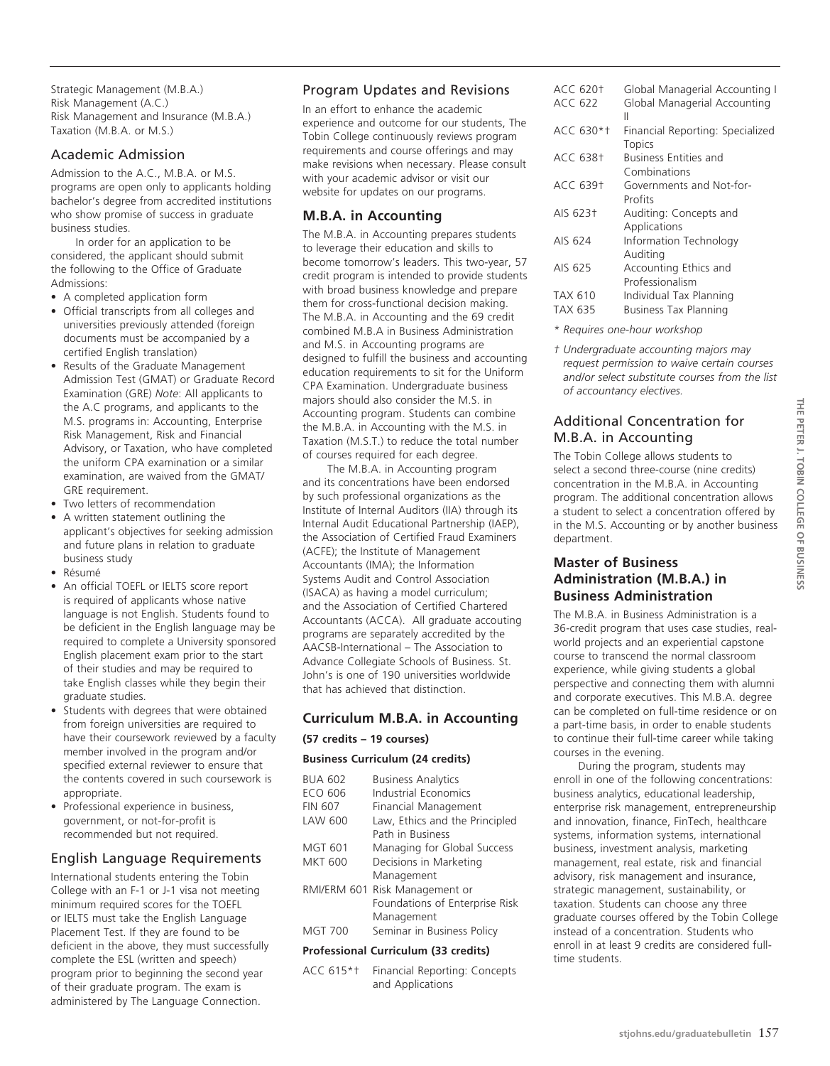Strategic Management (M.B.A.)
Risk Management (A.C.)
Risk Management and Insurance (M.B.A.)
Taxation (M.B.A. or M.S.)

## Academic Admission

Admission to the A.C., M.B.A. or M.S. programs are open only to applicants holding bachelor's degree from accredited institutions who show promise of success in graduate business studies.

In order for an application to be considered, the applicant should submit the following to the Office of Graduate Admissions:

- A completed application form
- Official transcripts from all colleges and universities previously attended (foreign documents must be accompanied by a certified English translation)
- Results of the Graduate Management Admission Test (GMAT) or Graduate Record Examination (GRE) *Note*: All applicants to the A.C programs, and applicants to the M.S. programs in: Accounting, Enterprise Risk Management, Risk and Financial Advisory, or Taxation, who have completed the uniform CPA examination or a similar examination, are waived from the GMAT/ GRE requirement.
- Two letters of recommendation
- A written statement outlining the applicant's objectives for seeking admission and future plans in relation to graduate business study
- Résumé
- An official TOEFL or IELTS score report is required of applicants whose native language is not English. Students found to be deficient in the English language may be required to complete a University sponsored English placement exam prior to the start of their studies and may be required to take English classes while they begin their graduate studies.
- Students with degrees that were obtained from foreign universities are required to have their coursework reviewed by a faculty member involved in the program and/or specified external reviewer to ensure that the contents covered in such coursework is appropriate.
- Professional experience in business, government, or not-for-profit is recommended but not required.

## English Language Requirements

International students entering the Tobin College with an F-1 or J-1 visa not meeting minimum required scores for the TOEFL or IELTS must take the English Language Placement Test. If they are found to be deficient in the above, they must successfully complete the ESL (written and speech) program prior to beginning the second year of their graduate program. The exam is administered by The Language Connection.

## Program Updates and Revisions

In an effort to enhance the academic experience and outcome for our students, The Tobin College continuously reviews program requirements and course offerings and may make revisions when necessary. Please consult with your academic advisor or visit our website for updates on our programs.

## M.B.A. in Accounting

The M.B.A. in Accounting prepares students to leverage their education and skills to become tomorrow's leaders. This two-year, 57 credit program is intended to provide students with broad business knowledge and prepare them for cross-functional decision making. The M.B.A. in Accounting and the 69 credit combined M.B.A in Business Administration and M.S. in Accounting programs are designed to fulfill the business and accounting education requirements to sit for the Uniform CPA Examination. Undergraduate business majors should also consider the M.S. in Accounting program. Students can combine the M.B.A. in Accounting with the M.S. in Taxation (M.S.T.) to reduce the total number of courses required for each degree.

The M.B.A. in Accounting program and its concentrations have been endorsed by such professional organizations as the Institute of Internal Auditors (IIA) through its Internal Audit Educational Partnership (IAEP), the Association of Certified Fraud Examiners (ACFE); the Institute of Management Accountants (IMA); the Information Systems Audit and Control Association (ISACA) as having a model curriculum; and the Association of Certified Chartered Accountants (ACCA). All graduate accouting programs are separately accredited by the AACSB-International – The Association to Advance Collegiate Schools of Business. St. John's is one of 190 universities worldwide that has achieved that distinction.

### Curriculum M.B.A. in Accounting

**(57 credits – 19 courses)**

**Business Curriculum (24 credits)**

| | |
|---|---|
| BUA 602 | Business Analytics |
| ECO 606 | Industrial Economics |
| FIN 607 | Financial Management |
| LAW 600 | Law, Ethics and the Principled Path in Business |
| MGT 601 | Managing for Global Success |
| MKT 600 | Decisions in Marketing Management |
| RMI/ERM 601 | Risk Management or Foundations of Enterprise Risk Management |
| MGT 700 | Seminar in Business Policy |

**Professional Curriculum (33 credits)**

| | |
|---|---|
| ACC 615*† | Financial Reporting: Concepts and Applications |
| ACC 620† | Global Managerial Accounting I |
| ACC 622 | Global Managerial Accounting II |
| ACC 630*† | Financial Reporting: Specialized Topics |
| ACC 638† | Business Entities and Combinations |
| ACC 639† | Governments and Not-for-Profits |
| AIS 623† | Auditing: Concepts and Applications |
| AIS 624 | Information Technology Auditing |
| AIS 625 | Accounting Ethics and Professionalism |
| TAX 610 | Individual Tax Planning |
| TAX 635 | Business Tax Planning |

*\* Requires one-hour workshop*

*† Undergraduate accounting majors may request permission to waive certain courses and/or select substitute courses from the list of accountancy electives.*

## Additional Concentration for M.B.A. in Accounting

The Tobin College allows students to select a second three-course (nine credits) concentration in the M.B.A. in Accounting program. The additional concentration allows a student to select a concentration offered by in the M.S. Accounting or by another business department.

## Master of Business Administration (M.B.A.) in Business Administration

The M.B.A. in Business Administration is a 36-credit program that uses case studies, real-world projects and an experiential capstone course to transcend the normal classroom experience, while giving students a global perspective and connecting them with alumni and corporate executives. This M.B.A. degree can be completed on full-time residence or on a part-time basis, in order to enable students to continue their full-time career while taking courses in the evening.

During the program, students may enroll in one of the following concentrations: business analytics, educational leadership, enterprise risk management, entrepreneurship and innovation, finance, FinTech, healthcare systems, information systems, international business, investment analysis, marketing management, real estate, risk and financial advisory, risk management and insurance, strategic management, sustainability, or taxation. Students can choose any three graduate courses offered by the Tobin College instead of a concentration. Students who enroll in at least 9 credits are considered full-time students.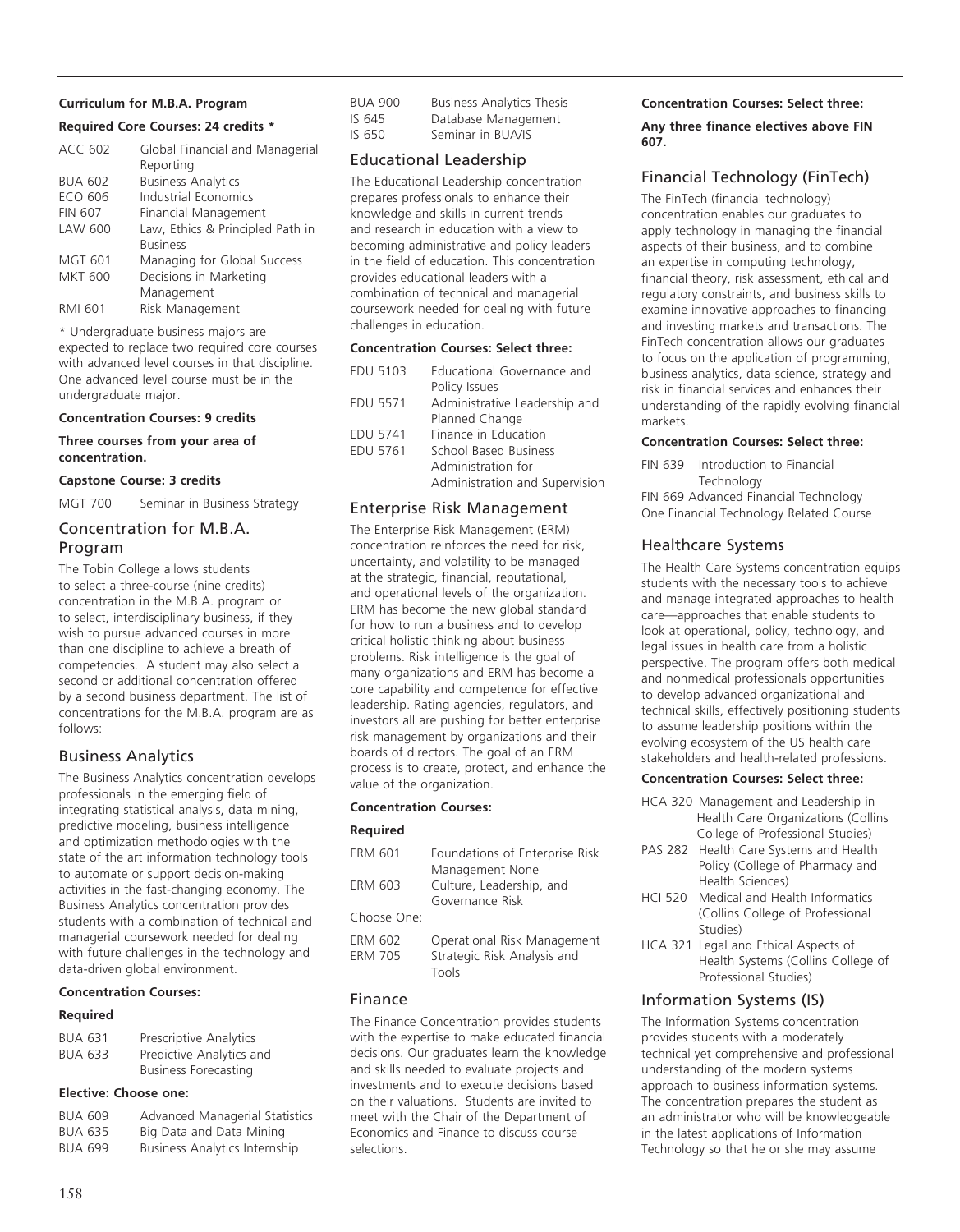**Curriculum for M.B.A. Program**

**Required Core Courses: 24 credits ***

| | |
|---|---|
| ACC 602 | Global Financial and Managerial Reporting |
| BUA 602 | Business Analytics |
| ECO 606 | Industrial Economics |
| FIN 607 | Financial Management |
| LAW 600 | Law, Ethics & Principled Path in Business |
| MGT 601 | Managing for Global Success |
| MKT 600 | Decisions in Marketing Management |
| RMI 601 | Risk Management |

* Undergraduate business majors are expected to replace two required core courses with advanced level courses in that discipline. One advanced level course must be in the undergraduate major.

**Concentration Courses: 9 credits**

**Three courses from your area of concentration.**

**Capstone Course: 3 credits**

MGT 700 Seminar in Business Strategy

## Concentration for M.B.A. Program

The Tobin College allows students to select a three-course (nine credits) concentration in the M.B.A. program or to select, interdisciplinary business, if they wish to pursue advanced courses in more than one discipline to achieve a breath of competencies. A student may also select a second or additional concentration offered by a second business department. The list of concentrations for the M.B.A. program are as follows:

## Business Analytics

The Business Analytics concentration develops professionals in the emerging field of integrating statistical analysis, data mining, predictive modeling, business intelligence and optimization methodologies with the state of the art information technology tools to automate or support decision-making activities in the fast-changing economy. The Business Analytics concentration provides students with a combination of technical and managerial coursework needed for dealing with future challenges in the technology and data-driven global environment.

**Concentration Courses:**

**Required**

| | |
|---|---|
| BUA 631 | Prescriptive Analytics |
| BUA 633 | Predictive Analytics and Business Forecasting |

**Elective: Choose one:**

| | |
|---|---|
| BUA 609 | Advanced Managerial Statistics |
| BUA 635 | Big Data and Data Mining |
| BUA 699 | Business Analytics Internship |
| BUA 900 | Business Analytics Thesis |
| IS 645 | Database Management |
| IS 650 | Seminar in BUA/IS |

## Educational Leadership

The Educational Leadership concentration prepares professionals to enhance their knowledge and skills in current trends and research in education with a view to becoming administrative and policy leaders in the field of education. This concentration provides educational leaders with a combination of technical and managerial coursework needed for dealing with future challenges in education.

**Concentration Courses: Select three:**

| | |
|---|---|
| EDU 5103 | Educational Governance and Policy Issues |
| EDU 5571 | Administrative Leadership and Planned Change |
| EDU 5741 | Finance in Education |
| EDU 5761 | School Based Business Administration for Administration and Supervision |

## Enterprise Risk Management

The Enterprise Risk Management (ERM) concentration reinforces the need for risk, uncertainty, and volatility to be managed at the strategic, financial, reputational, and operational levels of the organization. ERM has become the new global standard for how to run a business and to develop critical holistic thinking about business problems. Risk intelligence is the goal of many organizations and ERM has become a core capability and competence for effective leadership. Rating agencies, regulators, and investors all are pushing for better enterprise risk management by organizations and their boards of directors. The goal of an ERM process is to create, protect, and enhance the value of the organization.

**Concentration Courses:**

**Required**

| | |
|---|---|
| ERM 601 | Foundations of Enterprise Risk Management None |
| ERM 603 | Culture, Leadership, and Governance Risk |

Choose One:

| | |
|---|---|
| ERM 602 | Operational Risk Management |
| ERM 705 | Strategic Risk Analysis and Tools |

## Finance

The Finance Concentration provides students with the expertise to make educated financial decisions. Our graduates learn the knowledge and skills needed to evaluate projects and investments and to execute decisions based on their valuations. Students are invited to meet with the Chair of the Department of Economics and Finance to discuss course selections.

**Concentration Courses: Select three:**

**Any three finance electives above FIN 607.**

## Financial Technology (FinTech)

The FinTech (financial technology) concentration enables our graduates to apply technology in managing the financial aspects of their business, and to combine an expertise in computing technology, financial theory, risk assessment, ethical and regulatory constraints, and business skills to examine innovative approaches to financing and investing markets and transactions. The FinTech concentration allows our graduates to focus on the application of programming, business analytics, data science, strategy and risk in financial services and enhances their understanding of the rapidly evolving financial markets.

**Concentration Courses: Select three:**

FIN 639 Introduction to Financial Technology
FIN 669 Advanced Financial Technology
One Financial Technology Related Course

## Healthcare Systems

The Health Care Systems concentration equips students with the necessary tools to achieve and manage integrated approaches to health care—approaches that enable students to look at operational, policy, technology, and legal issues in health care from a holistic perspective. The program offers both medical and nonmedical professionals opportunities to develop advanced organizational and technical skills, effectively positioning students to assume leadership positions within the evolving ecosystem of the US health care stakeholders and health-related professions.

**Concentration Courses: Select three:**

| | |
|---|---|
| HCA 320 | Management and Leadership in Health Care Organizations (Collins College of Professional Studies) |
| PAS 282 | Health Care Systems and Health Policy (College of Pharmacy and Health Sciences) |
| HCI 520 | Medical and Health Informatics (Collins College of Professional Studies) |
| HCA 321 | Legal and Ethical Aspects of Health Systems (Collins College of Professional Studies) |

## Information Systems (IS)

The Information Systems concentration provides students with a moderately technical yet comprehensive and professional understanding of the modern systems approach to business information systems. The concentration prepares the student as an administrator who will be knowledgeable in the latest applications of Information Technology so that he or she may assume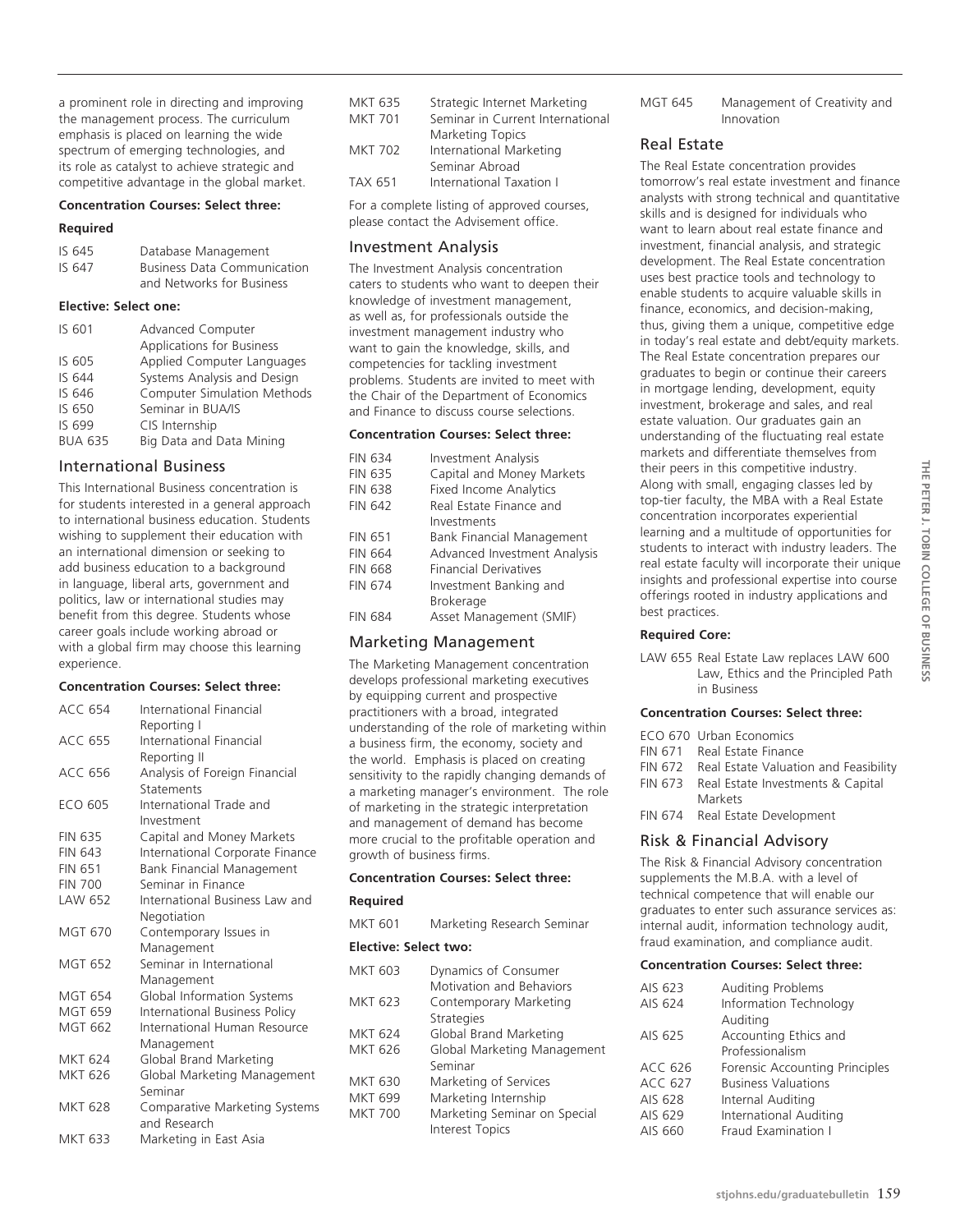a prominent role in directing and improving the management process. The curriculum emphasis is placed on learning the wide spectrum of emerging technologies, and its role as catalyst to achieve strategic and competitive advantage in the global market.

**Concentration Courses: Select three:**

**Required**

| | |
|---|---|
| IS 645 | Database Management |
| IS 647 | Business Data Communication and Networks for Business |

**Elective: Select one:**

| | |
|---|---|
| IS 601 | Advanced Computer Applications for Business |
| IS 605 | Applied Computer Languages |
| IS 644 | Systems Analysis and Design |
| IS 646 | Computer Simulation Methods |
| IS 650 | Seminar in BUA/IS |
| IS 699 | CIS Internship |
| BUA 635 | Big Data and Data Mining |

## International Business

This International Business concentration is for students interested in a general approach to international business education. Students wishing to supplement their education with an international dimension or seeking to add business education to a background in language, liberal arts, government and politics, law or international studies may benefit from this degree. Students whose career goals include working abroad or with a global firm may choose this learning experience.

**Concentration Courses: Select three:**

| | |
|---|---|
| ACC 654 | International Financial Reporting I |
| ACC 655 | International Financial Reporting II |
| ACC 656 | Analysis of Foreign Financial Statements |
| ECO 605 | International Trade and Investment |
| FIN 635 | Capital and Money Markets |
| FIN 643 | International Corporate Finance |
| FIN 651 | Bank Financial Management |
| FIN 700 | Seminar in Finance |
| LAW 652 | International Business Law and Negotiation |
| MGT 670 | Contemporary Issues in Management |
| MGT 652 | Seminar in International Management |
| MGT 654 | Global Information Systems |
| MGT 659 | International Business Policy |
| MGT 662 | International Human Resource Management |
| MKT 624 | Global Brand Marketing |
| MKT 626 | Global Marketing Management Seminar |
| MKT 628 | Comparative Marketing Systems and Research |
| MKT 633 | Marketing in East Asia |
| MKT 635 | Strategic Internet Marketing |
| MKT 701 | Seminar in Current International Marketing Topics |
| MKT 702 | International Marketing Seminar Abroad |
| TAX 651 | International Taxation I |

For a complete listing of approved courses, please contact the Advisement office.

## Investment Analysis

The Investment Analysis concentration caters to students who want to deepen their knowledge of investment management, as well as, for professionals outside the investment management industry who want to gain the knowledge, skills, and competencies for tackling investment problems. Students are invited to meet with the Chair of the Department of Economics and Finance to discuss course selections.

**Concentration Courses: Select three:**

| | |
|---|---|
| FIN 634 | Investment Analysis |
| FIN 635 | Capital and Money Markets |
| FIN 638 | Fixed Income Analytics |
| FIN 642 | Real Estate Finance and Investments |
| FIN 651 | Bank Financial Management |
| FIN 664 | Advanced Investment Analysis |
| FIN 668 | Financial Derivatives |
| FIN 674 | Investment Banking and Brokerage |
| FIN 684 | Asset Management (SMIF) |

## Marketing Management

The Marketing Management concentration develops professional marketing executives by equipping current and prospective practitioners with a broad, integrated understanding of the role of marketing within a business firm, the economy, society and the world. Emphasis is placed on creating sensitivity to the rapidly changing demands of a marketing manager's environment. The role of marketing in the strategic interpretation and management of demand has become more crucial to the profitable operation and growth of business firms.

**Concentration Courses: Select three:**

**Required**

| | |
|---|---|
| MKT 601 | Marketing Research Seminar |

**Elective: Select two:**

| | |
|---|---|
| MKT 603 | Dynamics of Consumer Motivation and Behaviors |
| MKT 623 | Contemporary Marketing Strategies |
| MKT 624 | Global Brand Marketing |
| MKT 626 | Global Marketing Management Seminar |
| MKT 630 | Marketing of Services |
| MKT 699 | Marketing Internship |
| MKT 700 | Marketing Seminar on Special Interest Topics |
| MGT 645 | Management of Creativity and Innovation |

## Real Estate

The Real Estate concentration provides tomorrow's real estate investment and finance analysts with strong technical and quantitative skills and is designed for individuals who want to learn about real estate finance and investment, financial analysis, and strategic development. The Real Estate concentration uses best practice tools and technology to enable students to acquire valuable skills in finance, economics, and decision-making, thus, giving them a unique, competitive edge in today's real estate and debt/equity markets. The Real Estate concentration prepares our graduates to begin or continue their careers in mortgage lending, development, equity investment, brokerage and sales, and real estate valuation. Our graduates gain an understanding of the fluctuating real estate markets and differentiate themselves from their peers in this competitive industry. Along with small, engaging classes led by top-tier faculty, the MBA with a Real Estate concentration incorporates experiential learning and a multitude of opportunities for students to interact with industry leaders. The real estate faculty will incorporate their unique insights and professional expertise into course offerings rooted in industry applications and best practices.

**Required Core:**

LAW 655 Real Estate Law replaces LAW 600 Law, Ethics and the Principled Path in Business

**Concentration Courses: Select three:**

| | |
|---|---|
| ECO 670 | Urban Economics |
| FIN 671 | Real Estate Finance |
| FIN 672 | Real Estate Valuation and Feasibility |
| FIN 673 | Real Estate Investments & Capital Markets |
| FIN 674 | Real Estate Development |

## Risk & Financial Advisory

The Risk & Financial Advisory concentration supplements the M.B.A. with a level of technical competence that will enable our graduates to enter such assurance services as: internal audit, information technology audit, fraud examination, and compliance audit.

**Concentration Courses: Select three:**

| | |
|---|---|
| AIS 623 | Auditing Problems |
| AIS 624 | Information Technology Auditing |
| AIS 625 | Accounting Ethics and Professionalism |
| ACC 626 | Forensic Accounting Principles |
| ACC 627 | Business Valuations |
| AIS 628 | Internal Auditing |
| AIS 629 | International Auditing |
| AIS 660 | Fraud Examination I |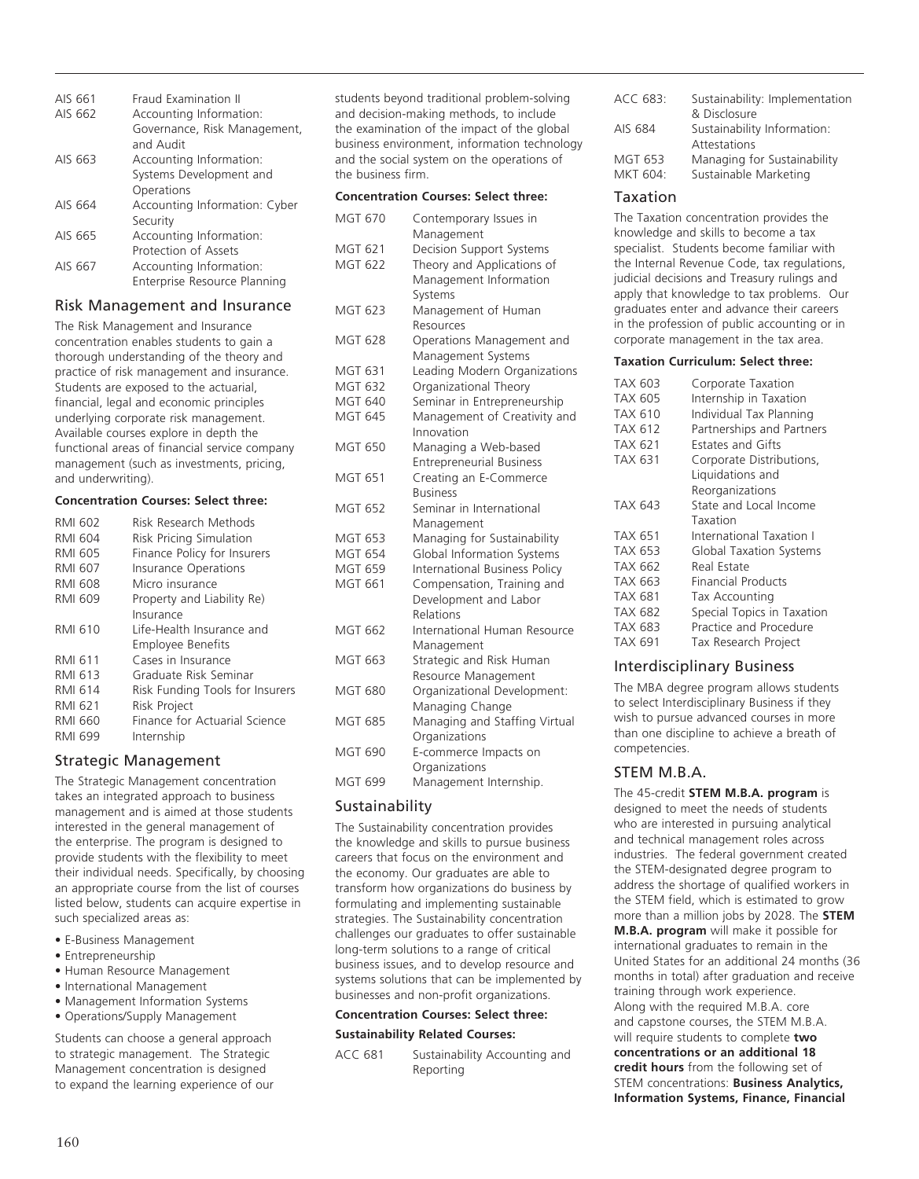| | |
|---|---|
| AIS 661 | Fraud Examination II |
| AIS 662 | Accounting Information: Governance, Risk Management, and Audit |
| AIS 663 | Accounting Information: Systems Development and Operations |
| AIS 664 | Accounting Information: Cyber Security |
| AIS 665 | Accounting Information: Protection of Assets |
| AIS 667 | Accounting Information: Enterprise Resource Planning |

## Risk Management and Insurance

The Risk Management and Insurance concentration enables students to gain a thorough understanding of the theory and practice of risk management and insurance. Students are exposed to the actuarial, financial, legal and economic principles underlying corporate risk management. Available courses explore in depth the functional areas of financial service company management (such as investments, pricing, and underwriting).

**Concentration Courses: Select three:**

| | |
|---|---|
| RMI 602 | Risk Research Methods |
| RMI 604 | Risk Pricing Simulation |
| RMI 605 | Finance Policy for Insurers |
| RMI 607 | Insurance Operations |
| RMI 608 | Micro insurance |
| RMI 609 | Property and Liability Re) Insurance |
| RMI 610 | Life-Health Insurance and Employee Benefits |
| RMI 611 | Cases in Insurance |
| RMI 613 | Graduate Risk Seminar |
| RMI 614 | Risk Funding Tools for Insurers |
| RMI 621 | Risk Project |
| RMI 660 | Finance for Actuarial Science |
| RMI 699 | Internship |

## Strategic Management

The Strategic Management concentration takes an integrated approach to business management and is aimed at those students interested in the general management of the enterprise. The program is designed to provide students with the flexibility to meet their individual needs. Specifically, by choosing an appropriate course from the list of courses listed below, students can acquire expertise in such specialized areas as:

- E-Business Management
- Entrepreneurship
- Human Resource Management
- International Management
- Management Information Systems
- Operations/Supply Management

Students can choose a general approach to strategic management. The Strategic Management concentration is designed to expand the learning experience of our students beyond traditional problem-solving and decision-making methods, to include the examination of the impact of the global business environment, information technology and the social system on the operations of the business firm.

**Concentration Courses: Select three:**

| | |
|---|---|
| MGT 670 | Contemporary Issues in Management |
| MGT 621 | Decision Support Systems |
| MGT 622 | Theory and Applications of Management Information Systems |
| MGT 623 | Management of Human Resources |
| MGT 628 | Operations Management and Management Systems |
| MGT 631 | Leading Modern Organizations |
| MGT 632 | Organizational Theory |
| MGT 640 | Seminar in Entrepreneurship |
| MGT 645 | Management of Creativity and Innovation |
| MGT 650 | Managing a Web-based Entrepreneurial Business |
| MGT 651 | Creating an E-Commerce Business |
| MGT 652 | Seminar in International Management |
| MGT 653 | Managing for Sustainability |
| MGT 654 | Global Information Systems |
| MGT 659 | International Business Policy |
| MGT 661 | Compensation, Training and Development and Labor Relations |
| MGT 662 | International Human Resource Management |
| MGT 663 | Strategic and Risk Human Resource Management |
| MGT 680 | Organizational Development: Managing Change |
| MGT 685 | Managing and Staffing Virtual Organizations |
| MGT 690 | E-commerce Impacts on Organizations |
| MGT 699 | Management Internship. |

## Sustainability

The Sustainability concentration provides the knowledge and skills to pursue business careers that focus on the environment and the economy. Our graduates are able to transform how organizations do business by formulating and implementing sustainable strategies. The Sustainability concentration challenges our graduates to offer sustainable long-term solutions to a range of critical business issues, and to develop resource and systems solutions that can be implemented by businesses and non-profit organizations.

**Concentration Courses: Select three:**

**Sustainability Related Courses:**

| | |
|---|---|
| ACC 681 | Sustainability Accounting and Reporting |
| ACC 683: | Sustainability: Implementation & Disclosure |
| AIS 684 | Sustainability Information: Attestations |
| MGT 653 | Managing for Sustainability |
| MKT 604: | Sustainable Marketing |

## Taxation

The Taxation concentration provides the knowledge and skills to become a tax specialist. Students become familiar with the Internal Revenue Code, tax regulations, judicial decisions and Treasury rulings and apply that knowledge to tax problems. Our graduates enter and advance their careers in the profession of public accounting or in corporate management in the tax area.

**Taxation Curriculum: Select three:**

| | |
|---|---|
| TAX 603 | Corporate Taxation |
| TAX 605 | Internship in Taxation |
| TAX 610 | Individual Tax Planning |
| TAX 612 | Partnerships and Partners |
| TAX 621 | Estates and Gifts |
| TAX 631 | Corporate Distributions, Liquidations and Reorganizations |
| TAX 643 | State and Local Income Taxation |
| TAX 651 | International Taxation I |
| TAX 653 | Global Taxation Systems |
| TAX 662 | Real Estate |
| TAX 663 | Financial Products |
| TAX 681 | Tax Accounting |
| TAX 682 | Special Topics in Taxation |
| TAX 683 | Practice and Procedure |
| TAX 691 | Tax Research Project |

## Interdisciplinary Business

The MBA degree program allows students to select Interdisciplinary Business if they wish to pursue advanced courses in more than one discipline to achieve a breath of competencies.

## STEM M.B.A.

The 45-credit **STEM M.B.A. program** is designed to meet the needs of students who are interested in pursuing analytical and technical management roles across industries. The federal government created the STEM-designated degree program to address the shortage of qualified workers in the STEM field, which is estimated to grow more than a million jobs by 2028. The **STEM M.B.A. program** will make it possible for international graduates to remain in the United States for an additional 24 months (36 months in total) after graduation and receive training through work experience.

Along with the required M.B.A. core and capstone courses, the STEM M.B.A. will require students to complete **two concentrations or an additional 18 credit hours** from the following set of STEM concentrations: **Business Analytics, Information Systems, Finance, Financial**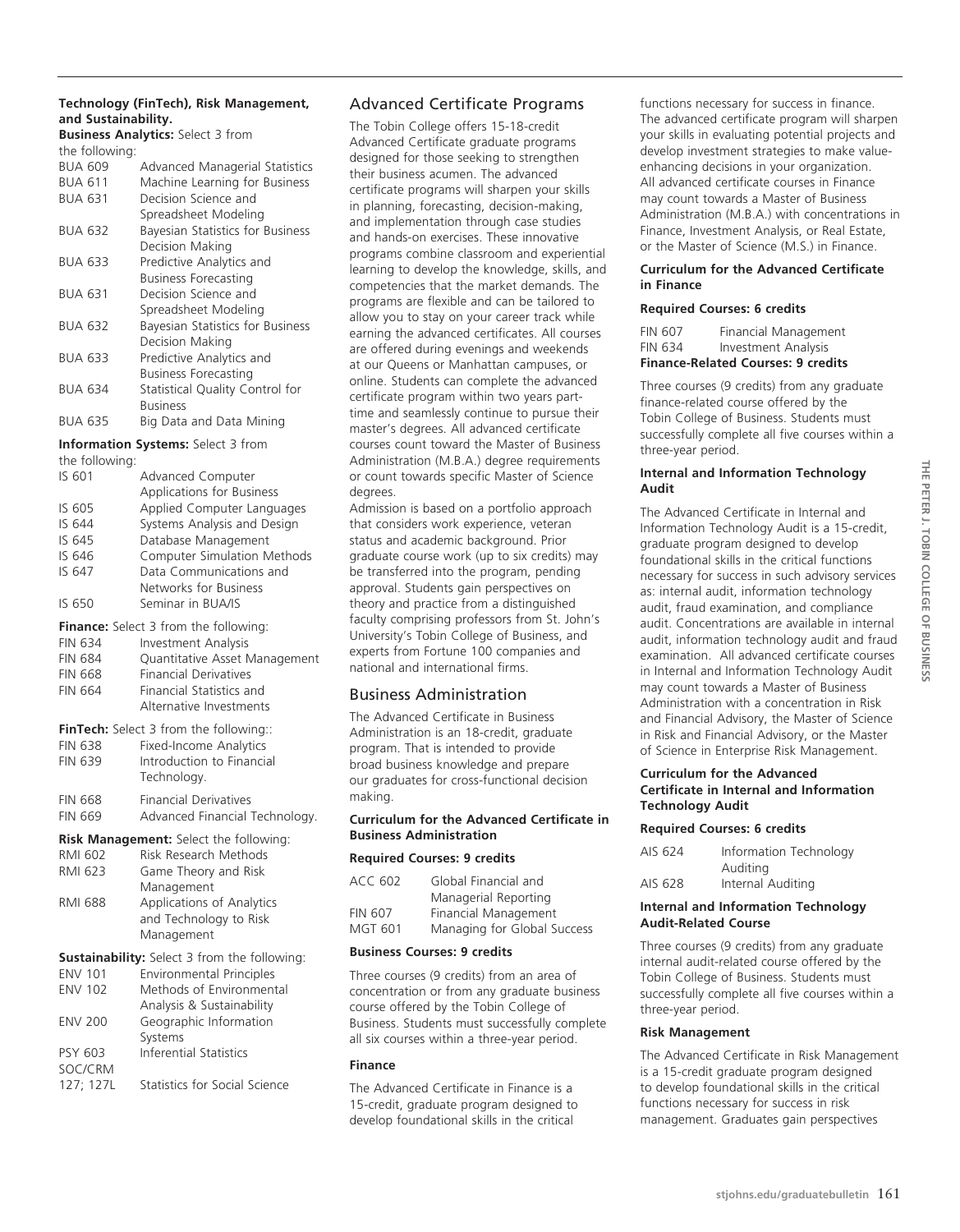**Technology (FinTech), Risk Management, and Sustainability.**

**Business Analytics:** Select 3 from the following:

| | |
|---|---|
| BUA 609 | Advanced Managerial Statistics |
| BUA 611 | Machine Learning for Business |
| BUA 631 | Decision Science and Spreadsheet Modeling |
| BUA 632 | Bayesian Statistics for Business Decision Making |
| BUA 633 | Predictive Analytics and Business Forecasting |
| BUA 631 | Decision Science and Spreadsheet Modeling |
| BUA 632 | Bayesian Statistics for Business Decision Making |
| BUA 633 | Predictive Analytics and Business Forecasting |
| BUA 634 | Statistical Quality Control for Business |
| BUA 635 | Big Data and Data Mining |

**Information Systems:** Select 3 from the following:

| | |
|---|---|
| IS 601 | Advanced Computer Applications for Business |
| IS 605 | Applied Computer Languages |
| IS 644 | Systems Analysis and Design |
| IS 645 | Database Management |
| IS 646 | Computer Simulation Methods |
| IS 647 | Data Communications and Networks for Business |
| IS 650 | Seminar in BUA/IS |

**Finance:** Select 3 from the following:

| | |
|---|---|
| FIN 634 | Investment Analysis |
| FIN 684 | Quantitative Asset Management |
| FIN 668 | Financial Derivatives |
| FIN 664 | Financial Statistics and Alternative Investments |

**FinTech:** Select 3 from the following::

| | |
|---|---|
| FIN 638 | Fixed-Income Analytics |
| FIN 639 | Introduction to Financial Technology. |
| FIN 668 | Financial Derivatives |
| FIN 669 | Advanced Financial Technology. |

**Risk Management:** Select the following:

| | |
|---|---|
| RMI 602 | Risk Research Methods |
| RMI 623 | Game Theory and Risk Management |
| RMI 688 | Applications of Analytics and Technology to Risk Management |

**Sustainability:** Select 3 from the following:

| | |
|---|---|
| ENV 101 | Environmental Principles |
| ENV 102 | Methods of Environmental Analysis & Sustainability |
| ENV 200 | Geographic Information Systems |
| PSY 603 | Inferential Statistics |
| SOC/CRM 127; 127L | Statistics for Social Science |

## Advanced Certificate Programs

The Tobin College offers 15-18-credit Advanced Certificate graduate programs designed for those seeking to strengthen their business acumen. The advanced certificate programs will sharpen your skills in planning, forecasting, decision-making, and implementation through case studies and hands-on exercises. These innovative programs combine classroom and experiential learning to develop the knowledge, skills, and competencies that the market demands. The programs are flexible and can be tailored to allow you to stay on your career track while earning the advanced certificates. All courses are offered during evenings and weekends at our Queens or Manhattan campuses, or online. Students can complete the advanced certificate program within two years part-time and seamlessly continue to pursue their master's degrees. All advanced certificate courses count toward the Master of Business Administration (M.B.A.) degree requirements or count towards specific Master of Science degrees.

Admission is based on a portfolio approach that considers work experience, veteran status and academic background. Prior graduate course work (up to six credits) may be transferred into the program, pending approval. Students gain perspectives on theory and practice from a distinguished faculty comprising professors from St. John's University's Tobin College of Business, and experts from Fortune 100 companies and national and international firms.

## Business Administration

The Advanced Certificate in Business Administration is an 18-credit, graduate program. That is intended to provide broad business knowledge and prepare our graduates for cross-functional decision making.

#### Curriculum for the Advanced Certificate in Business Administration

**Required Courses: 9 credits**

| | |
|---|---|
| ACC 602 | Global Financial and Managerial Reporting |
| FIN 607 | Financial Management |
| MGT 601 | Managing for Global Success |

**Business Courses: 9 credits**

Three courses (9 credits) from an area of concentration or from any graduate business course offered by the Tobin College of Business. Students must successfully complete all six courses within a three-year period.

#### Finance

The Advanced Certificate in Finance is a 15-credit, graduate program designed to develop foundational skills in the critical functions necessary for success in finance. The advanced certificate program will sharpen your skills in evaluating potential projects and develop investment strategies to make value-enhancing decisions in your organization. All advanced certificate courses in Finance may count towards a Master of Business Administration (M.B.A.) with concentrations in Finance, Investment Analysis, or Real Estate, or the Master of Science (M.S.) in Finance.

#### Curriculum for the Advanced Certificate in Finance

**Required Courses: 6 credits**

| | |
|---|---|
| FIN 607 | Financial Management |
| FIN 634 | Investment Analysis |

**Finance-Related Courses: 9 credits**

Three courses (9 credits) from any graduate finance-related course offered by the Tobin College of Business. Students must successfully complete all five courses within a three-year period.

#### Internal and Information Technology Audit

The Advanced Certificate in Internal and Information Technology Audit is a 15-credit, graduate program designed to develop foundational skills in the critical functions necessary for success in such advisory services as: internal audit, information technology audit, fraud examination, and compliance audit. Concentrations are available in internal audit, information technology audit and fraud examination. All advanced certificate courses in Internal and Information Technology Audit may count towards a Master of Business Administration with a concentration in Risk and Financial Advisory, the Master of Science in Risk and Financial Advisory, or the Master of Science in Enterprise Risk Management.

#### Curriculum for the Advanced Certificate in Internal and Information Technology Audit

**Required Courses: 6 credits**

| | |
|---|---|
| AIS 624 | Information Technology Auditing |
| AIS 628 | Internal Auditing |

**Internal and Information Technology Audit-Related Course**

Three courses (9 credits) from any graduate internal audit-related course offered by the Tobin College of Business. Students must successfully complete all five courses within a three-year period.

#### Risk Management

The Advanced Certificate in Risk Management is a 15-credit graduate program designed to develop foundational skills in the critical functions necessary for success in risk management. Graduates gain perspectives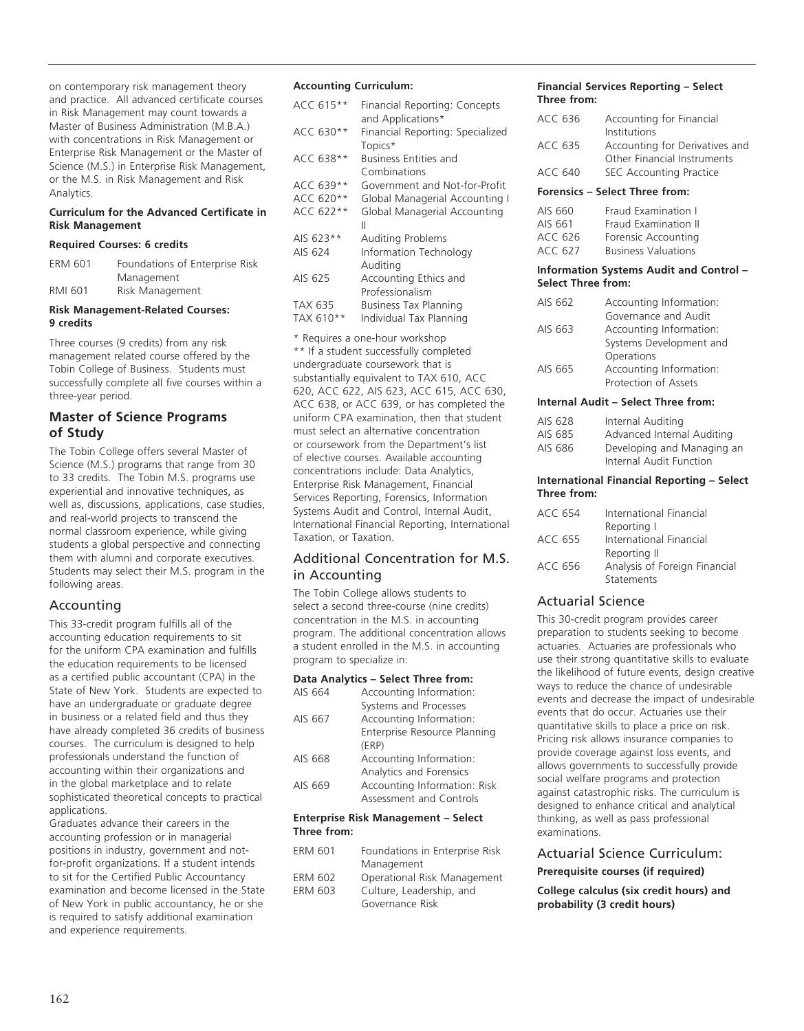on contemporary risk management theory and practice. All advanced certificate courses in Risk Management may count towards a Master of Business Administration (M.B.A.) with concentrations in Risk Management or Enterprise Risk Management or the Master of Science (M.S.) in Enterprise Risk Management, or the M.S. in Risk Management and Risk Analytics.

**Curriculum for the Advanced Certificate in Risk Management**

**Required Courses: 6 credits**

| | |
|---|---|
| ERM 601 | Foundations of Enterprise Risk Management |
| RMI 601 | Risk Management |

**Risk Management-Related Courses: 9 credits**

Three courses (9 credits) from any risk management related course offered by the Tobin College of Business. Students must successfully complete all five courses within a three-year period.

## Master of Science Programs of Study

The Tobin College offers several Master of Science (M.S.) programs that range from 30 to 33 credits. The Tobin M.S. programs use experiential and innovative techniques, as well as, discussions, applications, case studies, and real-world projects to transcend the normal classroom experience, while giving students a global perspective and connecting them with alumni and corporate executives. Students may select their M.S. program in the following areas.

### Accounting

This 33-credit program fulfills all of the accounting education requirements to sit for the uniform CPA examination and fulfills the education requirements to be licensed as a certified public accountant (CPA) in the State of New York. Students are expected to have an undergraduate or graduate degree in business or a related field and thus they have already completed 36 credits of business courses. The curriculum is designed to help professionals understand the function of accounting within their organizations and in the global marketplace and to relate sophisticated theoretical concepts to practical applications.

Graduates advance their careers in the accounting profession or in managerial positions in industry, government and not-for-profit organizations. If a student intends to sit for the Certified Public Accountancy examination and become licensed in the State of New York in public accountancy, he or she is required to satisfy additional examination and experience requirements.

**Accounting Curriculum:**

| | |
|---|---|
| ACC 615** | Financial Reporting: Concepts and Applications* |
| ACC 630** | Financial Reporting: Specialized Topics* |
| ACC 638** | Business Entities and Combinations |
| ACC 639** | Government and Not-for-Profit |
| ACC 620** | Global Managerial Accounting I |
| ACC 622** | Global Managerial Accounting II |
| AIS 623** | Auditing Problems |
| AIS 624 | Information Technology Auditing |
| AIS 625 | Accounting Ethics and Professionalism |
| TAX 635 | Business Tax Planning |
| TAX 610** | Individual Tax Planning |

* Requires a one-hour workshop

** If a student successfully completed undergraduate coursework that is substantially equivalent to TAX 610, ACC 620, ACC 622, AIS 623, ACC 615, ACC 630, ACC 638, or ACC 639, or has completed the uniform CPA examination, then that student must select an alternative concentration or coursework from the Department's list of elective courses. Available accounting concentrations include: Data Analytics, Enterprise Risk Management, Financial Services Reporting, Forensics, Information Systems Audit and Control, Internal Audit, International Financial Reporting, International Taxation, or Taxation.

### Additional Concentration for M.S. in Accounting

The Tobin College allows students to select a second three-course (nine credits) concentration in the M.S. in accounting program. The additional concentration allows a student enrolled in the M.S. in accounting program to specialize in:

**Data Analytics – Select Three from:**

| | |
|---|---|
| AIS 664 | Accounting Information: Systems and Processes |
| AIS 667 | Accounting Information: Enterprise Resource Planning (ERP) |
| AIS 668 | Accounting Information: Analytics and Forensics |
| AIS 669 | Accounting Information: Risk Assessment and Controls |

**Enterprise Risk Management – Select Three from:**

| | |
|---|---|
| ERM 601 | Foundations in Enterprise Risk Management |
| ERM 602 | Operational Risk Management |
| ERM 603 | Culture, Leadership, and Governance Risk |

**Financial Services Reporting – Select Three from:**

| | |
|---|---|
| ACC 636 | Accounting for Financial Institutions |
| ACC 635 | Accounting for Derivatives and Other Financial Instruments |
| ACC 640 | SEC Accounting Practice |

**Forensics – Select Three from:**

| | |
|---|---|
| AIS 660 | Fraud Examination I |
| AIS 661 | Fraud Examination II |
| ACC 626 | Forensic Accounting |
| ACC 627 | Business Valuations |

**Information Systems Audit and Control – Select Three from:**

| | |
|---|---|
| AIS 662 | Accounting Information: Governance and Audit |
| AIS 663 | Accounting Information: Systems Development and Operations |
| AIS 665 | Accounting Information: Protection of Assets |

**Internal Audit – Select Three from:**

| | |
|---|---|
| AIS 628 | Internal Auditing |
| AIS 685 | Advanced Internal Auditing |
| AIS 686 | Developing and Managing an Internal Audit Function |

**International Financial Reporting – Select Three from:**

| | |
|---|---|
| ACC 654 | International Financial Reporting I |
| ACC 655 | International Financial Reporting II |
| ACC 656 | Analysis of Foreign Financial Statements |

### Actuarial Science

This 30-credit program provides career preparation to students seeking to become actuaries. Actuaries are professionals who use their strong quantitative skills to evaluate the likelihood of future events, design creative ways to reduce the chance of undesirable events and decrease the impact of undesirable events that do occur. Actuaries use their quantitative skills to place a price on risk. Pricing risk allows insurance companies to provide coverage against loss events, and allows governments to successfully provide social welfare programs and protection against catastrophic risks. The curriculum is designed to enhance critical and analytical thinking, as well as pass professional examinations.

### Actuarial Science Curriculum:

**Prerequisite courses (if required)**

**College calculus (six credit hours) and probability (3 credit hours)**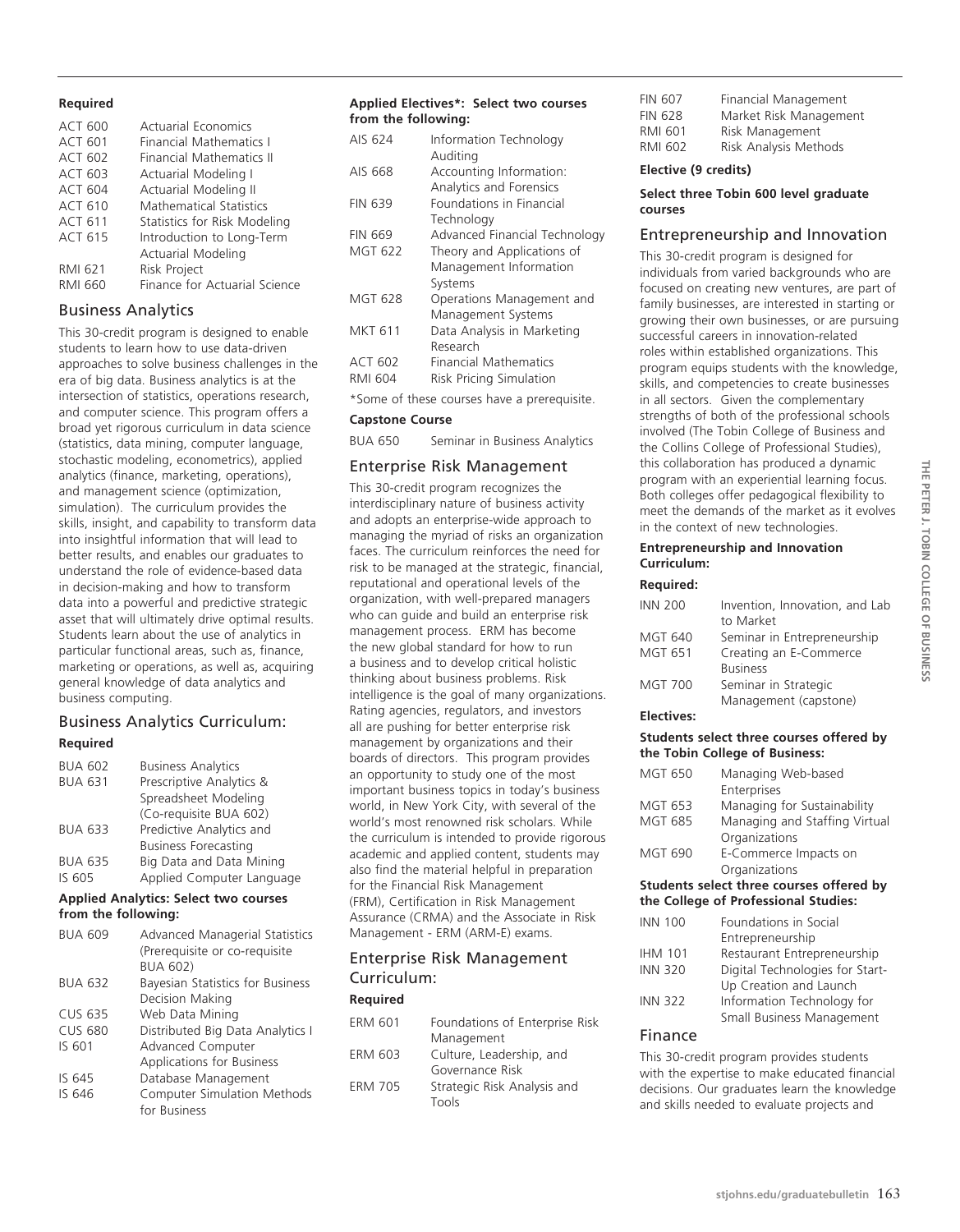**Required**

| | |
|---|---|
| ACT 600 | Actuarial Economics |
| ACT 601 | Financial Mathematics I |
| ACT 602 | Financial Mathematics II |
| ACT 603 | Actuarial Modeling I |
| ACT 604 | Actuarial Modeling II |
| ACT 610 | Mathematical Statistics |
| ACT 611 | Statistics for Risk Modeling |
| ACT 615 | Introduction to Long-Term Actuarial Modeling |
| RMI 621 | Risk Project |
| RMI 660 | Finance for Actuarial Science |

## Business Analytics

This 30-credit program is designed to enable students to learn how to use data-driven approaches to solve business challenges in the era of big data. Business analytics is at the intersection of statistics, operations research, and computer science. This program offers a broad yet rigorous curriculum in data science (statistics, data mining, computer language, stochastic modeling, econometrics), applied analytics (finance, marketing, operations), and management science (optimization, simulation). The curriculum provides the skills, insight, and capability to transform data into insightful information that will lead to better results, and enables our graduates to understand the role of evidence-based data in decision-making and how to transform data into a powerful and predictive strategic asset that will ultimately drive optimal results. Students learn about the use of analytics in particular functional areas, such as, finance, marketing or operations, as well as, acquiring general knowledge of data analytics and business computing.

## Business Analytics Curriculum:

**Required**

| | |
|---|---|
| BUA 602 | Business Analytics |
| BUA 631 | Prescriptive Analytics & Spreadsheet Modeling (Co-requisite BUA 602) |
| BUA 633 | Predictive Analytics and Business Forecasting |
| BUA 635 | Big Data and Data Mining |
| IS 605 | Applied Computer Language |

**Applied Analytics: Select two courses from the following:**

| | |
|---|---|
| BUA 609 | Advanced Managerial Statistics (Prerequisite or co-requisite BUA 602) |
| BUA 632 | Bayesian Statistics for Business Decision Making |
| CUS 635 | Web Data Mining |
| CUS 680 | Distributed Big Data Analytics I |
| IS 601 | Advanced Computer Applications for Business |
| IS 645 | Database Management |
| IS 646 | Computer Simulation Methods for Business |

**Applied Electives*: Select two courses from the following:**

| | |
|---|---|
| AIS 624 | Information Technology Auditing |
| AIS 668 | Accounting Information: Analytics and Forensics |
| FIN 639 | Foundations in Financial Technology |
| FIN 669 | Advanced Financial Technology |
| MGT 622 | Theory and Applications of Management Information Systems |
| MGT 628 | Operations Management and Management Systems |
| MKT 611 | Data Analysis in Marketing Research |
| ACT 602 | Financial Mathematics |
| RMI 604 | Risk Pricing Simulation |

*Some of these courses have a prerequisite.

**Capstone Course**

| | |
|---|---|
| BUA 650 | Seminar in Business Analytics |

## Enterprise Risk Management

This 30-credit program recognizes the interdisciplinary nature of business activity and adopts an enterprise-wide approach to managing the myriad of risks an organization faces. The curriculum reinforces the need for risk to be managed at the strategic, financial, reputational and operational levels of the organization, with well-prepared managers who can guide and build an enterprise risk management process. ERM has become the new global standard for how to run a business and to develop critical holistic thinking about business problems. Risk intelligence is the goal of many organizations. Rating agencies, regulators, and investors all are pushing for better enterprise risk management by organizations and their boards of directors. This program provides an opportunity to study one of the most important business topics in today's business world, in New York City, with several of the world's most renowned risk scholars. While the curriculum is intended to provide rigorous academic and applied content, students may also find the material helpful in preparation for the Financial Risk Management (FRM), Certification in Risk Management Assurance (CRMA) and the Associate in Risk Management - ERM (ARM-E) exams.

## Enterprise Risk Management Curriculum:

**Required**

| | |
|---|---|
| ERM 601 | Foundations of Enterprise Risk Management |
| ERM 603 | Culture, Leadership, and Governance Risk |
| ERM 705 | Strategic Risk Analysis and Tools |
| FIN 607 | Financial Management |
| FIN 628 | Market Risk Management |
| RMI 601 | Risk Management |
| RMI 602 | Risk Analysis Methods |

**Elective (9 credits)**

**Select three Tobin 600 level graduate courses**

## Entrepreneurship and Innovation

This 30-credit program is designed for individuals from varied backgrounds who are focused on creating new ventures, are part of family businesses, are interested in starting or growing their own businesses, or are pursuing successful careers in innovation-related roles within established organizations. This program equips students with the knowledge, skills, and competencies to create businesses in all sectors. Given the complementary strengths of both of the professional schools involved (The Tobin College of Business and the Collins College of Professional Studies), this collaboration has produced a dynamic program with an experiential learning focus. Both colleges offer pedagogical flexibility to meet the demands of the market as it evolves in the context of new technologies.

**Entrepreneurship and Innovation Curriculum:**

**Required:**

| | |
|---|---|
| INN 200 | Invention, Innovation, and Lab to Market |
| MGT 640 | Seminar in Entrepreneurship |
| MGT 651 | Creating an E-Commerce Business |
| MGT 700 | Seminar in Strategic Management (capstone) |

**Electives:**

**Students select three courses offered by the Tobin College of Business:**

| | |
|---|---|
| MGT 650 | Managing Web-based Enterprises |
| MGT 653 | Managing for Sustainability |
| MGT 685 | Managing and Staffing Virtual Organizations |
| MGT 690 | E-Commerce Impacts on Organizations |

**Students select three courses offered by the College of Professional Studies:**

| | |
|---|---|
| INN 100 | Foundations in Social Entrepreneurship |
| IHM 101 | Restaurant Entrepreneurship |
| INN 320 | Digital Technologies for Start-Up Creation and Launch |
| INN 322 | Information Technology for Small Business Management |

## Finance

This 30-credit program provides students with the expertise to make educated financial decisions. Our graduates learn the knowledge and skills needed to evaluate projects and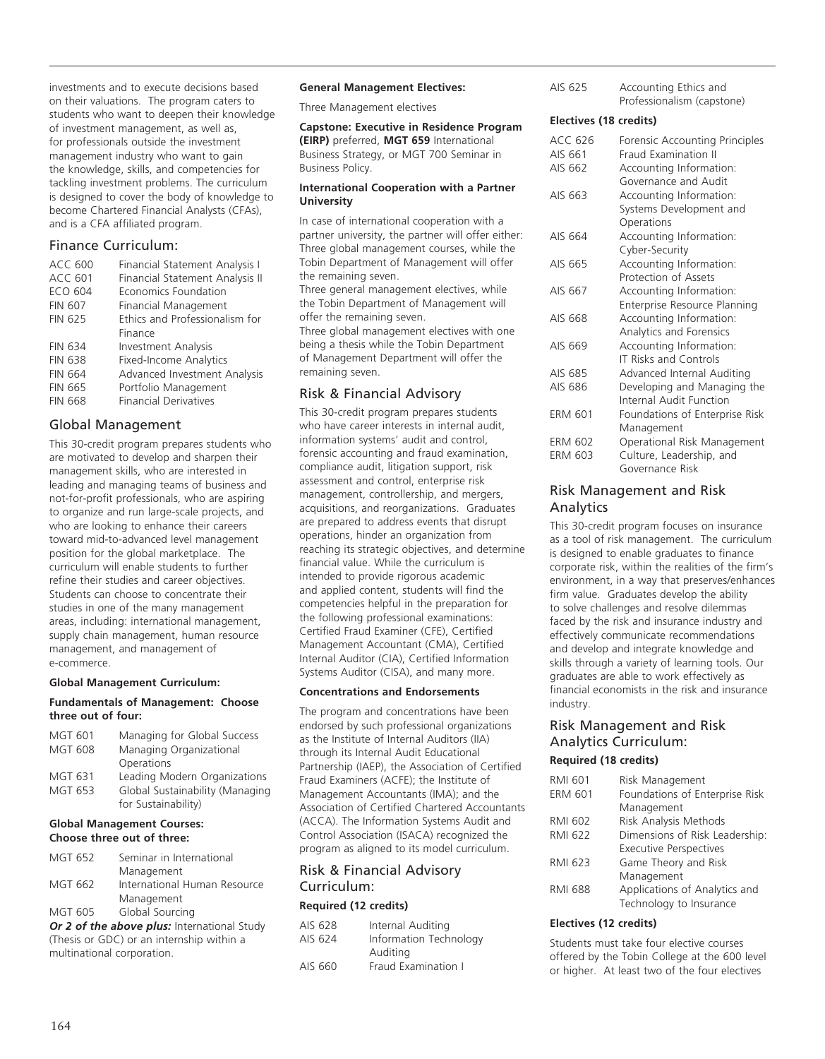investments and to execute decisions based on their valuations. The program caters to students who want to deepen their knowledge of investment management, as well as, for professionals outside the investment management industry who want to gain the knowledge, skills, and competencies for tackling investment problems. The curriculum is designed to cover the body of knowledge to become Chartered Financial Analysts (CFAs), and is a CFA affiliated program.

## Finance Curriculum:

| | |
|---|---|
| ACC 600 | Financial Statement Analysis I |
| ACC 601 | Financial Statement Analysis II |
| ECO 604 | Economics Foundation |
| FIN 607 | Financial Management |
| FIN 625 | Ethics and Professionalism for Finance |
| FIN 634 | Investment Analysis |
| FIN 638 | Fixed-Income Analytics |
| FIN 664 | Advanced Investment Analysis |
| FIN 665 | Portfolio Management |
| FIN 668 | Financial Derivatives |

## Global Management

This 30-credit program prepares students who are motivated to develop and sharpen their management skills, who are interested in leading and managing teams of business and not-for-profit professionals, who are aspiring to organize and run large-scale projects, and who are looking to enhance their careers toward mid-to-advanced level management position for the global marketplace. The curriculum will enable students to further refine their studies and career objectives. Students can choose to concentrate their studies in one of the many management areas, including: international management, supply chain management, human resource management, and management of e-commerce.

**Global Management Curriculum:**

**Fundamentals of Management: Choose three out of four:**

| | |
|---|---|
| MGT 601 | Managing for Global Success |
| MGT 608 | Managing Organizational Operations |
| MGT 631 | Leading Modern Organizations |
| MGT 653 | Global Sustainability (Managing for Sustainability) |

**Global Management Courses: Choose three out of three:**

| | |
|---|---|
| MGT 652 | Seminar in International Management |
| MGT 662 | International Human Resource Management |
| MGT 605 | Global Sourcing |

***Or 2 of the above plus:*** International Study (Thesis or GDC) or an internship within a multinational corporation.

**General Management Electives:**

Three Management electives

**Capstone: Executive in Residence Program (EIRP)** preferred, **MGT 659** International Business Strategy, or MGT 700 Seminar in Business Policy.

**International Cooperation with a Partner University**

In case of international cooperation with a partner university, the partner will offer either: Three global management courses, while the Tobin Department of Management will offer the remaining seven.

Three general management electives, while the Tobin Department of Management will offer the remaining seven.

Three global management electives with one being a thesis while the Tobin Department of Management Department will offer the remaining seven.

## Risk & Financial Advisory

This 30-credit program prepares students who have career interests in internal audit, information systems' audit and control, forensic accounting and fraud examination, compliance audit, litigation support, risk assessment and control, enterprise risk management, controllership, and mergers, acquisitions, and reorganizations. Graduates are prepared to address events that disrupt operations, hinder an organization from reaching its strategic objectives, and determine financial value. While the curriculum is intended to provide rigorous academic and applied content, students will find the competencies helpful in the preparation for the following professional examinations: Certified Fraud Examiner (CFE), Certified Management Accountant (CMA), Certified Internal Auditor (CIA), Certified Information Systems Auditor (CISA), and many more.

**Concentrations and Endorsements**

The program and concentrations have been endorsed by such professional organizations as the Institute of Internal Auditors (IIA) through its Internal Audit Educational Partnership (IAEP), the Association of Certified Fraud Examiners (ACFE); the Institute of Management Accountants (IMA); and the Association of Certified Chartered Accountants (ACCA). The Information Systems Audit and Control Association (ISACA) recognized the program as aligned to its model curriculum.

## Risk & Financial Advisory Curriculum:

**Required (12 credits)**

| | |
|---|---|
| AIS 628 | Internal Auditing |
| AIS 624 | Information Technology Auditing |
| AIS 660 | Fraud Examination I |
| AIS 625 | Accounting Ethics and Professionalism (capstone) |

**Electives (18 credits)**

| | |
|---|---|
| ACC 626 | Forensic Accounting Principles |
| AIS 661 | Fraud Examination II |
| AIS 662 | Accounting Information: Governance and Audit |
| AIS 663 | Accounting Information: Systems Development and Operations |
| AIS 664 | Accounting Information: Cyber-Security |
| AIS 665 | Accounting Information: Protection of Assets |
| AIS 667 | Accounting Information: Enterprise Resource Planning |
| AIS 668 | Accounting Information: Analytics and Forensics |
| AIS 669 | Accounting Information: IT Risks and Controls |
| AIS 685 | Advanced Internal Auditing |
| AIS 686 | Developing and Managing the Internal Audit Function |
| ERM 601 | Foundations of Enterprise Risk Management |
| ERM 602 | Operational Risk Management |
| ERM 603 | Culture, Leadership, and Governance Risk |

## Risk Management and Risk Analytics

This 30-credit program focuses on insurance as a tool of risk management. The curriculum is designed to enable graduates to finance corporate risk, within the realities of the firm's environment, in a way that preserves/enhances firm value. Graduates develop the ability to solve challenges and resolve dilemmas faced by the risk and insurance industry and effectively communicate recommendations and develop and integrate knowledge and skills through a variety of learning tools. Our graduates are able to work effectively as financial economists in the risk and insurance industry.

## Risk Management and Risk Analytics Curriculum:

**Required (18 credits)**

| | |
|---|---|
| RMI 601 | Risk Management |
| ERM 601 | Foundations of Enterprise Risk Management |
| RMI 602 | Risk Analysis Methods |
| RMI 622 | Dimensions of Risk Leadership: Executive Perspectives |
| RMI 623 | Game Theory and Risk Management |
| RMI 688 | Applications of Analytics and Technology to Insurance |

**Electives (12 credits)**

Students must take four elective courses offered by the Tobin College at the 600 level or higher. At least two of the four electives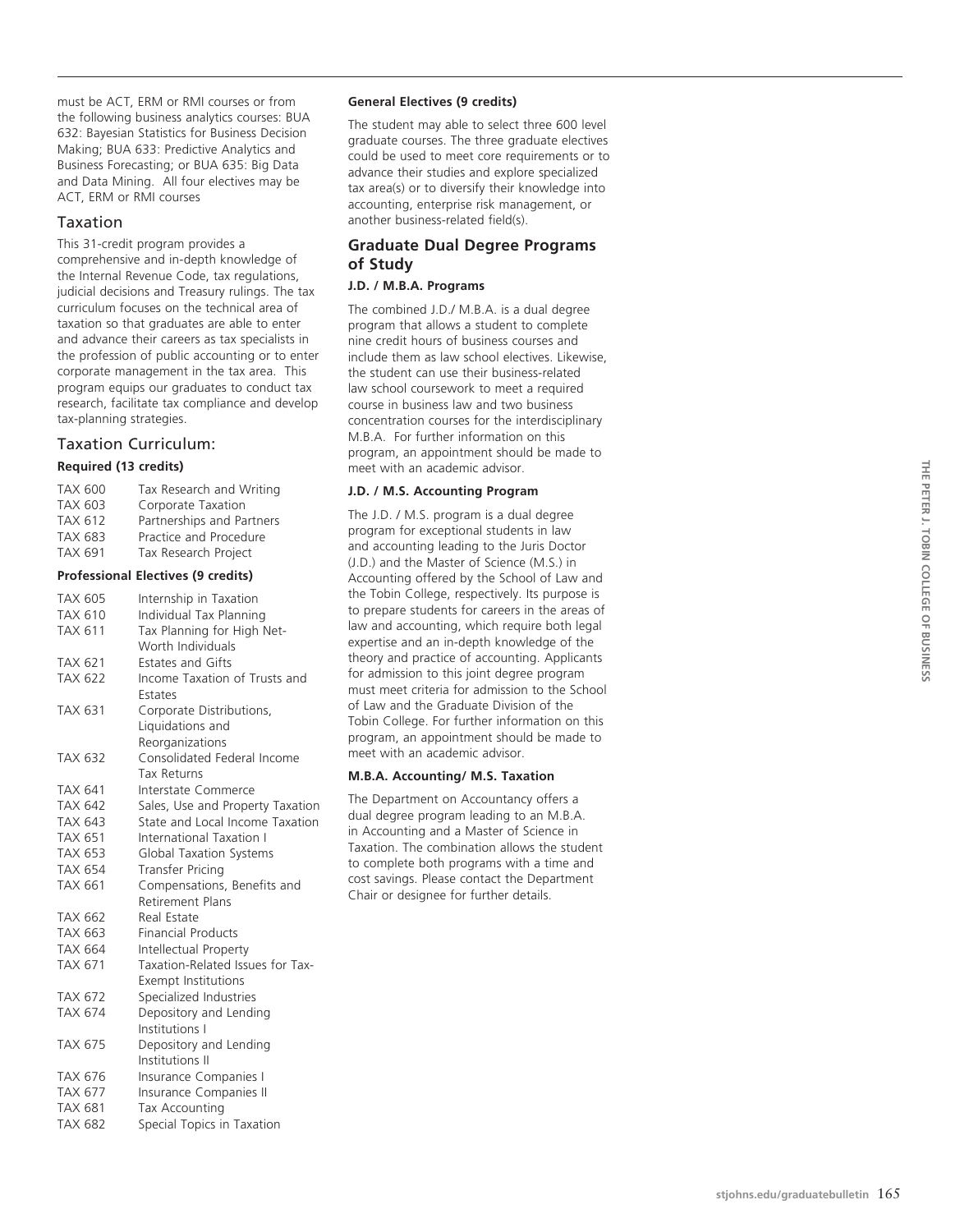must be ACT, ERM or RMI courses or from the following business analytics courses: BUA 632: Bayesian Statistics for Business Decision Making; BUA 633: Predictive Analytics and Business Forecasting; or BUA 635: Big Data and Data Mining. All four electives may be ACT, ERM or RMI courses

## Taxation

This 31-credit program provides a comprehensive and in-depth knowledge of the Internal Revenue Code, tax regulations, judicial decisions and Treasury rulings. The tax curriculum focuses on the technical area of taxation so that graduates are able to enter and advance their careers as tax specialists in the profession of public accounting or to enter corporate management in the tax area. This program equips our graduates to conduct tax research, facilitate tax compliance and develop tax-planning strategies.

## Taxation Curriculum:

**Required (13 credits)**

| | |
|---|---|
| TAX 600 | Tax Research and Writing |
| TAX 603 | Corporate Taxation |
| TAX 612 | Partnerships and Partners |
| TAX 683 | Practice and Procedure |
| TAX 691 | Tax Research Project |

**Professional Electives (9 credits)**

| | |
|---|---|
| TAX 605 | Internship in Taxation |
| TAX 610 | Individual Tax Planning |
| TAX 611 | Tax Planning for High Net-Worth Individuals |
| TAX 621 | Estates and Gifts |
| TAX 622 | Income Taxation of Trusts and Estates |
| TAX 631 | Corporate Distributions, Liquidations and Reorganizations |
| TAX 632 | Consolidated Federal Income Tax Returns |
| TAX 641 | Interstate Commerce |
| TAX 642 | Sales, Use and Property Taxation |
| TAX 643 | State and Local Income Taxation |
| TAX 651 | International Taxation I |
| TAX 653 | Global Taxation Systems |
| TAX 654 | Transfer Pricing |
| TAX 661 | Compensations, Benefits and Retirement Plans |
| TAX 662 | Real Estate |
| TAX 663 | Financial Products |
| TAX 664 | Intellectual Property |
| TAX 671 | Taxation-Related Issues for Tax-Exempt Institutions |
| TAX 672 | Specialized Industries |
| TAX 674 | Depository and Lending Institutions I |
| TAX 675 | Depository and Lending Institutions II |
| TAX 676 | Insurance Companies I |
| TAX 677 | Insurance Companies II |
| TAX 681 | Tax Accounting |
| TAX 682 | Special Topics in Taxation |

**General Electives (9 credits)**

The student may able to select three 600 level graduate courses. The three graduate electives could be used to meet core requirements or to advance their studies and explore specialized tax area(s) or to diversify their knowledge into accounting, enterprise risk management, or another business-related field(s).

## Graduate Dual Degree Programs of Study

**J.D. / M.B.A. Programs**

The combined J.D./ M.B.A. is a dual degree program that allows a student to complete nine credit hours of business courses and include them as law school electives. Likewise, the student can use their business-related law school coursework to meet a required course in business law and two business concentration courses for the interdisciplinary M.B.A. For further information on this program, an appointment should be made to meet with an academic advisor.

**J.D. / M.S. Accounting Program**

The J.D. / M.S. program is a dual degree program for exceptional students in law and accounting leading to the Juris Doctor (J.D.) and the Master of Science (M.S.) in Accounting offered by the School of Law and the Tobin College, respectively. Its purpose is to prepare students for careers in the areas of law and accounting, which require both legal expertise and an in-depth knowledge of the theory and practice of accounting. Applicants for admission to this joint degree program must meet criteria for admission to the School of Law and the Graduate Division of the Tobin College. For further information on this program, an appointment should be made to meet with an academic advisor.

**M.B.A. Accounting/ M.S. Taxation**

The Department on Accountancy offers a dual degree program leading to an M.B.A. in Accounting and a Master of Science in Taxation. The combination allows the student to complete both programs with a time and cost savings. Please contact the Department Chair or designee for further details.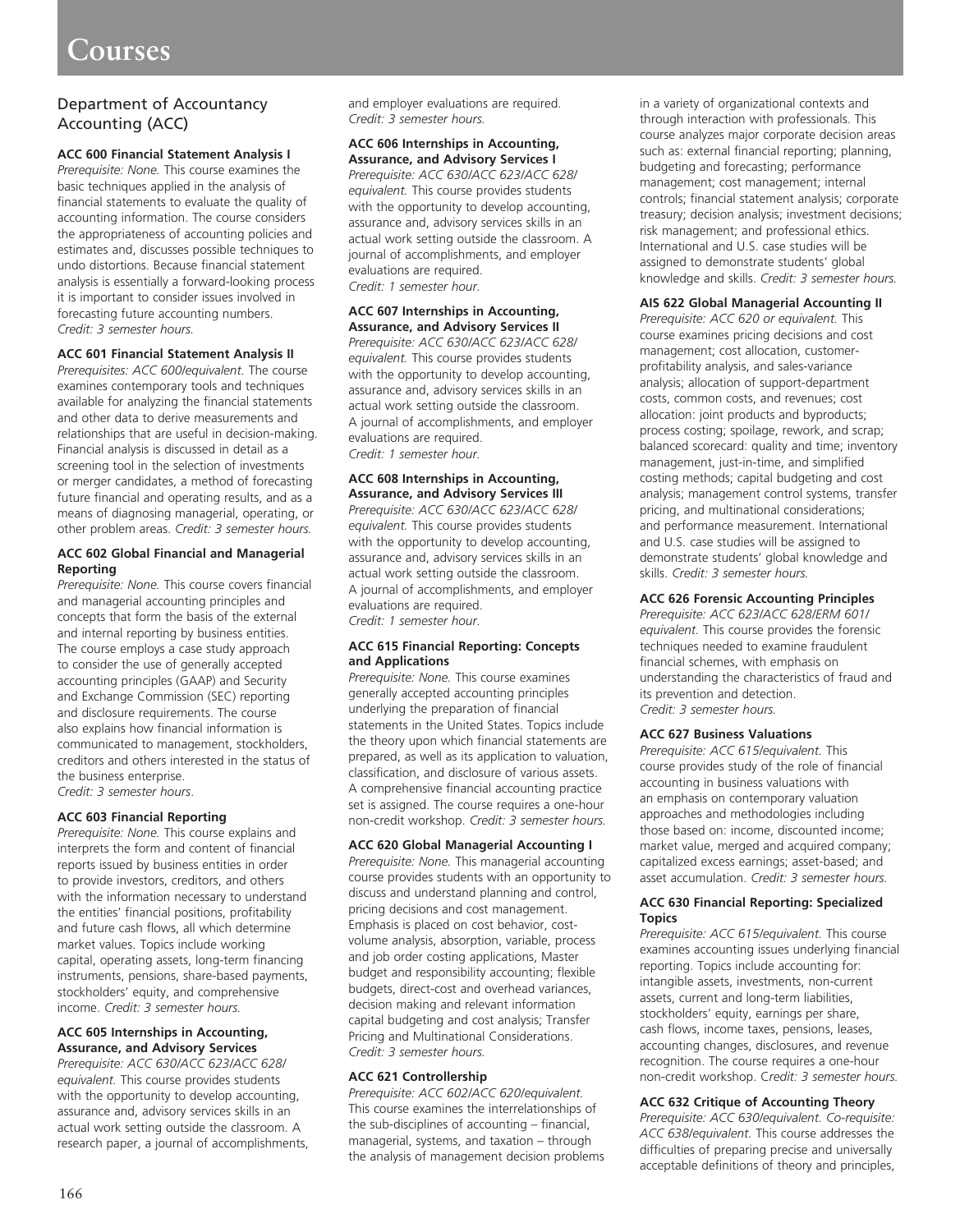# Courses

## Department of Accountancy Accounting (ACC)

**ACC 600 Financial Statement Analysis I**
*Prerequisite: None.* This course examines the basic techniques applied in the analysis of financial statements to evaluate the quality of accounting information. The course considers the appropriateness of accounting policies and estimates and, discusses possible techniques to undo distortions. Because financial statement analysis is essentially a forward-looking process it is important to consider issues involved in forecasting future accounting numbers. *Credit: 3 semester hours.*

**ACC 601 Financial Statement Analysis II**
*Prerequisites: ACC 600/equivalent.* The course examines contemporary tools and techniques available for analyzing the financial statements and other data to derive measurements and relationships that are useful in decision-making. Financial analysis is discussed in detail as a screening tool in the selection of investments or merger candidates, a method of forecasting future financial and operating results, and as a means of diagnosing managerial, operating, or other problem areas. *Credit: 3 semester hours.*

**ACC 602 Global Financial and Managerial Reporting**
*Prerequisite: None.* This course covers financial and managerial accounting principles and concepts that form the basis of the external and internal reporting by business entities. The course employs a case study approach to consider the use of generally accepted accounting principles (GAAP) and Security and Exchange Commission (SEC) reporting and disclosure requirements. The course also explains how financial information is communicated to management, stockholders, creditors and others interested in the status of the business enterprise.
*Credit: 3 semester hours*.

**ACC 603 Financial Reporting**
*Prerequisite: None.* This course explains and interprets the form and content of financial reports issued by business entities in order to provide investors, creditors, and others with the information necessary to understand the entities' financial positions, profitability and future cash flows, all which determine market values. Topics include working capital, operating assets, long-term financing instruments, pensions, share-based payments, stockholders' equity, and comprehensive income. *Credit: 3 semester hours.*

**ACC 605 Internships in Accounting, Assurance, and Advisory Services**
*Prerequisite: ACC 630/ACC 623/ACC 628/ equivalent.* This course provides students with the opportunity to develop accounting, assurance and, advisory services skills in an actual work setting outside the classroom. A research paper, a journal of accomplishments, and employer evaluations are required.
*Credit: 3 semester hours.*

**ACC 606 Internships in Accounting, Assurance, and Advisory Services I**
*Prerequisite: ACC 630/ACC 623/ACC 628/ equivalent.* This course provides students with the opportunity to develop accounting, assurance and, advisory services skills in an actual work setting outside the classroom. A journal of accomplishments, and employer evaluations are required.
*Credit: 1 semester hour.*

**ACC 607 Internships in Accounting, Assurance, and Advisory Services II**
*Prerequisite: ACC 630/ACC 623/ACC 628/ equivalent.* This course provides students with the opportunity to develop accounting, assurance and, advisory services skills in an actual work setting outside the classroom. A journal of accomplishments, and employer evaluations are required.
*Credit: 1 semester hour.*

**ACC 608 Internships in Accounting, Assurance, and Advisory Services III**
*Prerequisite: ACC 630/ACC 623/ACC 628/ equivalent.* This course provides students with the opportunity to develop accounting, assurance and, advisory services skills in an actual work setting outside the classroom. A journal of accomplishments, and employer evaluations are required.
*Credit: 1 semester hour.*

**ACC 615 Financial Reporting: Concepts and Applications**
*Prerequisite: None.* This course examines generally accepted accounting principles underlying the preparation of financial statements in the United States. Topics include the theory upon which financial statements are prepared, as well as its application to valuation, classification, and disclosure of various assets. A comprehensive financial accounting practice set is assigned. The course requires a one-hour non-credit workshop. *Credit: 3 semester hours.*

**ACC 620 Global Managerial Accounting I**
*Prerequisite: None.* This managerial accounting course provides students with an opportunity to discuss and understand planning and control, pricing decisions and cost management. Emphasis is placed on cost behavior, cost-volume analysis, absorption, variable, process and job order costing applications, Master budget and responsibility accounting; flexible budgets, direct-cost and overhead variances, decision making and relevant information capital budgeting and cost analysis; Transfer Pricing and Multinational Considerations.
*Credit: 3 semester hours.*

**ACC 621 Controllership**
*Prerequisite: ACC 602/ACC 620/equivalent.* This course examines the interrelationships of the sub-disciplines of accounting – financial, managerial, systems, and taxation – through the analysis of management decision problems in a variety of organizational contexts and through interaction with professionals. This course analyzes major corporate decision areas such as: external financial reporting; planning, budgeting and forecasting; performance management; cost management; internal controls; financial statement analysis; corporate treasury; decision analysis; investment decisions; risk management; and professional ethics. International and U.S. case studies will be assigned to demonstrate students' global knowledge and skills. *Credit: 3 semester hours.*

**AIS 622 Global Managerial Accounting II**
*Prerequisite: ACC 620 or equivalent.* This course examines pricing decisions and cost management; cost allocation, customer-profitability analysis, and sales-variance analysis; allocation of support-department costs, common costs, and revenues; cost allocation: joint products and byproducts; process costing; spoilage, rework, and scrap; balanced scorecard: quality and time; inventory management, just-in-time, and simplified costing methods; capital budgeting and cost analysis; management control systems, transfer pricing, and multinational considerations; and performance measurement. International and U.S. case studies will be assigned to demonstrate students' global knowledge and skills. *Credit: 3 semester hours.*

**ACC 626 Forensic Accounting Principles**
*Prerequisite: ACC 623/ACC 628/ERM 601/ equivalent.* This course provides the forensic techniques needed to examine fraudulent financial schemes, with emphasis on understanding the characteristics of fraud and its prevention and detection.
*Credit: 3 semester hours.*

**ACC 627 Business Valuations**
*Prerequisite: ACC 615/equivalent.* This course provides study of the role of financial accounting in business valuations with an emphasis on contemporary valuation approaches and methodologies including those based on: income, discounted income; market value, merged and acquired company; capitalized excess earnings; asset-based; and asset accumulation. *Credit: 3 semester hours.*

**ACC 630 Financial Reporting: Specialized Topics**
*Prerequisite: ACC 615/equivalent.* This course examines accounting issues underlying financial reporting. Topics include accounting for: intangible assets, investments, non-current assets, current and long-term liabilities, stockholders' equity, earnings per share, cash flows, income taxes, pensions, leases, accounting changes, disclosures, and revenue recognition. The course requires a one-hour non-credit workshop. C*redit: 3 semester hours.*

**ACC 632 Critique of Accounting Theory**
*Prerequisite: ACC 630/equivalent. Co-requisite: ACC 638/equivalent.* This course addresses the difficulties of preparing precise and universally acceptable definitions of theory and principles,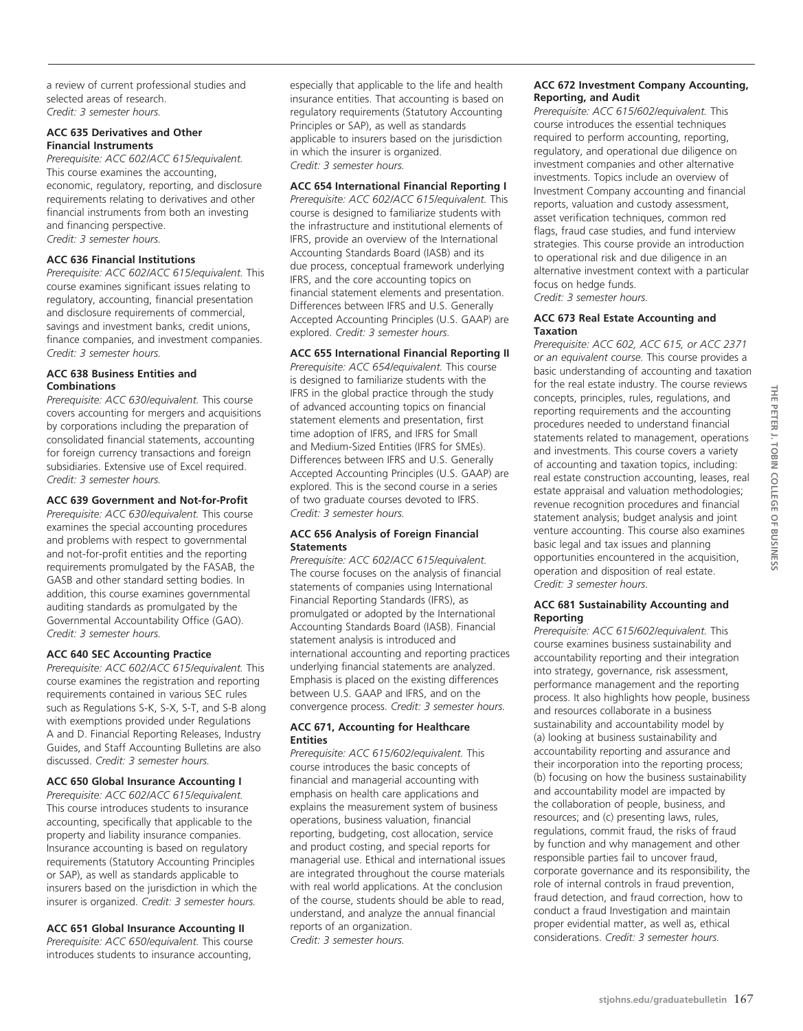a review of current professional studies and selected areas of research.
*Credit: 3 semester hours.*

**ACC 635 Derivatives and Other Financial Instruments**
*Prerequisite: ACC 602/ACC 615/equivalent.* This course examines the accounting, economic, regulatory, reporting, and disclosure requirements relating to derivatives and other financial instruments from both an investing and financing perspective.
*Credit: 3 semester hours.*

**ACC 636 Financial Institutions**
*Prerequisite: ACC 602/ACC 615/equivalent.* This course examines significant issues relating to regulatory, accounting, financial presentation and disclosure requirements of commercial, savings and investment banks, credit unions, finance companies, and investment companies.
*Credit: 3 semester hours.*

**ACC 638 Business Entities and Combinations**
*Prerequisite: ACC 630/equivalent.* This course covers accounting for mergers and acquisitions by corporations including the preparation of consolidated financial statements, accounting for foreign currency transactions and foreign subsidiaries. Extensive use of Excel required.
*Credit: 3 semester hours.*

**ACC 639 Government and Not-for-Profit**
*Prerequisite: ACC 630/equivalent.* This course examines the special accounting procedures and problems with respect to governmental and not-for-profit entities and the reporting requirements promulgated by the FASAB, the GASB and other standard setting bodies. In addition, this course examines governmental auditing standards as promulgated by the Governmental Accountability Office (GAO).
*Credit: 3 semester hours.*

**ACC 640 SEC Accounting Practice**
*Prerequisite: ACC 602/ACC 615/equivalent.* This course examines the registration and reporting requirements contained in various SEC rules such as Regulations S-K, S-X, S-T, and S-B along with exemptions provided under Regulations A and D. Financial Reporting Releases, Industry Guides, and Staff Accounting Bulletins are also discussed. *Credit: 3 semester hours.*

**ACC 650 Global Insurance Accounting I**
*Prerequisite: ACC 602/ACC 615/equivalent.* This course introduces students to insurance accounting, specifically that applicable to the property and liability insurance companies. Insurance accounting is based on regulatory requirements (Statutory Accounting Principles or SAP), as well as standards applicable to insurers based on the jurisdiction in which the insurer is organized. *Credit: 3 semester hours.*

**ACC 651 Global Insurance Accounting II**
*Prerequisite: ACC 650/equivalent.* This course introduces students to insurance accounting, especially that applicable to the life and health insurance entities. That accounting is based on regulatory requirements (Statutory Accounting Principles or SAP), as well as standards applicable to insurers based on the jurisdiction in which the insurer is organized.
*Credit: 3 semester hours.*

**ACC 654 International Financial Reporting I**
*Prerequisite: ACC 602/ACC 615/equivalent.* This course is designed to familiarize students with the infrastructure and institutional elements of IFRS, provide an overview of the International Accounting Standards Board (IASB) and its due process, conceptual framework underlying IFRS, and the core accounting topics on financial statement elements and presentation. Differences between IFRS and U.S. Generally Accepted Accounting Principles (U.S. GAAP) are explored. *Credit: 3 semester hours.*

**ACC 655 International Financial Reporting II**
*Prerequisite: ACC 654/equivalent.* This course is designed to familiarize students with the IFRS in the global practice through the study of advanced accounting topics on financial statement elements and presentation, first time adoption of IFRS, and IFRS for Small and Medium-Sized Entities (IFRS for SMEs). Differences between IFRS and U.S. Generally Accepted Accounting Principles (U.S. GAAP) are explored. This is the second course in a series of two graduate courses devoted to IFRS.
*Credit: 3 semester hours.*

**ACC 656 Analysis of Foreign Financial Statements**
*Prerequisite: ACC 602/ACC 615/equivalent.* The course focuses on the analysis of financial statements of companies using International Financial Reporting Standards (IFRS), as promulgated or adopted by the International Accounting Standards Board (IASB). Financial statement analysis is introduced and international accounting and reporting practices underlying financial statements are analyzed. Emphasis is placed on the existing differences between U.S. GAAP and IFRS, and on the convergence process. *Credit: 3 semester hours.*

**ACC 671, Accounting for Healthcare Entities**
*Prerequisite: ACC 615/602/equivalent.* This course introduces the basic concepts of financial and managerial accounting with emphasis on health care applications and explains the measurement system of business operations, business valuation, financial reporting, budgeting, cost allocation, service and product costing, and special reports for managerial use. Ethical and international issues are integrated throughout the course materials with real world applications. At the conclusion of the course, students should be able to read, understand, and analyze the annual financial reports of an organization.
*Credit: 3 semester hours.*

**ACC 672 Investment Company Accounting, Reporting, and Audit**
*Prerequisite: ACC 615/602/equivalent.* This course introduces the essential techniques required to perform accounting, reporting, regulatory, and operational due diligence on investment companies and other alternative investments. Topics include an overview of Investment Company accounting and financial reports, valuation and custody assessment, asset verification techniques, common red flags, fraud case studies, and fund interview strategies. This course provide an introduction to operational risk and due diligence in an alternative investment context with a particular focus on hedge funds.
*Credit: 3 semester hours.*

**ACC 673 Real Estate Accounting and Taxation**
*Prerequisite: ACC 602, ACC 615, or ACC 2371 or an equivalent course.* This course provides a basic understanding of accounting and taxation for the real estate industry. The course reviews concepts, principles, rules, regulations, and reporting requirements and the accounting procedures needed to understand financial statements related to management, operations and investments. This course covers a variety of accounting and taxation topics, including: real estate construction accounting, leases, real estate appraisal and valuation methodologies; revenue recognition procedures and financial statement analysis; budget analysis and joint venture accounting. This course also examines basic legal and tax issues and planning opportunities encountered in the acquisition, operation and disposition of real estate.
*Credit: 3 semester hours.*

**ACC 681 Sustainability Accounting and Reporting**
*Prerequisite: ACC 615/602/equivalent.* This course examines business sustainability and accountability reporting and their integration into strategy, governance, risk assessment, performance management and the reporting process. It also highlights how people, business and resources collaborate in a business sustainability and accountability model by (a) looking at business sustainability and accountability reporting and assurance and their incorporation into the reporting process; (b) focusing on how the business sustainability and accountability model are impacted by the collaboration of people, business, and resources; and (c) presenting laws, rules, regulations, commit fraud, the risks of fraud by function and why management and other responsible parties fail to uncover fraud, corporate governance and its responsibility, the role of internal controls in fraud prevention, fraud detection, and fraud correction, how to conduct a fraud Investigation and maintain proper evidential matter, as well as, ethical considerations. *Credit: 3 semester hours.*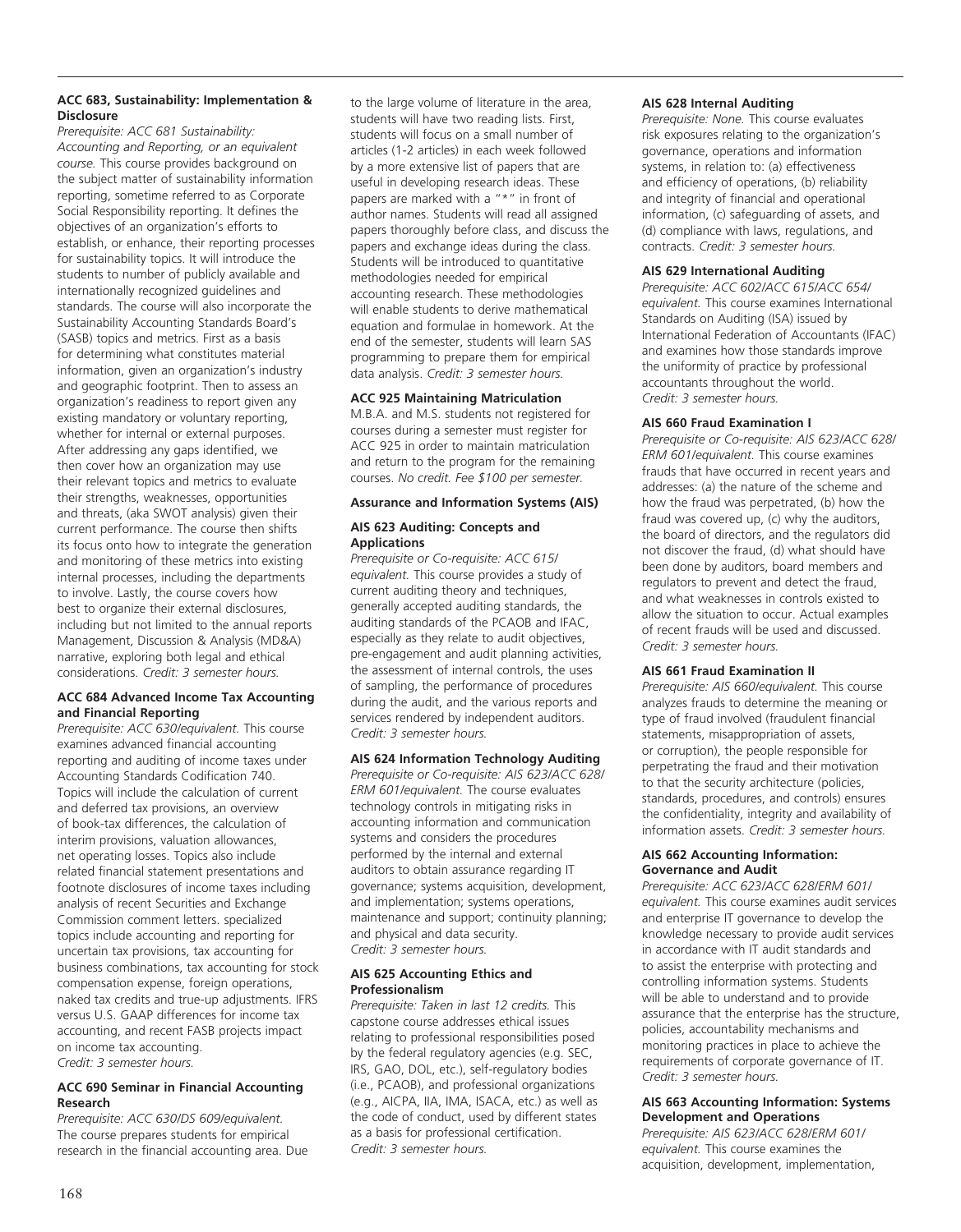### ACC 683, Sustainability: Implementation & Disclosure

*Prerequisite: ACC 681 Sustainability: Accounting and Reporting, or an equivalent course.* This course provides background on the subject matter of sustainability information reporting, sometime referred to as Corporate Social Responsibility reporting. It defines the objectives of an organization's efforts to establish, or enhance, their reporting processes for sustainability topics. It will introduce the students to number of publicly available and internationally recognized guidelines and standards. The course will also incorporate the Sustainability Accounting Standards Board's (SASB) topics and metrics. First as a basis for determining what constitutes material information, given an organization's industry and geographic footprint. Then to assess an organization's readiness to report given any existing mandatory or voluntary reporting, whether for internal or external purposes. After addressing any gaps identified, we then cover how an organization may use their relevant topics and metrics to evaluate their strengths, weaknesses, opportunities and threats, (aka SWOT analysis) given their current performance. The course then shifts its focus onto how to integrate the generation and monitoring of these metrics into existing internal processes, including the departments to involve. Lastly, the course covers how best to organize their external disclosures, including but not limited to the annual reports Management, Discussion & Analysis (MD&A) narrative, exploring both legal and ethical considerations. *Credit: 3 semester hours.*

### ACC 684 Advanced Income Tax Accounting and Financial Reporting

*Prerequisite: ACC 630/equivalent.* This course examines advanced financial accounting reporting and auditing of income taxes under Accounting Standards Codification 740. Topics will include the calculation of current and deferred tax provisions, an overview of book-tax differences, the calculation of interim provisions, valuation allowances, net operating losses. Topics also include related financial statement presentations and footnote disclosures of income taxes including analysis of recent Securities and Exchange Commission comment letters. specialized topics include accounting and reporting for uncertain tax provisions, tax accounting for business combinations, tax accounting for stock compensation expense, foreign operations, naked tax credits and true-up adjustments. IFRS versus U.S. GAAP differences for income tax accounting, and recent FASB projects impact on income tax accounting. *Credit: 3 semester hours.*

### ACC 690 Seminar in Financial Accounting Research

*Prerequisite: ACC 630/DS 609/equivalent.* The course prepares students for empirical research in the financial accounting area. Due to the large volume of literature in the area, students will have two reading lists. First, students will focus on a small number of articles (1-2 articles) in each week followed by a more extensive list of papers that are useful in developing research ideas. These papers are marked with a "*" in front of author names. Students will read all assigned papers thoroughly before class, and discuss the papers and exchange ideas during the class. Students will be introduced to quantitative methodologies needed for empirical accounting research. These methodologies will enable students to derive mathematical equation and formulae in homework. At the end of the semester, students will learn SAS programming to prepare them for empirical data analysis. *Credit: 3 semester hours.*

### ACC 925 Maintaining Matriculation

M.B.A. and M.S. students not registered for courses during a semester must register for ACC 925 in order to maintain matriculation and return to the program for the remaining courses. *No credit. Fee $100 per semester.*

## Assurance and Information Systems (AIS)

### AIS 623 Auditing: Concepts and Applications

*Prerequisite or Co-requisite: ACC 615/ equivalent.* This course provides a study of current auditing theory and techniques, generally accepted auditing standards, the auditing standards of the PCAOB and IFAC, especially as they relate to audit objectives, pre-engagement and audit planning activities, the assessment of internal controls, the uses of sampling, the performance of procedures during the audit, and the various reports and services rendered by independent auditors. *Credit: 3 semester hours.*

### AIS 624 Information Technology Auditing

*Prerequisite or Co-requisite: AIS 623/ACC 628/ ERM 601/equivalent.* The course evaluates technology controls in mitigating risks in accounting information and communication systems and considers the procedures performed by the internal and external auditors to obtain assurance regarding IT governance; systems acquisition, development, and implementation; systems operations, maintenance and support; continuity planning; and physical and data security. *Credit: 3 semester hours.*

### AIS 625 Accounting Ethics and Professionalism

*Prerequisite: Taken in last 12 credits.* This capstone course addresses ethical issues relating to professional responsibilities posed by the federal regulatory agencies (e.g. SEC, IRS, GAO, DOL, etc.), self-regulatory bodies (i.e., PCAOB), and professional organizations (e.g., AICPA, IIA, IMA, ISACA, etc.) as well as the code of conduct, used by different states as a basis for professional certification. *Credit: 3 semester hours.*

### AIS 628 Internal Auditing

*Prerequisite: None.* This course evaluates risk exposures relating to the organization's governance, operations and information systems, in relation to: (a) effectiveness and efficiency of operations, (b) reliability and integrity of financial and operational information, (c) safeguarding of assets, and (d) compliance with laws, regulations, and contracts. *Credit: 3 semester hours.*

### AIS 629 International Auditing

*Prerequisite: ACC 602/ACC 615/ACC 654/ equivalent.* This course examines International Standards on Auditing (ISA) issued by International Federation of Accountants (IFAC) and examines how those standards improve the uniformity of practice by professional accountants throughout the world. *Credit: 3 semester hours.*

### AIS 660 Fraud Examination I

*Prerequisite or Co-requisite: AIS 623/ACC 628/ ERM 601/equivalent.* This course examines frauds that have occurred in recent years and addresses: (a) the nature of the scheme and how the fraud was perpetrated, (b) how the fraud was covered up, (c) why the auditors, the board of directors, and the regulators did not discover the fraud, (d) what should have been done by auditors, board members and regulators to prevent and detect the fraud, and what weaknesses in controls existed to allow the situation to occur. Actual examples of recent frauds will be used and discussed. *Credit: 3 semester hours.*

### AIS 661 Fraud Examination II

*Prerequisite: AIS 660/equivalent.* This course analyzes frauds to determine the meaning or type of fraud involved (fraudulent financial statements, misappropriation of assets, or corruption), the people responsible for perpetrating the fraud and their motivation to that the security architecture (policies, standards, procedures, and controls) ensures the confidentiality, integrity and availability of information assets. *Credit: 3 semester hours.*

### AIS 662 Accounting Information: Governance and Audit

*Prerequisite: ACC 623/ACC 628/ERM 601/ equivalent.* This course examines audit services and enterprise IT governance to develop the knowledge necessary to provide audit services in accordance with IT audit standards and to assist the enterprise with protecting and controlling information systems. Students will be able to understand and to provide assurance that the enterprise has the structure, policies, accountability mechanisms and monitoring practices in place to achieve the requirements of corporate governance of IT. *Credit: 3 semester hours.*

### AIS 663 Accounting Information: Systems Development and Operations

*Prerequisite: AIS 623/ACC 628/ERM 601/ equivalent.* This course examines the acquisition, development, implementation,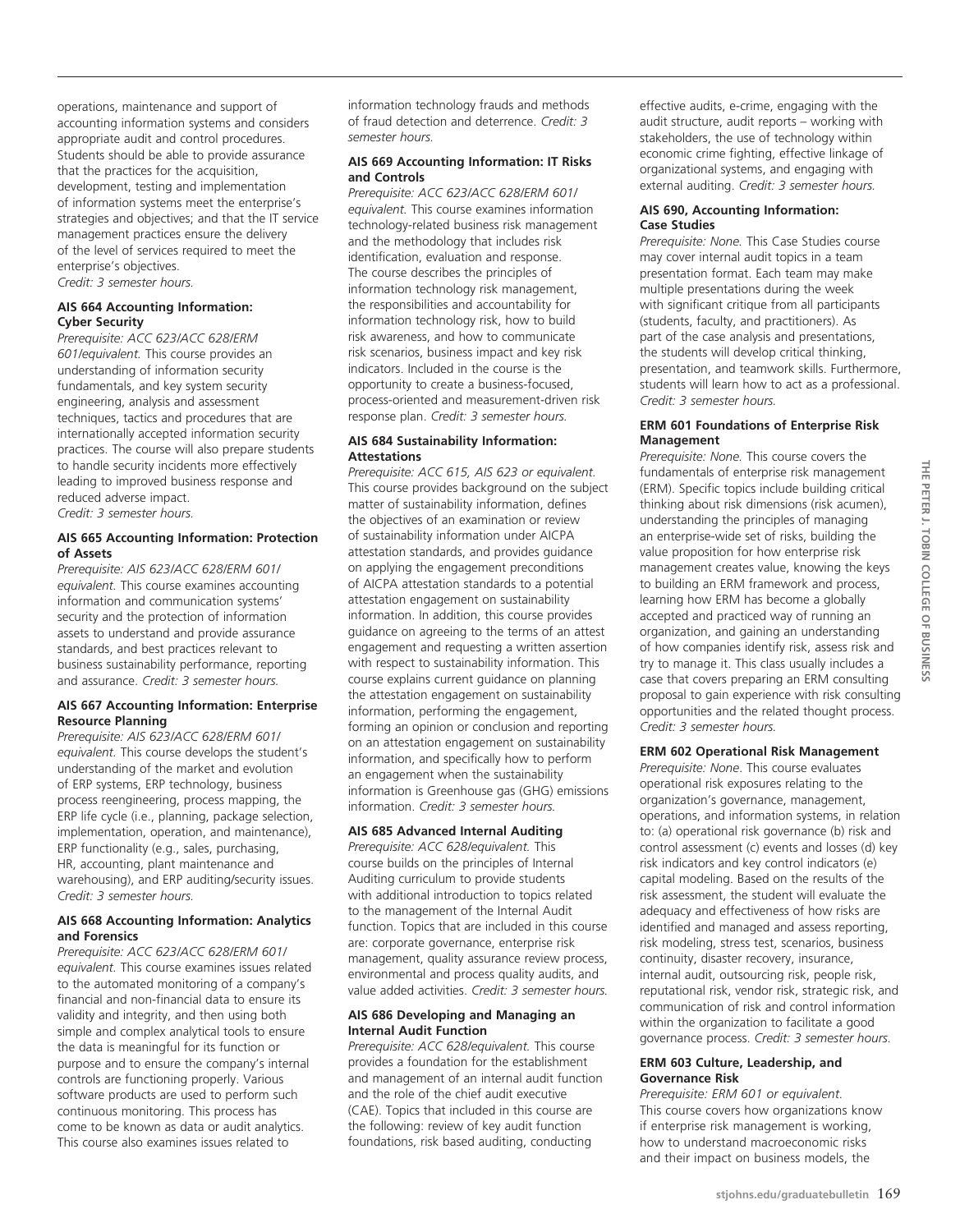operations, maintenance and support of accounting information systems and considers appropriate audit and control procedures. Students should be able to provide assurance that the practices for the acquisition, development, testing and implementation of information systems meet the enterprise's strategies and objectives; and that the IT service management practices ensure the delivery of the level of services required to meet the enterprise's objectives.
*Credit: 3 semester hours.*

#### AIS 664 Accounting Information: Cyber Security

*Prerequisite: ACC 623/ACC 628/ERM 601/equivalent.* This course provides an understanding of information security fundamentals, and key system security engineering, analysis and assessment techniques, tactics and procedures that are internationally accepted information security practices. The course will also prepare students to handle security incidents more effectively leading to improved business response and reduced adverse impact.
*Credit: 3 semester hours.*

#### AIS 665 Accounting Information: Protection of Assets

*Prerequisite: AIS 623/ACC 628/ERM 601/equivalent.* This course examines accounting information and communication systems' security and the protection of information assets to understand and provide assurance standards, and best practices relevant to business sustainability performance, reporting and assurance. *Credit: 3 semester hours.*

#### AIS 667 Accounting Information: Enterprise Resource Planning

*Prerequisite: AIS 623/ACC 628/ERM 601/equivalent.* This course develops the student's understanding of the market and evolution of ERP systems, ERP technology, business process reengineering, process mapping, the ERP life cycle (i.e., planning, package selection, implementation, operation, and maintenance), ERP functionality (e.g., sales, purchasing, HR, accounting, plant maintenance and warehousing), and ERP auditing/security issues.
*Credit: 3 semester hours.*

#### AIS 668 Accounting Information: Analytics and Forensics

*Prerequisite: ACC 623/ACC 628/ERM 601/equivalent.* This course examines issues related to the automated monitoring of a company's financial and non-financial data to ensure its validity and integrity, and then using both simple and complex analytical tools to ensure the data is meaningful for its function or purpose and to ensure the company's internal controls are functioning properly. Various software products are used to perform such continuous monitoring. This process has come to be known as data or audit analytics. This course also examines issues related to information technology frauds and methods of fraud detection and deterrence. *Credit: 3 semester hours.*

#### AIS 669 Accounting Information: IT Risks and Controls

*Prerequisite: ACC 623/ACC 628/ERM 601/equivalent.* This course examines information technology-related business risk management and the methodology that includes risk identification, evaluation and response. The course describes the principles of information technology risk management, the responsibilities and accountability for information technology risk, how to build risk awareness, and how to communicate risk scenarios, business impact and key risk indicators. Included in the course is the opportunity to create a business-focused, process-oriented and measurement-driven risk response plan. *Credit: 3 semester hours.*

#### AIS 684 Sustainability Information: Attestations

*Prerequisite: ACC 615, AIS 623 or equivalent.* This course provides background on the subject matter of sustainability information, defines the objectives of an examination or review of sustainability information under AICPA attestation standards, and provides guidance on applying the engagement preconditions of AICPA attestation standards to a potential attestation engagement on sustainability information. In addition, this course provides guidance on agreeing to the terms of an attest engagement and requesting a written assertion with respect to sustainability information. This course explains current guidance on planning the attestation engagement on sustainability information, performing the engagement, forming an opinion or conclusion and reporting on an attestation engagement on sustainability information, and specifically how to perform an engagement when the sustainability information is Greenhouse gas (GHG) emissions information. *Credit: 3 semester hours.*

#### AIS 685 Advanced Internal Auditing

*Prerequisite: ACC 628/equivalent.* This course builds on the principles of Internal Auditing curriculum to provide students with additional introduction to topics related to the management of the Internal Audit function. Topics that are included in this course are: corporate governance, enterprise risk management, quality assurance review process, environmental and process quality audits, and value added activities. *Credit: 3 semester hours.*

#### AIS 686 Developing and Managing an Internal Audit Function

*Prerequisite: ACC 628/equivalent.* This course provides a foundation for the establishment and management of an internal audit function and the role of the chief audit executive (CAE). Topics that included in this course are the following: review of key audit function foundations, risk based auditing, conducting effective audits, e-crime, engaging with the audit structure, audit reports – working with stakeholders, the use of technology within economic crime fighting, effective linkage of organizational systems, and engaging with external auditing. *Credit: 3 semester hours.*

#### AIS 690, Accounting Information: Case Studies

*Prerequisite: None.* This Case Studies course may cover internal audit topics in a team presentation format. Each team may make multiple presentations during the week with significant critique from all participants (students, faculty, and practitioners). As part of the case analysis and presentations, the students will develop critical thinking, presentation, and teamwork skills. Furthermore, students will learn how to act as a professional.
*Credit: 3 semester hours.*

#### ERM 601 Foundations of Enterprise Risk Management

*Prerequisite: None.* This course covers the fundamentals of enterprise risk management (ERM). Specific topics include building critical thinking about risk dimensions (risk acumen), understanding the principles of managing an enterprise-wide set of risks, building the value proposition for how enterprise risk management creates value, knowing the keys to building an ERM framework and process, learning how ERM has become a globally accepted and practiced way of running an organization, and gaining an understanding of how companies identify risk, assess risk and try to manage it. This class usually includes a case that covers preparing an ERM consulting proposal to gain experience with risk consulting opportunities and the related thought process.
*Credit: 3 semester hours.*

#### ERM 602 Operational Risk Management

*Prerequisite: None.* This course evaluates operational risk exposures relating to the organization's governance, management, operations, and information systems, in relation to: (a) operational risk governance (b) risk and control assessment (c) events and losses (d) key risk indicators and key control indicators (e) capital modeling. Based on the results of the risk assessment, the student will evaluate the adequacy and effectiveness of how risks are identified and managed and assess reporting, risk modeling, stress test, scenarios, business continuity, disaster recovery, insurance, internal audit, outsourcing risk, people risk, reputational risk, vendor risk, strategic risk, and communication of risk and control information within the organization to facilitate a good governance process. *Credit: 3 semester hours.*

#### ERM 603 Culture, Leadership, and Governance Risk

*Prerequisite: ERM 601 or equivalent.* This course covers how organizations know if enterprise risk management is working, how to understand macroeconomic risks and their impact on business models, the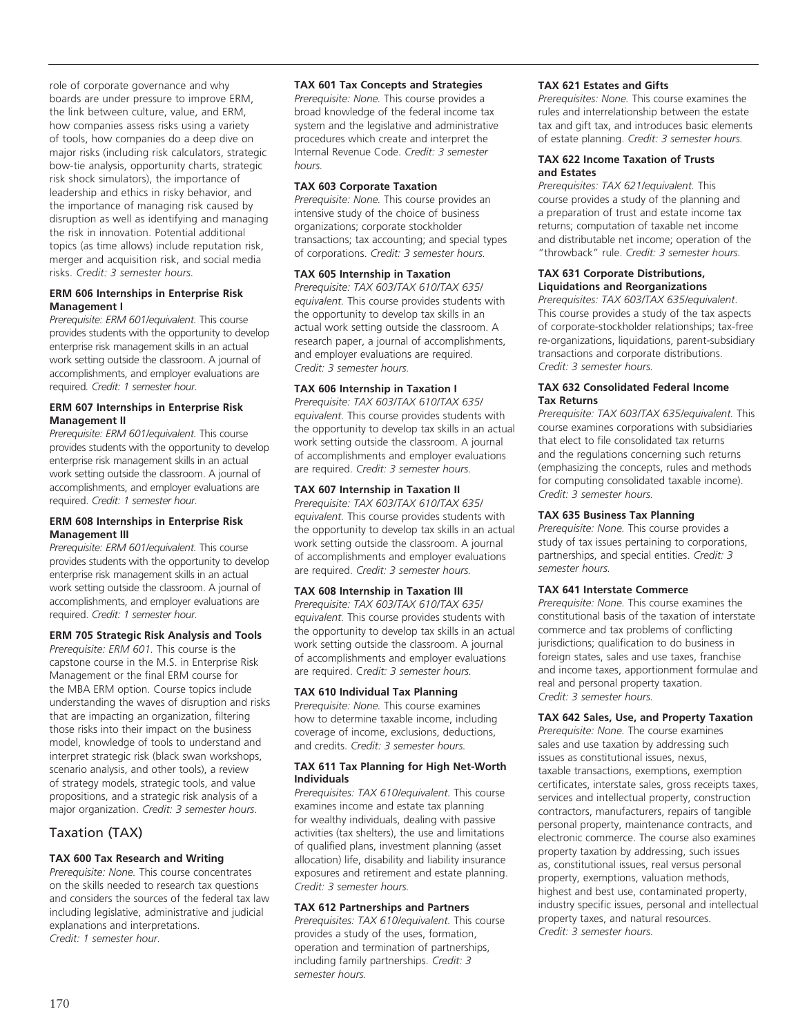role of corporate governance and why boards are under pressure to improve ERM, the link between culture, value, and ERM, how companies assess risks using a variety of tools, how companies do a deep dive on major risks (including risk calculators, strategic bow-tie analysis, opportunity charts, strategic risk shock simulators), the importance of leadership and ethics in risky behavior, and the importance of managing risk caused by disruption as well as identifying and managing the risk in innovation. Potential additional topics (as time allows) include reputation risk, merger and acquisition risk, and social media risks. *Credit: 3 semester hours.*

**ERM 606 Internships in Enterprise Risk Management I**
*Prerequisite: ERM 601/equivalent.* This course provides students with the opportunity to develop enterprise risk management skills in an actual work setting outside the classroom. A journal of accomplishments, and employer evaluations are required. *Credit: 1 semester hour.*

**ERM 607 Internships in Enterprise Risk Management II**
*Prerequisite: ERM 601/equivalent.* This course provides students with the opportunity to develop enterprise risk management skills in an actual work setting outside the classroom. A journal of accomplishments, and employer evaluations are required. *Credit: 1 semester hour.*

**ERM 608 Internships in Enterprise Risk Management III**
*Prerequisite: ERM 601/equivalent.* This course provides students with the opportunity to develop enterprise risk management skills in an actual work setting outside the classroom. A journal of accomplishments, and employer evaluations are required. *Credit: 1 semester hour.*

**ERM 705 Strategic Risk Analysis and Tools**
*Prerequisite: ERM 601.* This course is the capstone course in the M.S. in Enterprise Risk Management or the final ERM course for the MBA ERM option. Course topics include understanding the waves of disruption and risks that are impacting an organization, filtering those risks into their impact on the business model, knowledge of tools to understand and interpret strategic risk (black swan workshops, scenario analysis, and other tools), a review of strategy models, strategic tools, and value propositions, and a strategic risk analysis of a major organization. *Credit: 3 semester hours.*

## Taxation (TAX)

**TAX 600 Tax Research and Writing**
*Prerequisite: None.* This course concentrates on the skills needed to research tax questions and considers the sources of the federal tax law including legislative, administrative and judicial explanations and interpretations.
*Credit: 1 semester hour.*

**TAX 601 Tax Concepts and Strategies**
*Prerequisite: None.* This course provides a broad knowledge of the federal income tax system and the legislative and administrative procedures which create and interpret the Internal Revenue Code. *Credit: 3 semester hours.*

**TAX 603 Corporate Taxation**
*Prerequisite: None.* This course provides an intensive study of the choice of business organizations; corporate stockholder transactions; tax accounting; and special types of corporations. *Credit: 3 semester hours.*

**TAX 605 Internship in Taxation**
*Prerequisite: TAX 603/TAX 610/TAX 635/equivalent.* This course provides students with the opportunity to develop tax skills in an actual work setting outside the classroom. A research paper, a journal of accomplishments, and employer evaluations are required.
*Credit: 3 semester hours.*

**TAX 606 Internship in Taxation I**
*Prerequisite: TAX 603/TAX 610/TAX 635/equivalent.* This course provides students with the opportunity to develop tax skills in an actual work setting outside the classroom. A journal of accomplishments and employer evaluations are required. *Credit: 3 semester hours.*

**TAX 607 Internship in Taxation II**
*Prerequisite: TAX 603/TAX 610/TAX 635/equivalent.* This course provides students with the opportunity to develop tax skills in an actual work setting outside the classroom. A journal of accomplishments and employer evaluations are required. *Credit: 3 semester hours.*

**TAX 608 Internship in Taxation III**
*Prerequisite: TAX 603/TAX 610/TAX 635/equivalent.* This course provides students with the opportunity to develop tax skills in an actual work setting outside the classroom. A journal of accomplishments and employer evaluations are required. *Credit: 3 semester hours.*

**TAX 610 Individual Tax Planning**
*Prerequisite: None.* This course examines how to determine taxable income, including coverage of income, exclusions, deductions, and credits. *Credit: 3 semester hours.*

**TAX 611 Tax Planning for High Net-Worth Individuals**
*Prerequisites: TAX 610/equivalent.* This course examines income and estate tax planning for wealthy individuals, dealing with passive activities (tax shelters), the use and limitations of qualified plans, investment planning (asset allocation) life, disability and liability insurance exposures and retirement and estate planning.
*Credit: 3 semester hours.*

**TAX 612 Partnerships and Partners**
*Prerequisites: TAX 610/equivalent.* This course provides a study of the uses, formation, operation and termination of partnerships, including family partnerships. *Credit: 3 semester hours.*

**TAX 621 Estates and Gifts**
*Prerequisites: None.* This course examines the rules and interrelationship between the estate tax and gift tax, and introduces basic elements of estate planning. *Credit: 3 semester hours.*

**TAX 622 Income Taxation of Trusts and Estates**
*Prerequisites: TAX 621/equivalent.* This course provides a study of the planning and a preparation of trust and estate income tax returns; computation of taxable net income and distributable net income; operation of the "throwback" rule. *Credit: 3 semester hours.*

**TAX 631 Corporate Distributions, Liquidations and Reorganizations**
*Prerequisites: TAX 603/TAX 635/equivalent.* This course provides a study of the tax aspects of corporate-stockholder relationships; tax-free re-organizations, liquidations, parent-subsidiary transactions and corporate distributions.
*Credit: 3 semester hours.*

**TAX 632 Consolidated Federal Income Tax Returns**
*Prerequisite: TAX 603/TAX 635/equivalent.* This course examines corporations with subsidiaries that elect to file consolidated tax returns and the regulations concerning such returns (emphasizing the concepts, rules and methods for computing consolidated taxable income).
*Credit: 3 semester hours.*

**TAX 635 Business Tax Planning**
*Prerequisite: None.* This course provides a study of tax issues pertaining to corporations, partnerships, and special entities. *Credit: 3 semester hours.*

**TAX 641 Interstate Commerce**
*Prerequisite: None.* This course examines the constitutional basis of the taxation of interstate commerce and tax problems of conflicting jurisdictions; qualification to do business in foreign states, sales and use taxes, franchise and income taxes, apportionment formulae and real and personal property taxation.
*Credit: 3 semester hours.*

**TAX 642 Sales, Use, and Property Taxation**
*Prerequisite: None.* The course examines sales and use taxation by addressing such issues as constitutional issues, nexus, taxable transactions, exemptions, exemption certificates, interstate sales, gross receipts taxes, services and intellectual property, construction contractors, manufacturers, repairs of tangible personal property, maintenance contracts, and electronic commerce. The course also examines property taxation by addressing, such issues as, constitutional issues, real versus personal property, exemptions, valuation methods, highest and best use, contaminated property, industry specific issues, personal and intellectual property taxes, and natural resources.
*Credit: 3 semester hours.*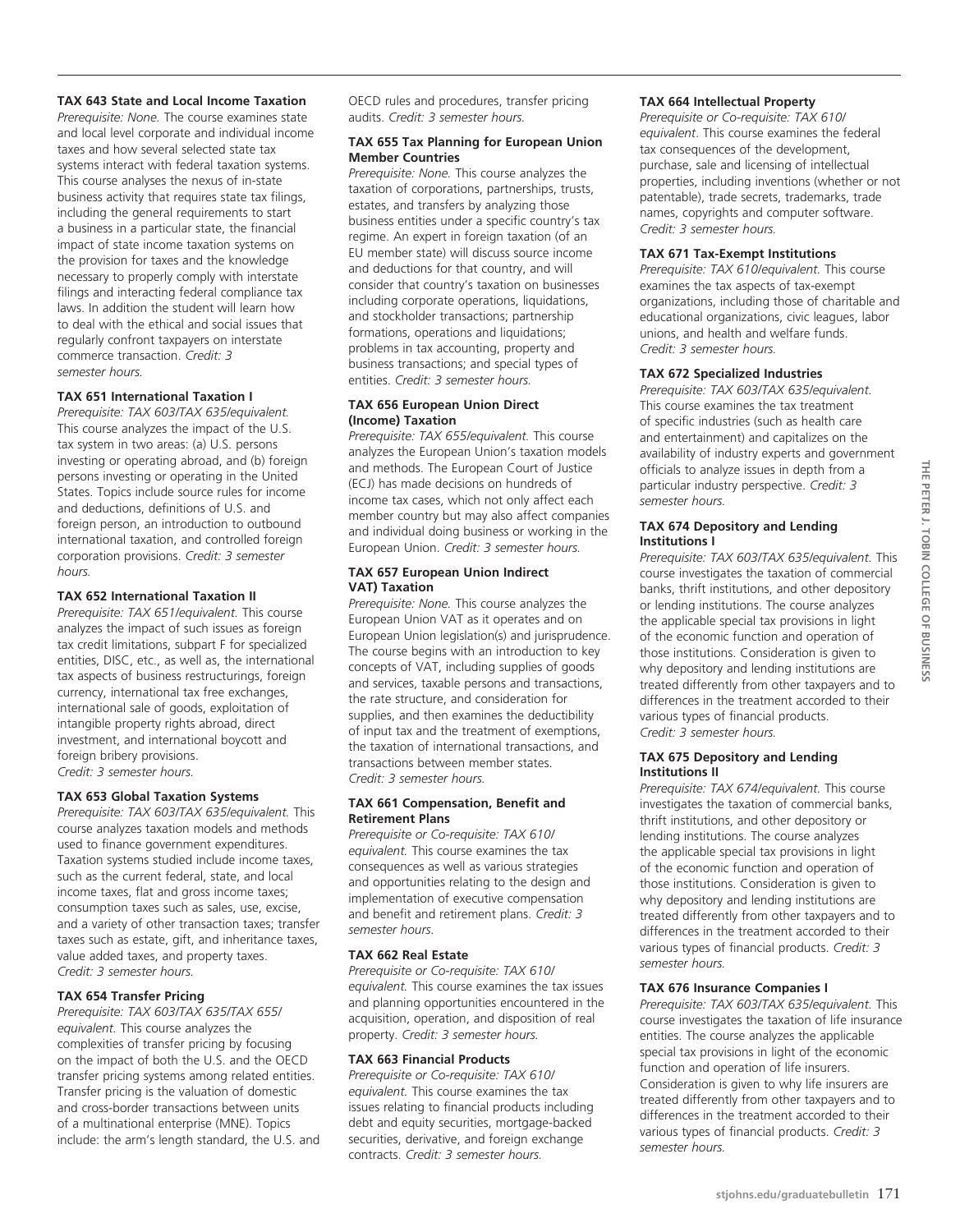**TAX 643 State and Local Income Taxation**
*Prerequisite: None.* The course examines state and local level corporate and individual income taxes and how several selected state tax systems interact with federal taxation systems. This course analyses the nexus of in-state business activity that requires state tax filings, including the general requirements to start a business in a particular state, the financial impact of state income taxation systems on the provision for taxes and the knowledge necessary to properly comply with interstate filings and interacting federal compliance tax laws. In addition the student will learn how to deal with the ethical and social issues that regularly confront taxpayers on interstate commerce transaction. *Credit: 3 semester hours.*

**TAX 651 International Taxation I**
*Prerequisite: TAX 603/TAX 635/equivalent.* This course analyzes the impact of the U.S. tax system in two areas: (a) U.S. persons investing or operating abroad, and (b) foreign persons investing or operating in the United States. Topics include source rules for income and deductions, definitions of U.S. and foreign person, an introduction to outbound international taxation, and controlled foreign corporation provisions. *Credit: 3 semester hours.*

**TAX 652 International Taxation II**
*Prerequisite: TAX 651/equivalent.* This course analyzes the impact of such issues as foreign tax credit limitations, subpart F for specialized entities, DISC, etc., as well as, the international tax aspects of business restructurings, foreign currency, international tax free exchanges, international sale of goods, exploitation of intangible property rights abroad, direct investment, and international boycott and foreign bribery provisions.
*Credit: 3 semester hours.*

**TAX 653 Global Taxation Systems**
*Prerequisite: TAX 603/TAX 635/equivalent.* This course analyzes taxation models and methods used to finance government expenditures. Taxation systems studied include income taxes, such as the current federal, state, and local income taxes, flat and gross income taxes; consumption taxes such as sales, use, excise, and a variety of other transaction taxes; transfer taxes such as estate, gift, and inheritance taxes, value added taxes, and property taxes.
*Credit: 3 semester hours.*

**TAX 654 Transfer Pricing**
*Prerequisite: TAX 603/TAX 635/TAX 655/equivalent.* This course analyzes the complexities of transfer pricing by focusing on the impact of both the U.S. and the OECD transfer pricing systems among related entities. Transfer pricing is the valuation of domestic and cross-border transactions between units of a multinational enterprise (MNE). Topics include: the arm's length standard, the U.S. and OECD rules and procedures, transfer pricing audits. *Credit: 3 semester hours.*

**TAX 655 Tax Planning for European Union Member Countries**
*Prerequisite: None.* This course analyzes the taxation of corporations, partnerships, trusts, estates, and transfers by analyzing those business entities under a specific country's tax regime. An expert in foreign taxation (of an EU member state) will discuss source income and deductions for that country, and will consider that country's taxation on businesses including corporate operations, liquidations, and stockholder transactions; partnership formations, operations and liquidations; problems in tax accounting, property and business transactions; and special types of entities. *Credit: 3 semester hours.*

**TAX 656 European Union Direct (Income) Taxation**
*Prerequisite: TAX 655/equivalent.* This course analyzes the European Union's taxation models and methods. The European Court of Justice (ECJ) has made decisions on hundreds of income tax cases, which not only affect each member country but may also affect companies and individual doing business or working in the European Union. *Credit: 3 semester hours.*

**TAX 657 European Union Indirect VAT) Taxation**
*Prerequisite: None.* This course analyzes the European Union VAT as it operates and on European Union legislation(s) and jurisprudence. The course begins with an introduction to key concepts of VAT, including supplies of goods and services, taxable persons and transactions, the rate structure, and consideration for supplies, and then examines the deductibility of input tax and the treatment of exemptions, the taxation of international transactions, and transactions between member states.
*Credit: 3 semester hours.*

**TAX 661 Compensation, Benefit and Retirement Plans**
*Prerequisite or Co-requisite: TAX 610/equivalent.* This course examines the tax consequences as well as various strategies and opportunities relating to the design and implementation of executive compensation and benefit and retirement plans. *Credit: 3 semester hours.*

**TAX 662 Real Estate**
*Prerequisite or Co-requisite: TAX 610/equivalent.* This course examines the tax issues and planning opportunities encountered in the acquisition, operation, and disposition of real property. *Credit: 3 semester hours.*

**TAX 663 Financial Products**
*Prerequisite or Co-requisite: TAX 610/equivalent.* This course examines the tax issues relating to financial products including debt and equity securities, mortgage-backed securities, derivative, and foreign exchange contracts. *Credit: 3 semester hours.*

**TAX 664 Intellectual Property**
*Prerequisite or Co-requisite: TAX 610/equivalent*. This course examines the federal tax consequences of the development, purchase, sale and licensing of intellectual properties, including inventions (whether or not patentable), trade secrets, trademarks, trade names, copyrights and computer software.
*Credit: 3 semester hours.*

**TAX 671 Tax-Exempt Institutions**
*Prerequisite: TAX 610/equivalent.* This course examines the tax aspects of tax-exempt organizations, including those of charitable and educational organizations, civic leagues, labor unions, and health and welfare funds.
*Credit: 3 semester hours.*

**TAX 672 Specialized Industries**
*Prerequisite: TAX 603/TAX 635/equivalent.* This course examines the tax treatment of specific industries (such as health care and entertainment) and capitalizes on the availability of industry experts and government officials to analyze issues in depth from a particular industry perspective. *Credit: 3 semester hours.*

**TAX 674 Depository and Lending Institutions I**
*Prerequisite: TAX 603/TAX 635/equivalent.* This course investigates the taxation of commercial banks, thrift institutions, and other depository or lending institutions. The course analyzes the applicable special tax provisions in light of the economic function and operation of those institutions. Consideration is given to why depository and lending institutions are treated differently from other taxpayers and to differences in the treatment accorded to their various types of financial products.
*Credit: 3 semester hours.*

**TAX 675 Depository and Lending Institutions II**
*Prerequisite: TAX 674/equivalent.* This course investigates the taxation of commercial banks, thrift institutions, and other depository or lending institutions. The course analyzes the applicable special tax provisions in light of the economic function and operation of those institutions. Consideration is given to why depository and lending institutions are treated differently from other taxpayers and to differences in the treatment accorded to their various types of financial products. *Credit: 3 semester hours.*

**TAX 676 Insurance Companies I**
*Prerequisite: TAX 603/TAX 635/equivalent.* This course investigates the taxation of life insurance entities. The course analyzes the applicable special tax provisions in light of the economic function and operation of life insurers. Consideration is given to why life insurers are treated differently from other taxpayers and to differences in the treatment accorded to their various types of financial products. *Credit: 3 semester hours.*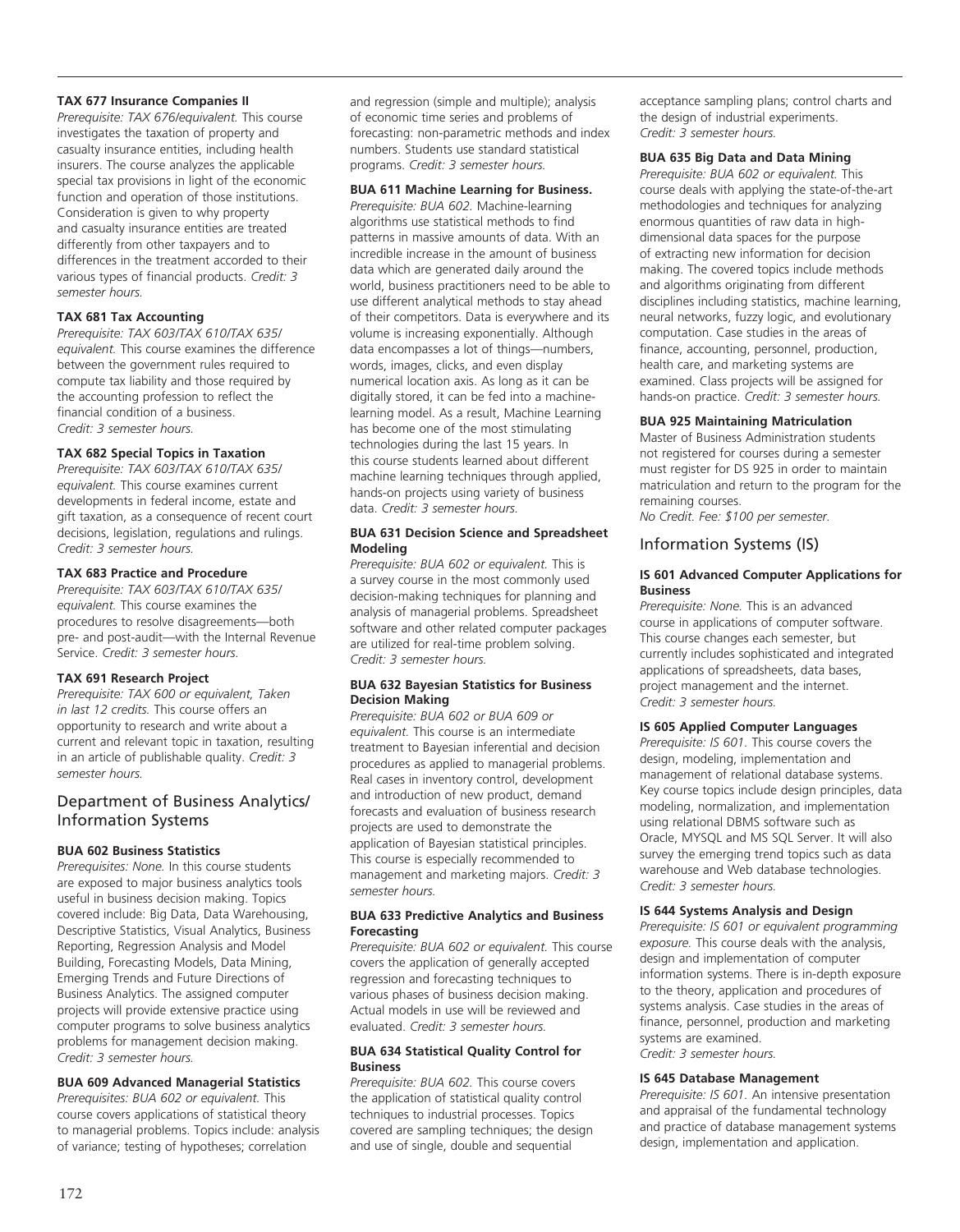**TAX 677 Insurance Companies II**
*Prerequisite: TAX 676/equivalent.* This course investigates the taxation of property and casualty insurance entities, including health insurers. The course analyzes the applicable special tax provisions in light of the economic function and operation of those institutions. Consideration is given to why property and casualty insurance entities are treated differently from other taxpayers and to differences in the treatment accorded to their various types of financial products. *Credit: 3 semester hours.*

**TAX 681 Tax Accounting**
*Prerequisite: TAX 603/TAX 610/TAX 635/ equivalent.* This course examines the difference between the government rules required to compute tax liability and those required by the accounting profession to reflect the financial condition of a business.
*Credit: 3 semester hours.*

**TAX 682 Special Topics in Taxation**
*Prerequisite: TAX 603/TAX 610/TAX 635/ equivalent.* This course examines current developments in federal income, estate and gift taxation, as a consequence of recent court decisions, legislation, regulations and rulings. *Credit: 3 semester hours.*

**TAX 683 Practice and Procedure**
*Prerequisite: TAX 603/TAX 610/TAX 635/ equivalent.* This course examines the procedures to resolve disagreements—both pre- and post-audit—with the Internal Revenue Service. *Credit: 3 semester hours.*

**TAX 691 Research Project**
*Prerequisite: TAX 600 or equivalent, Taken in last 12 credits.* This course offers an opportunity to research and write about a current and relevant topic in taxation, resulting in an article of publishable quality. *Credit: 3 semester hours.*

## Department of Business Analytics/ Information Systems

**BUA 602 Business Statistics**
*Prerequisites: None.* In this course students are exposed to major business analytics tools useful in business decision making. Topics covered include: Big Data, Data Warehousing, Descriptive Statistics, Visual Analytics, Business Reporting, Regression Analysis and Model Building, Forecasting Models, Data Mining, Emerging Trends and Future Directions of Business Analytics. The assigned computer projects will provide extensive practice using computer programs to solve business analytics problems for management decision making.
*Credit: 3 semester hours.*

**BUA 609 Advanced Managerial Statistics**
*Prerequisites: BUA 602 or equivalent.* This course covers applications of statistical theory to managerial problems. Topics include: analysis of variance; testing of hypotheses; correlation and regression (simple and multiple); analysis of economic time series and problems of forecasting: non-parametric methods and index numbers. Students use standard statistical programs. *Credit: 3 semester hours.*

**BUA 611 Machine Learning for Business.**
*Prerequisite: BUA 602.* Machine-learning algorithms use statistical methods to find patterns in massive amounts of data. With an incredible increase in the amount of business data which are generated daily around the world, business practitioners need to be able to use different analytical methods to stay ahead of their competitors. Data is everywhere and its volume is increasing exponentially. Although data encompasses a lot of things—numbers, words, images, clicks, and even display numerical location axis. As long as it can be digitally stored, it can be fed into a machine-learning model. As a result, Machine Learning has become one of the most stimulating technologies during the last 15 years. In this course students learned about different machine learning techniques through applied, hands-on projects using variety of business data. *Credit: 3 semester hours.*

**BUA 631 Decision Science and Spreadsheet Modeling**
*Prerequisite: BUA 602 or equivalent.* This is a survey course in the most commonly used decision-making techniques for planning and analysis of managerial problems. Spreadsheet software and other related computer packages are utilized for real-time problem solving.
*Credit: 3 semester hours.*

**BUA 632 Bayesian Statistics for Business Decision Making**
*Prerequisite: BUA 602 or BUA 609 or equivalent.* This course is an intermediate treatment to Bayesian inferential and decision procedures as applied to managerial problems. Real cases in inventory control, development and introduction of new product, demand forecasts and evaluation of business research projects are used to demonstrate the application of Bayesian statistical principles. This course is especially recommended to management and marketing majors. *Credit: 3 semester hours.*

**BUA 633 Predictive Analytics and Business Forecasting**
*Prerequisite: BUA 602 or equivalent.* This course covers the application of generally accepted regression and forecasting techniques to various phases of business decision making. Actual models in use will be reviewed and evaluated. *Credit: 3 semester hours.*

**BUA 634 Statistical Quality Control for Business**
*Prerequisite: BUA 602.* This course covers the application of statistical quality control techniques to industrial processes. Topics covered are sampling techniques; the design and use of single, double and sequential acceptance sampling plans; control charts and the design of industrial experiments.
*Credit: 3 semester hours.*

**BUA 635 Big Data and Data Mining**
*Prerequisite: BUA 602 or equivalent.* This course deals with applying the state-of-the-art methodologies and techniques for analyzing enormous quantities of raw data in high-dimensional data spaces for the purpose of extracting new information for decision making. The covered topics include methods and algorithms originating from different disciplines including statistics, machine learning, neural networks, fuzzy logic, and evolutionary computation. Case studies in the areas of finance, accounting, personnel, production, health care, and marketing systems are examined. Class projects will be assigned for hands-on practice. *Credit: 3 semester hours.*

**BUA 925 Maintaining Matriculation**
Master of Business Administration students not registered for courses during a semester must register for DS 925 in order to maintain matriculation and return to the program for the remaining courses.
*No Credit. Fee: $100 per semester.*

## Information Systems (IS)

**IS 601 Advanced Computer Applications for Business**
*Prerequisite: None.* This is an advanced course in applications of computer software. This course changes each semester, but currently includes sophisticated and integrated applications of spreadsheets, data bases, project management and the internet.
*Credit: 3 semester hours.*

**IS 605 Applied Computer Languages**
*Prerequisite: IS 601.* This course covers the design, modeling, implementation and management of relational database systems. Key course topics include design principles, data modeling, normalization, and implementation using relational DBMS software such as Oracle, MYSQL and MS SQL Server. It will also survey the emerging trend topics such as data warehouse and Web database technologies.
*Credit: 3 semester hours.*

**IS 644 Systems Analysis and Design**
*Prerequisite: IS 601 or equivalent programming exposure.* This course deals with the analysis, design and implementation of computer information systems. There is in-depth exposure to the theory, application and procedures of systems analysis. Case studies in the areas of finance, personnel, production and marketing systems are examined.
*Credit: 3 semester hours.*

**IS 645 Database Management**
*Prerequisite: IS 601.* An intensive presentation and appraisal of the fundamental technology and practice of database management systems design, implementation and application.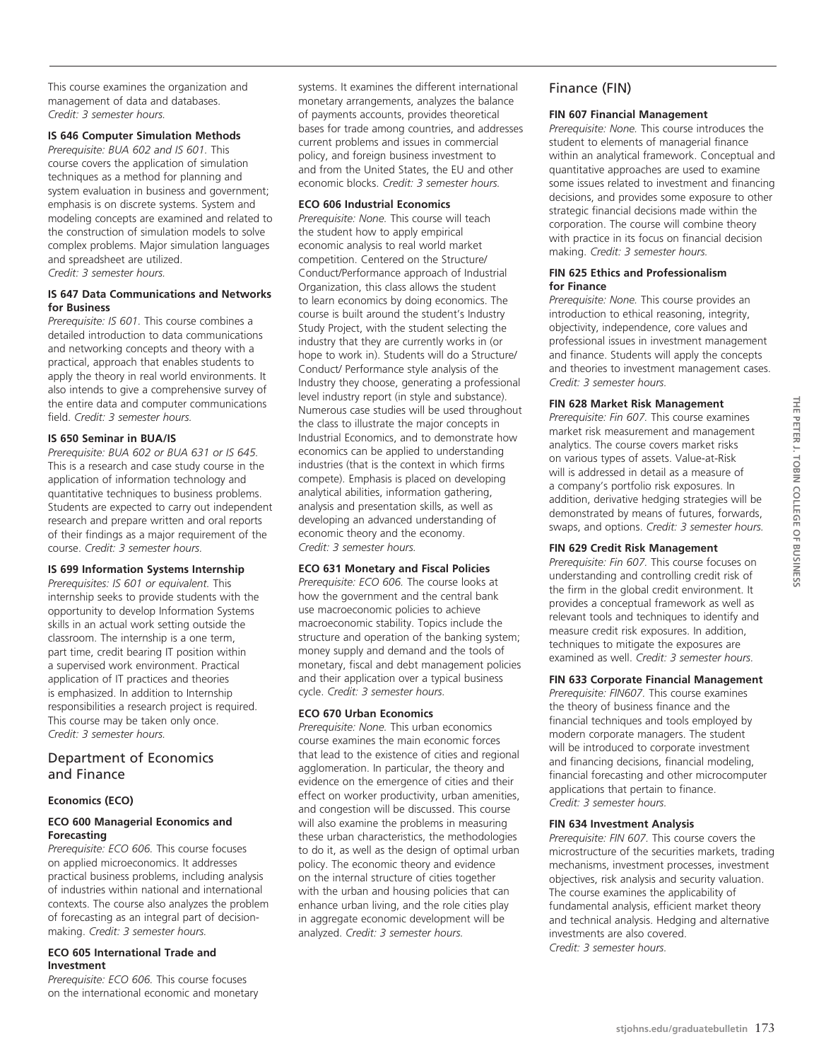This course examines the organization and management of data and databases. *Credit: 3 semester hours.*

**IS 646 Computer Simulation Methods**
*Prerequisite: BUA 602 and IS 601.* This course covers the application of simulation techniques as a method for planning and system evaluation in business and government; emphasis is on discrete systems. System and modeling concepts are examined and related to the construction of simulation models to solve complex problems. Major simulation languages and spreadsheet are utilized.
*Credit: 3 semester hours.*

**IS 647 Data Communications and Networks for Business**
*Prerequisite: IS 601.* This course combines a detailed introduction to data communications and networking concepts and theory with a practical, approach that enables students to apply the theory in real world environments. It also intends to give a comprehensive survey of the entire data and computer communications field. *Credit: 3 semester hours.*

**IS 650 Seminar in BUA/IS**
*Prerequisite: BUA 602 or BUA 631 or IS 645.* This is a research and case study course in the application of information technology and quantitative techniques to business problems. Students are expected to carry out independent research and prepare written and oral reports of their findings as a major requirement of the course. *Credit: 3 semester hours.*

**IS 699 Information Systems Internship**
*Prerequisites: IS 601 or equivalent.* This internship seeks to provide students with the opportunity to develop Information Systems skills in an actual work setting outside the classroom. The internship is a one term, part time, credit bearing IT position within a supervised work environment. Practical application of IT practices and theories is emphasized. In addition to Internship responsibilities a research project is required. This course may be taken only once.
*Credit: 3 semester hours.*

## Department of Economics and Finance

### Economics (ECO)

**ECO 600 Managerial Economics and Forecasting**
*Prerequisite: ECO 606.* This course focuses on applied microeconomics. It addresses practical business problems, including analysis of industries within national and international contexts. The course also analyzes the problem of forecasting as an integral part of decision-making. *Credit: 3 semester hours.*

**ECO 605 International Trade and Investment**
*Prerequisite: ECO 606.* This course focuses on the international economic and monetary systems. It examines the different international monetary arrangements, analyzes the balance of payments accounts, provides theoretical bases for trade among countries, and addresses current problems and issues in commercial policy, and foreign business investment to and from the United States, the EU and other economic blocks. *Credit: 3 semester hours.*

**ECO 606 Industrial Economics**
*Prerequisite: None.* This course will teach the student how to apply empirical economic analysis to real world market competition. Centered on the Structure/Conduct/Performance approach of Industrial Organization, this class allows the student to learn economics by doing economics. The course is built around the student's Industry Study Project, with the student selecting the industry that they are currently works in (or hope to work in). Students will do a Structure/Conduct/ Performance style analysis of the Industry they choose, generating a professional level industry report (in style and substance). Numerous case studies will be used throughout the class to illustrate the major concepts in Industrial Economics, and to demonstrate how economics can be applied to understanding industries (that is the context in which firms compete). Emphasis is placed on developing analytical abilities, information gathering, analysis and presentation skills, as well as developing an advanced understanding of economic theory and the economy.
*Credit: 3 semester hours.*

**ECO 631 Monetary and Fiscal Policies**
*Prerequisite: ECO 606.* The course looks at how the government and the central bank use macroeconomic policies to achieve macroeconomic stability. Topics include the structure and operation of the banking system; money supply and demand and the tools of monetary, fiscal and debt management policies and their application over a typical business cycle. *Credit: 3 semester hours.*

**ECO 670 Urban Economics**
*Prerequisite: None.* This urban economics course examines the main economic forces that lead to the existence of cities and regional agglomeration. In particular, the theory and evidence on the emergence of cities and their effect on worker productivity, urban amenities, and congestion will be discussed. This course will also examine the problems in measuring these urban characteristics, the methodologies to do it, as well as the design of optimal urban policy. The economic theory and evidence on the internal structure of cities together with the urban and housing policies that can enhance urban living, and the role cities play in aggregate economic development will be analyzed. *Credit: 3 semester hours.*

### Finance (FIN)

**FIN 607 Financial Management**
*Prerequisite: None.* This course introduces the student to elements of managerial finance within an analytical framework. Conceptual and quantitative approaches are used to examine some issues related to investment and financing decisions, and provides some exposure to other strategic financial decisions made within the corporation. The course will combine theory with practice in its focus on financial decision making. *Credit: 3 semester hours.*

**FIN 625 Ethics and Professionalism for Finance**
*Prerequisite: None.* This course provides an introduction to ethical reasoning, integrity, objectivity, independence, core values and professional issues in investment management and finance. Students will apply the concepts and theories to investment management cases.
*Credit: 3 semester hours.*

**FIN 628 Market Risk Management**
*Prerequisite: Fin 607.* This course examines market risk measurement and management analytics. The course covers market risks on various types of assets. Value-at-Risk will is addressed in detail as a measure of a company's portfolio risk exposures. In addition, derivative hedging strategies will be demonstrated by means of futures, forwards, swaps, and options. *Credit: 3 semester hours.*

**FIN 629 Credit Risk Management**
*Prerequisite: Fin 607.* This course focuses on understanding and controlling credit risk of the firm in the global credit environment. It provides a conceptual framework as well as relevant tools and techniques to identify and measure credit risk exposures. In addition, techniques to mitigate the exposures are examined as well. *Credit: 3 semester hours.*

**FIN 633 Corporate Financial Management**
*Prerequisite: FIN607.* This course examines the theory of business finance and the financial techniques and tools employed by modern corporate managers. The student will be introduced to corporate investment and financing decisions, financial modeling, financial forecasting and other microcomputer applications that pertain to finance.
*Credit: 3 semester hours.*

**FIN 634 Investment Analysis**
*Prerequisite: FIN 607.* This course covers the microstructure of the securities markets, trading mechanisms, investment processes, investment objectives, risk analysis and security valuation. The course examines the applicability of fundamental analysis, efficient market theory and technical analysis. Hedging and alternative investments are also covered.
*Credit: 3 semester hours.*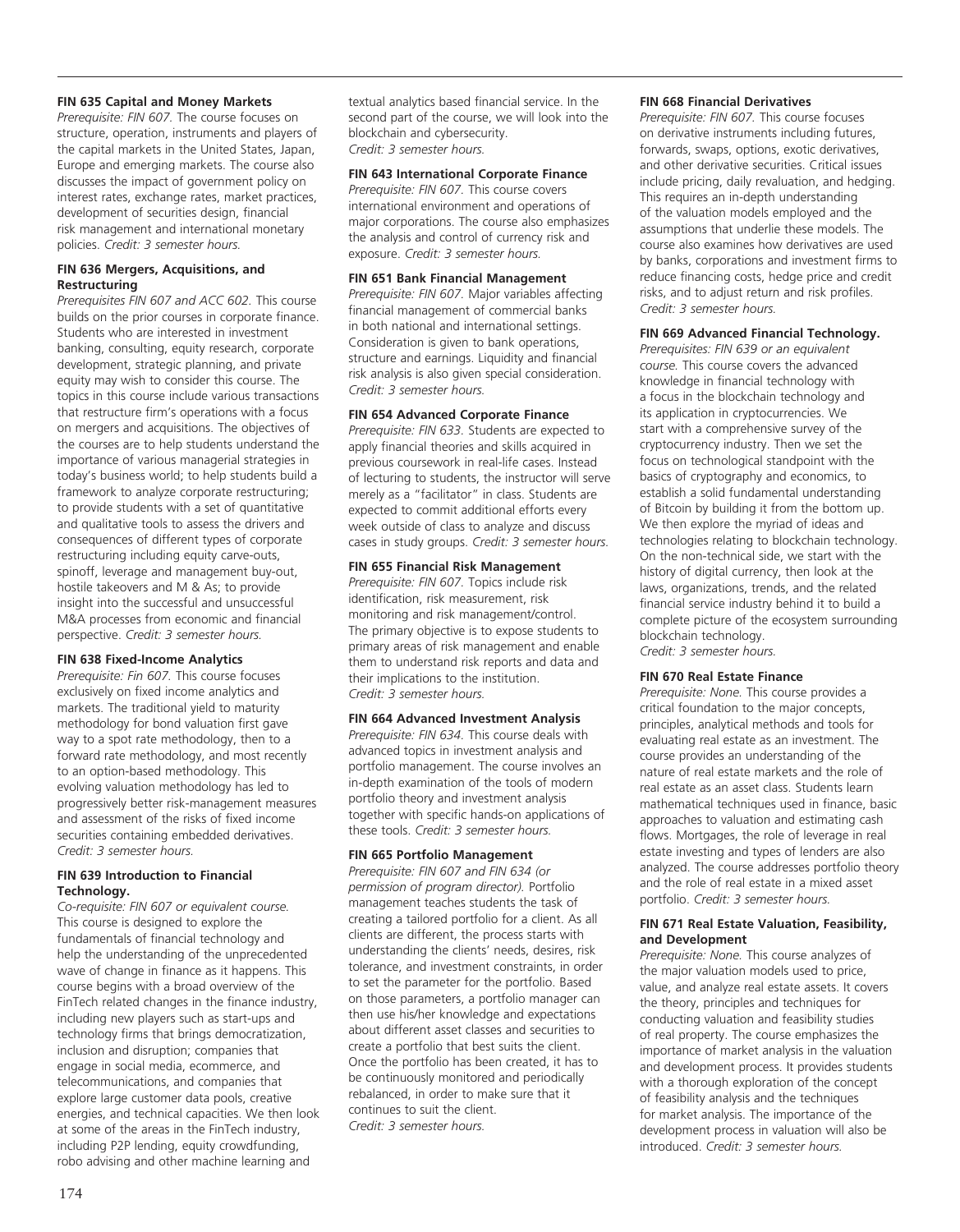**FIN 635 Capital and Money Markets**
*Prerequisite: FIN 607.* The course focuses on structure, operation, instruments and players of the capital markets in the United States, Japan, Europe and emerging markets. The course also discusses the impact of government policy on interest rates, exchange rates, market practices, development of securities design, financial risk management and international monetary policies. *Credit: 3 semester hours.*

**FIN 636 Mergers, Acquisitions, and Restructuring**
*Prerequisites FIN 607 and ACC 602.* This course builds on the prior courses in corporate finance. Students who are interested in investment banking, consulting, equity research, corporate development, strategic planning, and private equity may wish to consider this course. The topics in this course include various transactions that restructure firm's operations with a focus on mergers and acquisitions. The objectives of the courses are to help students understand the importance of various managerial strategies in today's business world; to help students build a framework to analyze corporate restructuring; to provide students with a set of quantitative and qualitative tools to assess the drivers and consequences of different types of corporate restructuring including equity carve-outs, spinoff, leverage and management buy-out, hostile takeovers and M & As; to provide insight into the successful and unsuccessful M&A processes from economic and financial perspective. *Credit: 3 semester hours.*

**FIN 638 Fixed-Income Analytics**
*Prerequisite: Fin 607.* This course focuses exclusively on fixed income analytics and markets. The traditional yield to maturity methodology for bond valuation first gave way to a spot rate methodology, then to a forward rate methodology, and most recently to an option-based methodology. This evolving valuation methodology has led to progressively better risk-management measures and assessment of the risks of fixed income securities containing embedded derivatives. *Credit: 3 semester hours.*

**FIN 639 Introduction to Financial Technology.**
*Co-requisite: FIN 607 or equivalent course.* This course is designed to explore the fundamentals of financial technology and help the understanding of the unprecedented wave of change in finance as it happens. This course begins with a broad overview of the FinTech related changes in the finance industry, including new players such as start-ups and technology firms that brings democratization, inclusion and disruption; companies that engage in social media, ecommerce, and telecommunications, and companies that explore large customer data pools, creative energies, and technical capacities. We then look at some of the areas in the FinTech industry, including P2P lending, equity crowdfunding, robo advising and other machine learning and textual analytics based financial service. In the second part of the course, we will look into the blockchain and cybersecurity.
*Credit: 3 semester hours.*

**FIN 643 International Corporate Finance**
*Prerequisite: FIN 607.* This course covers international environment and operations of major corporations. The course also emphasizes the analysis and control of currency risk and exposure. *Credit: 3 semester hours.*

**FIN 651 Bank Financial Management**
*Prerequisite: FIN 607.* Major variables affecting financial management of commercial banks in both national and international settings. Consideration is given to bank operations, structure and earnings. Liquidity and financial risk analysis is also given special consideration.
*Credit: 3 semester hours.*

**FIN 654 Advanced Corporate Finance**
*Prerequisite: FIN 633.* Students are expected to apply financial theories and skills acquired in previous coursework in real-life cases. Instead of lecturing to students, the instructor will serve merely as a "facilitator" in class. Students are expected to commit additional efforts every week outside of class to analyze and discuss cases in study groups. *Credit: 3 semester hours.*

**FIN 655 Financial Risk Management**
*Prerequisite: FIN 607.* Topics include risk identification, risk measurement, risk monitoring and risk management/control. The primary objective is to expose students to primary areas of risk management and enable them to understand risk reports and data and their implications to the institution.
*Credit: 3 semester hours.*

**FIN 664 Advanced Investment Analysis**
*Prerequisite: FIN 634.* This course deals with advanced topics in investment analysis and portfolio management. The course involves an in-depth examination of the tools of modern portfolio theory and investment analysis together with specific hands-on applications of these tools. *Credit: 3 semester hours.*

**FIN 665 Portfolio Management**
*Prerequisite: FIN 607 and FIN 634 (or permission of program director).* Portfolio management teaches students the task of creating a tailored portfolio for a client. As all clients are different, the process starts with understanding the clients' needs, desires, risk tolerance, and investment constraints, in order to set the parameter for the portfolio. Based on those parameters, a portfolio manager can then use his/her knowledge and expectations about different asset classes and securities to create a portfolio that best suits the client. Once the portfolio has been created, it has to be continuously monitored and periodically rebalanced, in order to make sure that it continues to suit the client.
*Credit: 3 semester hours.*

**FIN 668 Financial Derivatives**
*Prerequisite: FIN 607.* This course focuses on derivative instruments including futures, forwards, swaps, options, exotic derivatives, and other derivative securities. Critical issues include pricing, daily revaluation, and hedging. This requires an in-depth understanding of the valuation models employed and the assumptions that underlie these models. The course also examines how derivatives are used by banks, corporations and investment firms to reduce financing costs, hedge price and credit risks, and to adjust return and risk profiles.
*Credit: 3 semester hours.*

**FIN 669 Advanced Financial Technology.**
*Prerequisites: FIN 639 or an equivalent course.* This course covers the advanced knowledge in financial technology with a focus in the blockchain technology and its application in cryptocurrencies. We start with a comprehensive survey of the cryptocurrency industry. Then we set the focus on technological standpoint with the basics of cryptography and economics, to establish a solid fundamental understanding of Bitcoin by building it from the bottom up. We then explore the myriad of ideas and technologies relating to blockchain technology. On the non-technical side, we start with the history of digital currency, then look at the laws, organizations, trends, and the related financial service industry behind it to build a complete picture of the ecosystem surrounding blockchain technology.
*Credit: 3 semester hours.*

**FIN 670 Real Estate Finance**
*Prerequisite: None.* This course provides a critical foundation to the major concepts, principles, analytical methods and tools for evaluating real estate as an investment. The course provides an understanding of the nature of real estate markets and the role of real estate as an asset class. Students learn mathematical techniques used in finance, basic approaches to valuation and estimating cash flows. Mortgages, the role of leverage in real estate investing and types of lenders are also analyzed. The course addresses portfolio theory and the role of real estate in a mixed asset portfolio. *Credit: 3 semester hours.*

**FIN 671 Real Estate Valuation, Feasibility, and Development**
*Prerequisite: None.* This course analyzes of the major valuation models used to price, value, and analyze real estate assets. It covers the theory, principles and techniques for conducting valuation and feasibility studies of real property. The course emphasizes the importance of market analysis in the valuation and development process. It provides students with a thorough exploration of the concept of feasibility analysis and the techniques for market analysis. The importance of the development process in valuation will also be introduced. *Credit: 3 semester hours.*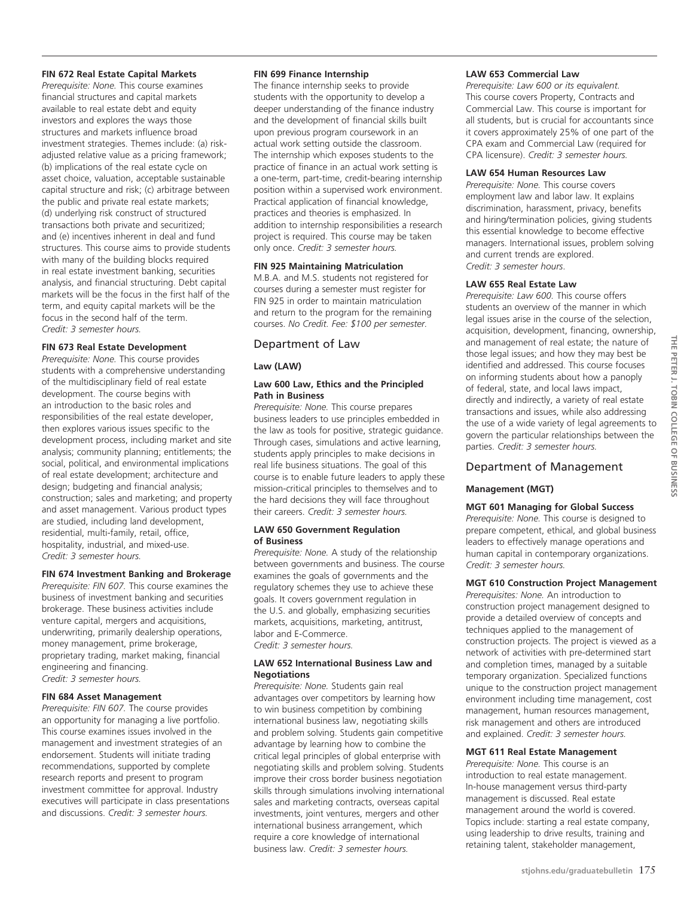**FIN 672 Real Estate Capital Markets**
*Prerequisite: None.* This course examines financial structures and capital markets available to real estate debt and equity investors and explores the ways those structures and markets influence broad investment strategies. Themes include: (a) risk-adjusted relative value as a pricing framework; (b) implications of the real estate cycle on asset choice, valuation, acceptable sustainable capital structure and risk; (c) arbitrage between the public and private real estate markets; (d) underlying risk construct of structured transactions both private and securitized; and (e) incentives inherent in deal and fund structures. This course aims to provide students with many of the building blocks required in real estate investment banking, securities analysis, and financial structuring. Debt capital markets will be the focus in the first half of the term, and equity capital markets will be the focus in the second half of the term. *Credit: 3 semester hours.*

**FIN 673 Real Estate Development**
*Prerequisite: None.* This course provides students with a comprehensive understanding of the multidisciplinary field of real estate development. The course begins with an introduction to the basic roles and responsibilities of the real estate developer, then explores various issues specific to the development process, including market and site analysis; community planning; entitlements; the social, political, and environmental implications of real estate development; architecture and design; budgeting and financial analysis; construction; sales and marketing; and property and asset management. Various product types are studied, including land development, residential, multi-family, retail, office, hospitality, industrial, and mixed-use. *Credit: 3 semester hours.*

**FIN 674 Investment Banking and Brokerage**
*Prerequisite: FIN 607.* This course examines the business of investment banking and securities brokerage. These business activities include venture capital, mergers and acquisitions, underwriting, primarily dealership operations, money management, prime brokerage, proprietary trading, market making, financial engineering and financing. *Credit: 3 semester hours.*

**FIN 684 Asset Management**
*Prerequisite: FIN 607.* The course provides an opportunity for managing a live portfolio. This course examines issues involved in the management and investment strategies of an endorsement. Students will initiate trading recommendations, supported by complete research reports and present to program investment committee for approval. Industry executives will participate in class presentations and discussions. *Credit: 3 semester hours.*

**FIN 699 Finance Internship**
The finance internship seeks to provide students with the opportunity to develop a deeper understanding of the finance industry and the development of financial skills built upon previous program coursework in an actual work setting outside the classroom. The internship which exposes students to the practice of finance in an actual work setting is a one-term, part-time, credit-bearing internship position within a supervised work environment. Practical application of financial knowledge, practices and theories is emphasized. In addition to internship responsibilities a research project is required. This course may be taken only once. *Credit: 3 semester hours.*

**FIN 925 Maintaining Matriculation**
M.B.A. and M.S. students not registered for courses during a semester must register for FIN 925 in order to maintain matriculation and return to the program for the remaining courses. *No Credit. Fee: $100 per semester.*

## Department of Law

### Law (LAW)

**Law 600 Law, Ethics and the Principled Path in Business**
*Prerequisite: None.* This course prepares business leaders to use principles embedded in the law as tools for positive, strategic guidance. Through cases, simulations and active learning, students apply principles to make decisions in real life business situations. The goal of this course is to enable future leaders to apply these mission-critical principles to themselves and to the hard decisions they will face throughout their careers. *Credit: 3 semester hours.*

**LAW 650 Government Regulation of Business**
*Prerequisite: None.* A study of the relationship between governments and business. The course examines the goals of governments and the regulatory schemes they use to achieve these goals. It covers government regulation in the U.S. and globally, emphasizing securities markets, acquisitions, marketing, antitrust, labor and E-Commerce. *Credit: 3 semester hours.*

**LAW 652 International Business Law and Negotiations**
*Prerequisite: None.* Students gain real advantages over competitors by learning how to win business competition by combining international business law, negotiating skills and problem solving. Students gain competitive advantage by learning how to combine the critical legal principles of global enterprise with negotiating skills and problem solving. Students improve their cross border business negotiation skills through simulations involving international sales and marketing contracts, overseas capital investments, joint ventures, mergers and other international business arrangement, which require a core knowledge of international business law. *Credit: 3 semester hours.*

**LAW 653 Commercial Law**
*Prerequisite: Law 600 or its equivalent.* This course covers Property, Contracts and Commercial Law. This course is important for all students, but is crucial for accountants since it covers approximately 25% of one part of the CPA exam and Commercial Law (required for CPA licensure). *Credit: 3 semester hours.*

**LAW 654 Human Resources Law**
*Prerequisite: None.* This course covers employment law and labor law. It explains discrimination, harassment, privacy, benefits and hiring/termination policies, giving students this essential knowledge to become effective managers. International issues, problem solving and current trends are explored. *Credit: 3 semester hours.*

**LAW 655 Real Estate Law**
*Prerequisite: Law 600.* This course offers students an overview of the manner in which legal issues arise in the course of the selection, acquisition, development, financing, ownership, and management of real estate; the nature of those legal issues; and how they may best be identified and addressed. This course focuses on informing students about how a panoply of federal, state, and local laws impact, directly and indirectly, a variety of real estate transactions and issues, while also addressing the use of a wide variety of legal agreements to govern the particular relationships between the parties. *Credit: 3 semester hours.*

## Department of Management

### Management (MGT)

**MGT 601 Managing for Global Success**
*Prerequisite: None.* This course is designed to prepare competent, ethical, and global business leaders to effectively manage operations and human capital in contemporary organizations. *Credit: 3 semester hours.*

**MGT 610 Construction Project Management**
*Prerequisites: None.* An introduction to construction project management designed to provide a detailed overview of concepts and techniques applied to the management of construction projects. The project is viewed as a network of activities with pre-determined start and completion times, managed by a suitable temporary organization. Specialized functions unique to the construction project management environment including time management, cost management, human resources management, risk management and others are introduced and explained. *Credit: 3 semester hours.*

**MGT 611 Real Estate Management**
*Prerequisite: None.* This course is an introduction to real estate management. In-house management versus third-party management is discussed. Real estate management around the world is covered. Topics include: starting a real estate company, using leadership to drive results, training and retaining talent, stakeholder management,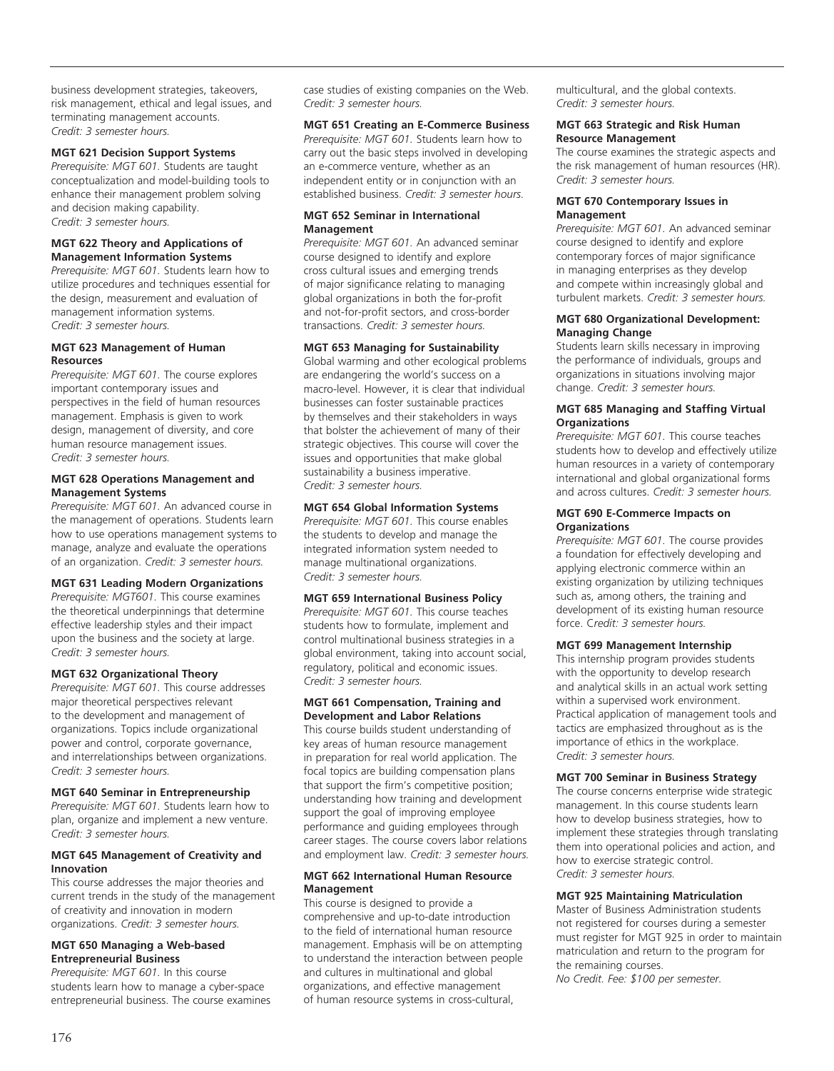business development strategies, takeovers, risk management, ethical and legal issues, and terminating management accounts.
*Credit: 3 semester hours.*

**MGT 621 Decision Support Systems**
*Prerequisite: MGT 601.* Students are taught conceptualization and model-building tools to enhance their management problem solving and decision making capability.
*Credit: 3 semester hours.*

**MGT 622 Theory and Applications of Management Information Systems**
*Prerequisite: MGT 601.* Students learn how to utilize procedures and techniques essential for the design, measurement and evaluation of management information systems.
*Credit: 3 semester hours.*

**MGT 623 Management of Human Resources**
*Prerequisite: MGT 601.* The course explores important contemporary issues and perspectives in the field of human resources management. Emphasis is given to work design, management of diversity, and core human resource management issues.
*Credit: 3 semester hours.*

**MGT 628 Operations Management and Management Systems**
*Prerequisite: MGT 601.* An advanced course in the management of operations. Students learn how to use operations management systems to manage, analyze and evaluate the operations of an organization. *Credit: 3 semester hours.*

**MGT 631 Leading Modern Organizations**
*Prerequisite: MGT601.* This course examines the theoretical underpinnings that determine effective leadership styles and their impact upon the business and the society at large.
*Credit: 3 semester hours.*

**MGT 632 Organizational Theory**
*Prerequisite: MGT 601.* This course addresses major theoretical perspectives relevant to the development and management of organizations. Topics include organizational power and control, corporate governance, and interrelationships between organizations.
*Credit: 3 semester hours.*

**MGT 640 Seminar in Entrepreneurship**
*Prerequisite: MGT 601.* Students learn how to plan, organize and implement a new venture.
*Credit: 3 semester hours.*

**MGT 645 Management of Creativity and Innovation**
This course addresses the major theories and current trends in the study of the management of creativity and innovation in modern organizations. *Credit: 3 semester hours.*

**MGT 650 Managing a Web-based Entrepreneurial Business**
*Prerequisite: MGT 601.* In this course students learn how to manage a cyber-space entrepreneurial business. The course examines case studies of existing companies on the Web.
*Credit: 3 semester hours.*

**MGT 651 Creating an E-Commerce Business**
*Prerequisite: MGT 601.* Students learn how to carry out the basic steps involved in developing an e-commerce venture, whether as an independent entity or in conjunction with an established business. *Credit: 3 semester hours.*

**MGT 652 Seminar in International Management**
*Prerequisite: MGT 601.* An advanced seminar course designed to identify and explore cross cultural issues and emerging trends of major significance relating to managing global organizations in both the for-profit and not-for-profit sectors, and cross-border transactions. *Credit: 3 semester hours.*

**MGT 653 Managing for Sustainability**
Global warming and other ecological problems are endangering the world's success on a macro-level. However, it is clear that individual businesses can foster sustainable practices by themselves and their stakeholders in ways that bolster the achievement of many of their strategic objectives. This course will cover the issues and opportunities that make global sustainability a business imperative.
*Credit: 3 semester hours.*

**MGT 654 Global Information Systems**
*Prerequisite: MGT 601.* This course enables the students to develop and manage the integrated information system needed to manage multinational organizations.
*Credit: 3 semester hours.*

**MGT 659 International Business Policy**
*Prerequisite: MGT 601.* This course teaches students how to formulate, implement and control multinational business strategies in a global environment, taking into account social, regulatory, political and economic issues.
*Credit: 3 semester hours.*

**MGT 661 Compensation, Training and Development and Labor Relations**
This course builds student understanding of key areas of human resource management in preparation for real world application. The focal topics are building compensation plans that support the firm's competitive position; understanding how training and development support the goal of improving employee performance and guiding employees through career stages. The course covers labor relations and employment law. *Credit: 3 semester hours.*

**MGT 662 International Human Resource Management**
This course is designed to provide a comprehensive and up-to-date introduction to the field of international human resource management. Emphasis will be on attempting to understand the interaction between people and cultures in multinational and global organizations, and effective management of human resource systems in cross-cultural, multicultural, and the global contexts.
*Credit: 3 semester hours.*

**MGT 663 Strategic and Risk Human Resource Management**
The course examines the strategic aspects and the risk management of human resources (HR).
*Credit: 3 semester hours.*

**MGT 670 Contemporary Issues in Management**
*Prerequisite: MGT 601.* An advanced seminar course designed to identify and explore contemporary forces of major significance in managing enterprises as they develop and compete within increasingly global and turbulent markets. *Credit: 3 semester hours.*

**MGT 680 Organizational Development: Managing Change**
Students learn skills necessary in improving the performance of individuals, groups and organizations in situations involving major change. *Credit: 3 semester hours.*

**MGT 685 Managing and Staffing Virtual Organizations**
*Prerequisite: MGT 601.* This course teaches students how to develop and effectively utilize human resources in a variety of contemporary international and global organizational forms and across cultures. *Credit: 3 semester hours.*

**MGT 690 E-Commerce Impacts on Organizations**
*Prerequisite: MGT 601.* The course provides a foundation for effectively developing and applying electronic commerce within an existing organization by utilizing techniques such as, among others, the training and development of its existing human resource force. *Credit: 3 semester hours.*

**MGT 699 Management Internship**
This internship program provides students with the opportunity to develop research and analytical skills in an actual work setting within a supervised work environment. Practical application of management tools and tactics are emphasized throughout as is the importance of ethics in the workplace.
*Credit: 3 semester hours.*

**MGT 700 Seminar in Business Strategy**
The course concerns enterprise wide strategic management. In this course students learn how to develop business strategies, how to implement these strategies through translating them into operational policies and action, and how to exercise strategic control.
*Credit: 3 semester hours.*

**MGT 925 Maintaining Matriculation**
Master of Business Administration students not registered for courses during a semester must register for MGT 925 in order to maintain matriculation and return to the program for the remaining courses.
*No Credit. Fee: $100 per semester.*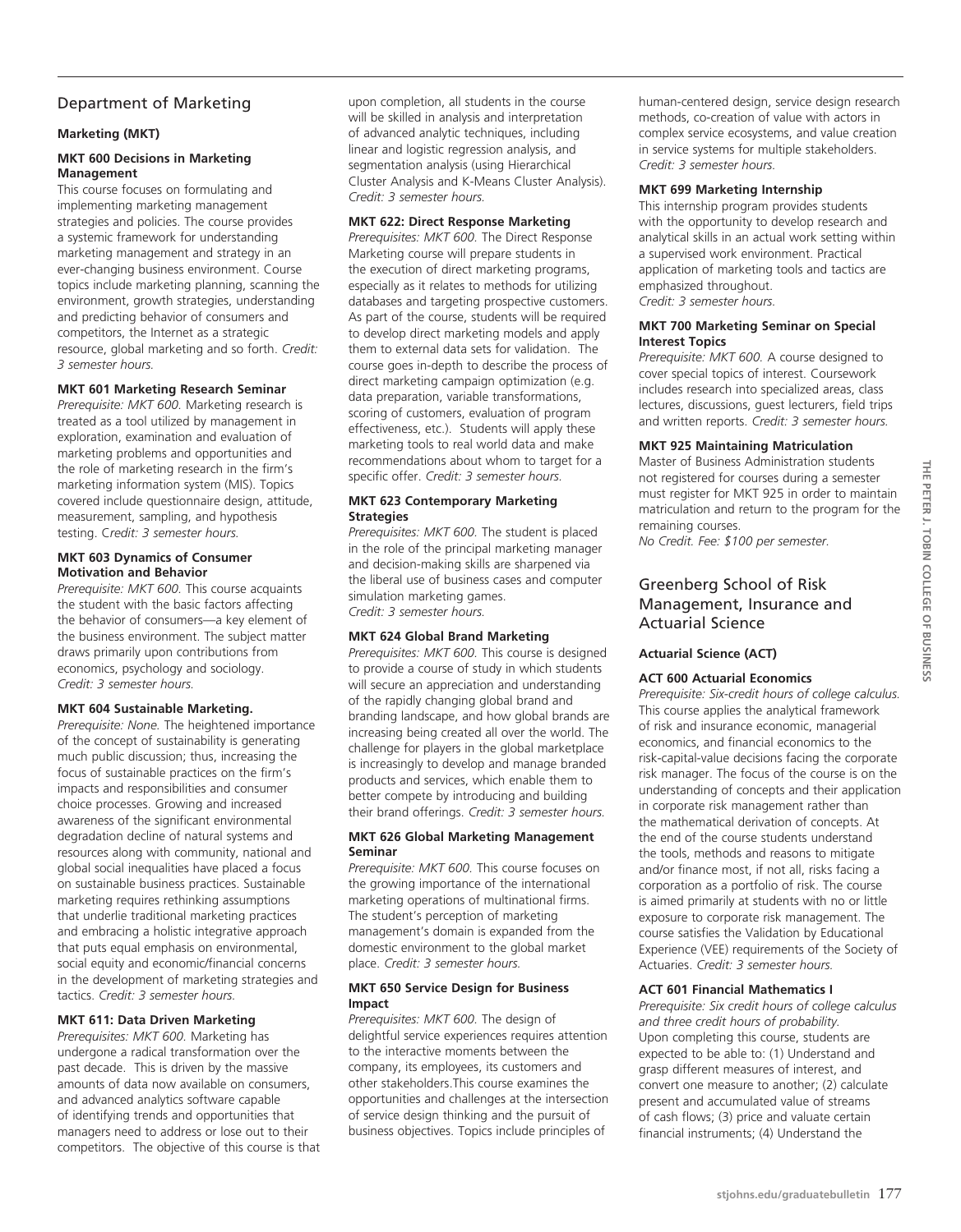## Department of Marketing

### Marketing (MKT)

#### MKT 600 Decisions in Marketing Management

This course focuses on formulating and implementing marketing management strategies and policies. The course provides a systemic framework for understanding marketing management and strategy in an ever-changing business environment. Course topics include marketing planning, scanning the environment, growth strategies, understanding and predicting behavior of consumers and competitors, the Internet as a strategic resource, global marketing and so forth. *Credit: 3 semester hours.*

#### MKT 601 Marketing Research Seminar

*Prerequisite: MKT 600.* Marketing research is treated as a tool utilized by management in exploration, examination and evaluation of marketing problems and opportunities and the role of marketing research in the firm's marketing information system (MIS). Topics covered include questionnaire design, attitude, measurement, sampling, and hypothesis testing. *Credit: 3 semester hours.*

#### MKT 603 Dynamics of Consumer Motivation and Behavior

*Prerequisite: MKT 600.* This course acquaints the student with the basic factors affecting the behavior of consumers—a key element of the business environment. The subject matter draws primarily upon contributions from economics, psychology and sociology. *Credit: 3 semester hours.*

#### MKT 604 Sustainable Marketing.

*Prerequisite: None.* The heightened importance of the concept of sustainability is generating much public discussion; thus, increasing the focus of sustainable practices on the firm's impacts and responsibilities and consumer choice processes. Growing and increased awareness of the significant environmental degradation decline of natural systems and resources along with community, national and global social inequalities have placed a focus on sustainable business practices. Sustainable marketing requires rethinking assumptions that underlie traditional marketing practices and embracing a holistic integrative approach that puts equal emphasis on environmental, social equity and economic/financial concerns in the development of marketing strategies and tactics. *Credit: 3 semester hours.*

#### MKT 611: Data Driven Marketing

*Prerequisites: MKT 600.* Marketing has undergone a radical transformation over the past decade. This is driven by the massive amounts of data now available on consumers, and advanced analytics software capable of identifying trends and opportunities that managers need to address or lose out to their competitors. The objective of this course is that upon completion, all students in the course will be skilled in analysis and interpretation of advanced analytic techniques, including linear and logistic regression analysis, and segmentation analysis (using Hierarchical Cluster Analysis and K-Means Cluster Analysis). *Credit: 3 semester hours.*

#### MKT 622: Direct Response Marketing

*Prerequisites: MKT 600.* The Direct Response Marketing course will prepare students in the execution of direct marketing programs, especially as it relates to methods for utilizing databases and targeting prospective customers. As part of the course, students will be required to develop direct marketing models and apply them to external data sets for validation. The course goes in-depth to describe the process of direct marketing campaign optimization (e.g. data preparation, variable transformations, scoring of customers, evaluation of program effectiveness, etc.). Students will apply these marketing tools to real world data and make recommendations about whom to target for a specific offer. *Credit: 3 semester hours.*

#### MKT 623 Contemporary Marketing Strategies

*Prerequisites: MKT 600.* The student is placed in the role of the principal marketing manager and decision-making skills are sharpened via the liberal use of business cases and computer simulation marketing games. *Credit: 3 semester hours.*

#### MKT 624 Global Brand Marketing

*Prerequisites: MKT 600.* This course is designed to provide a course of study in which students will secure an appreciation and understanding of the rapidly changing global brand and branding landscape, and how global brands are increasing being created all over the world. The challenge for players in the global marketplace is increasingly to develop and manage branded products and services, which enable them to better compete by introducing and building their brand offerings. *Credit: 3 semester hours.*

#### MKT 626 Global Marketing Management Seminar

*Prerequisite: MKT 600.* This course focuses on the growing importance of the international marketing operations of multinational firms. The student's perception of marketing management's domain is expanded from the domestic environment to the global market place. *Credit: 3 semester hours.*

#### MKT 650 Service Design for Business Impact

*Prerequisites: MKT 600.* The design of delightful service experiences requires attention to the interactive moments between the company, its employees, its customers and other stakeholders.This course examines the opportunities and challenges at the intersection of service design thinking and the pursuit of business objectives. Topics include principles of human-centered design, service design research methods, co-creation of value with actors in complex service ecosystems, and value creation in service systems for multiple stakeholders. *Credit: 3 semester hours.*

#### MKT 699 Marketing Internship

This internship program provides students with the opportunity to develop research and analytical skills in an actual work setting within a supervised work environment. Practical application of marketing tools and tactics are emphasized throughout. *Credit: 3 semester hours.*

#### MKT 700 Marketing Seminar on Special Interest Topics

*Prerequisite: MKT 600.* A course designed to cover special topics of interest. Coursework includes research into specialized areas, class lectures, discussions, guest lecturers, field trips and written reports. *Credit: 3 semester hours.*

#### MKT 925 Maintaining Matriculation

Master of Business Administration students not registered for courses during a semester must register for MKT 925 in order to maintain matriculation and return to the program for the remaining courses.
*No Credit. Fee: $100 per semester.*

## Greenberg School of Risk Management, Insurance and Actuarial Science

### Actuarial Science (ACT)

#### ACT 600 Actuarial Economics

*Prerequisites: Six-credit hours of college calculus.* This course applies the analytical framework of risk and insurance economic, managerial economics, and financial economics to the risk-capital-value decisions facing the corporate risk manager. The focus of the course is on the understanding of concepts and their application in corporate risk management rather than the mathematical derivation of concepts. At the end of the course students understand the tools, methods and reasons to mitigate and/or finance most, if not all, risks facing a corporation as a portfolio of risk. The course is aimed primarily at students with no or little exposure to corporate risk management. The course satisfies the Validation by Educational Experience (VEE) requirements of the Society of Actuaries. *Credit: 3 semester hours.*

#### ACT 601 Financial Mathematics I

*Prerequisite: Six credit hours of college calculus and three credit hours of probability.* Upon completing this course, students are expected to be able to: (1) Understand and grasp different measures of interest, and convert one measure to another; (2) calculate present and accumulated value of streams of cash flows; (3) price and valuate certain financial instruments; (4) Understand the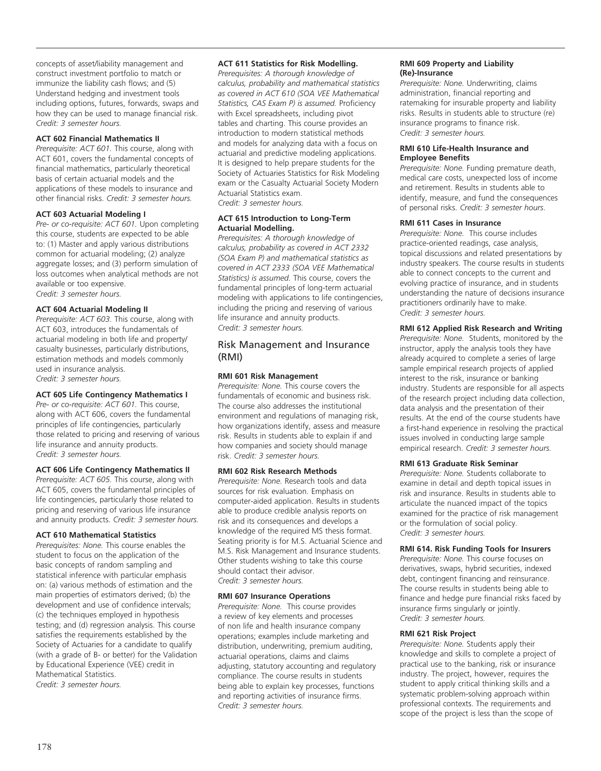concepts of asset/liability management and construct investment portfolio to match or immunize the liability cash flows; and (5) Understand hedging and investment tools including options, futures, forwards, swaps and how they can be used to manage financial risk. *Credit: 3 semester hours.*

**ACT 602 Financial Mathematics II**
*Prerequisite: ACT 601.* This course, along with ACT 601, covers the fundamental concepts of financial mathematics, particularly theoretical basis of certain actuarial models and the applications of these models to insurance and other financial risks. *Credit: 3 semester hours.*

**ACT 603 Actuarial Modeling I**
*Pre- or co-requisite: ACT 601.* Upon completing this course, students are expected to be able to: (1) Master and apply various distributions common for actuarial modeling; (2) analyze aggregate losses; and (3) perform simulation of loss outcomes when analytical methods are not available or too expensive.
*Credit: 3 semester hours.*

**ACT 604 Actuarial Modeling II**
*Prerequisite: ACT 603.* This course, along with ACT 603, introduces the fundamentals of actuarial modeling in both life and property/casualty businesses, particularly distributions, estimation methods and models commonly used in insurance analysis.
*Credit: 3 semester hours.*

**ACT 605 Life Contingency Mathematics I**
*Pre- or co-requisite: ACT 601.* This course, along with ACT 606, covers the fundamental principles of life contingencies, particularly those related to pricing and reserving of various life insurance and annuity products.
*Credit: 3 semester hours.*

**ACT 606 Life Contingency Mathematics II**
*Prerequisite: ACT 605.* This course, along with ACT 605, covers the fundamental principles of life contingencies, particularly those related to pricing and reserving of various life insurance and annuity products. *Credit: 3 semester hours.*

**ACT 610 Mathematical Statistics**
*Prerequisites: None.* This course enables the student to focus on the application of the basic concepts of random sampling and statistical inference with particular emphasis on: (a) various methods of estimation and the main properties of estimators derived; (b) the development and use of confidence intervals; (c) the techniques employed in hypothesis testing; and (d) regression analysis. This course satisfies the requirements established by the Society of Actuaries for a candidate to qualify (with a grade of B- or better) for the Validation by Educational Experience (VEE) credit in Mathematical Statistics.
*Credit: 3 semester hours.*

**ACT 611 Statistics for Risk Modelling.**
*Prerequisites: A thorough knowledge of calculus, probability and mathematical statistics as covered in ACT 610 (SOA VEE Mathematical Statistics, CAS Exam P) is assumed.* Proficiency with Excel spreadsheets, including pivot tables and charting. This course provides an introduction to modern statistical methods and models for analyzing data with a focus on actuarial and predictive modeling applications. It is designed to help prepare students for the Society of Actuaries Statistics for Risk Modeling exam or the Casualty Actuarial Society Modern Actuarial Statistics exam.
*Credit: 3 semester hours.*

**ACT 615 Introduction to Long-Term Actuarial Modelling.**
*Prerequisites: A thorough knowledge of calculus, probability as covered in ACT 2332 (SOA Exam P) and mathematical statistics as covered in ACT 2333 (SOA VEE Mathematical Statistics) is assumed.* This course, covers the fundamental principles of long-term actuarial modeling with applications to life contingencies, including the pricing and reserving of various life insurance and annuity products.
*Credit: 3 semester hours.*

## Risk Management and Insurance (RMI)

**RMI 601 Risk Management**
*Prerequisite: None.* This course covers the fundamentals of economic and business risk. The course also addresses the institutional environment and regulations of managing risk, how organizations identify, assess and measure risk. Results in students able to explain if and how companies and society should manage risk. *Credit: 3 semester hours.*

**RMI 602 Risk Research Methods**
*Prerequisite: None.* Research tools and data sources for risk evaluation. Emphasis on computer-aided application. Results in students able to produce credible analysis reports on risk and its consequences and develops a knowledge of the required MS thesis format. Seating priority is for M.S. Actuarial Science and M.S. Risk Management and Insurance students. Other students wishing to take this course should contact their advisor.
*Credit: 3 semester hours.*

**RMI 607 Insurance Operations**
*Prerequisite: None.* This course provides a review of key elements and processes of non life and health insurance company operations; examples include marketing and distribution, underwriting, premium auditing, actuarial operations, claims and claims adjusting, statutory accounting and regulatory compliance. The course results in students being able to explain key processes, functions and reporting activities of insurance firms.
*Credit: 3 semester hours.*

**RMI 609 Property and Liability (Re)-Insurance**
*Prerequisite: None.* Underwriting, claims administration, financial reporting and ratemaking for insurable property and liability risks. Results in students able to structure (re) insurance programs to finance risk.
*Credit: 3 semester hours.*

**RMI 610 Life-Health Insurance and Employee Benefits**
*Prerequisite: None.* Funding premature death, medical care costs, unexpected loss of income and retirement. Results in students able to identify, measure, and fund the consequences of personal risks. *Credit: 3 semester hours.*

**RMI 611 Cases in Insurance**
*Prerequisite: None.* This course includes practice-oriented readings, case analysis, topical discussions and related presentations by industry speakers. The course results in students able to connect concepts to the current and evolving practice of insurance, and in students understanding the nature of decisions insurance practitioners ordinarily have to make.
*Credit: 3 semester hours.*

**RMI 612 Applied Risk Research and Writing**
*Prerequisite: None.* Students, monitored by the instructor, apply the analysis tools they have already acquired to complete a series of large sample empirical research projects of applied interest to the risk, insurance or banking industry. Students are responsible for all aspects of the research project including data collection, data analysis and the presentation of their results. At the end of the course students have a first-hand experience in resolving the practical issues involved in conducting large sample empirical research. *Credit: 3 semester hours.*

**RMI 613 Graduate Risk Seminar**
*Prerequisite: None.* Students collaborate to examine in detail and depth topical issues in risk and insurance. Results in students able to articulate the nuanced impact of the topics examined for the practice of risk management or the formulation of social policy.
*Credit: 3 semester hours.*

**RMI 614. Risk Funding Tools for Insurers**
*Prerequisite: None.* This course focuses on derivatives, swaps, hybrid securities, indexed debt, contingent financing and reinsurance. The course results in students being able to finance and hedge pure financial risks faced by insurance firms singularly or jointly.
*Credit: 3 semester hours.*

**RMI 621 Risk Project**
*Prerequisite: None.* Students apply their knowledge and skills to complete a project of practical use to the banking, risk or insurance industry. The project, however, requires the student to apply critical thinking skills and a systematic problem-solving approach within professional contexts. The requirements and scope of the project is less than the scope of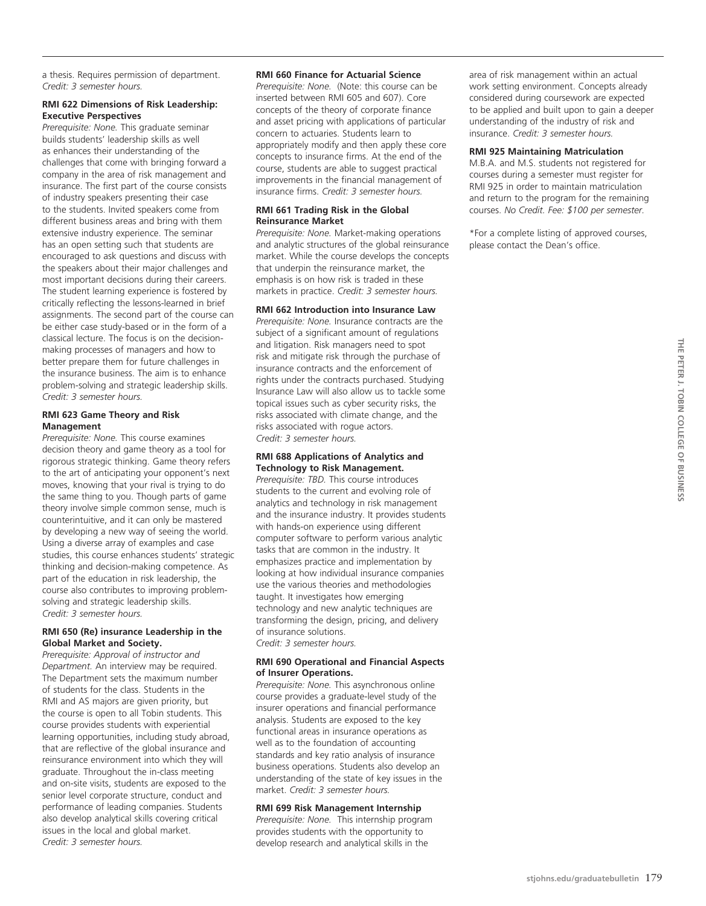a thesis. Requires permission of department. *Credit: 3 semester hours.*

**RMI 622 Dimensions of Risk Leadership: Executive Perspectives**

*Prerequisite: None.* This graduate seminar builds students' leadership skills as well as enhances their understanding of the challenges that come with bringing forward a company in the area of risk management and insurance. The first part of the course consists of industry speakers presenting their case to the students. Invited speakers come from different business areas and bring with them extensive industry experience. The seminar has an open setting such that students are encouraged to ask questions and discuss with the speakers about their major challenges and most important decisions during their careers. The student learning experience is fostered by critically reflecting the lessons-learned in brief assignments. The second part of the course can be either case study-based or in the form of a classical lecture. The focus is on the decision-making processes of managers and how to better prepare them for future challenges in the insurance business. The aim is to enhance problem-solving and strategic leadership skills. *Credit: 3 semester hours.*

**RMI 623 Game Theory and Risk Management**

*Prerequisite: None.* This course examines decision theory and game theory as a tool for rigorous strategic thinking. Game theory refers to the art of anticipating your opponent's next moves, knowing that your rival is trying to do the same thing to you. Though parts of game theory involve simple common sense, much is counterintuitive, and it can only be mastered by developing a new way of seeing the world. Using a diverse array of examples and case studies, this course enhances students' strategic thinking and decision-making competence. As part of the education in risk leadership, the course also contributes to improving problem-solving and strategic leadership skills. *Credit: 3 semester hours.*

**RMI 650 (Re) insurance Leadership in the Global Market and Society.**

*Prerequisite: Approval of instructor and Department.* An interview may be required. The Department sets the maximum number of students for the class. Students in the RMI and AS majors are given priority, but the course is open to all Tobin students. This course provides students with experiential learning opportunities, including study abroad, that are reflective of the global insurance and reinsurance environment into which they will graduate. Throughout the in-class meeting and on-site visits, students are exposed to the senior level corporate structure, conduct and performance of leading companies. Students also develop analytical skills covering critical issues in the local and global market. *Credit: 3 semester hours.*

**RMI 660 Finance for Actuarial Science**

*Prerequisite: None.* (Note: this course can be inserted between RMI 605 and 607). Core concepts of the theory of corporate finance and asset pricing with applications of particular concern to actuaries. Students learn to appropriately modify and then apply these core concepts to insurance firms. At the end of the course, students are able to suggest practical improvements in the financial management of insurance firms. *Credit: 3 semester hours.*

**RMI 661 Trading Risk in the Global Reinsurance Market**

*Prerequisite: None.* Market-making operations and analytic structures of the global reinsurance market. While the course develops the concepts that underpin the reinsurance market, the emphasis is on how risk is traded in these markets in practice. *Credit: 3 semester hours.*

**RMI 662 Introduction into Insurance Law**

*Prerequisite: None.* Insurance contracts are the subject of a significant amount of regulations and litigation. Risk managers need to spot risk and mitigate risk through the purchase of insurance contracts and the enforcement of rights under the contracts purchased. Studying Insurance Law will also allow us to tackle some topical issues such as cyber security risks, the risks associated with climate change, and the risks associated with rogue actors. *Credit: 3 semester hours.*

**RMI 688 Applications of Analytics and Technology to Risk Management.**

*Prerequisite: TBD.* This course introduces students to the current and evolving role of analytics and technology in risk management and the insurance industry. It provides students with hands-on experience using different computer software to perform various analytic tasks that are common in the industry. It emphasizes practice and implementation by looking at how individual insurance companies use the various theories and methodologies taught. It investigates how emerging technology and new analytic techniques are transforming the design, pricing, and delivery of insurance solutions. *Credit: 3 semester hours.*

**RMI 690 Operational and Financial Aspects of Insurer Operations.**

*Prerequisite: None.* This asynchronous online course provides a graduate-level study of the insurer operations and financial performance analysis. Students are exposed to the key functional areas in insurance operations as well as to the foundation of accounting standards and key ratio analysis of insurance business operations. Students also develop an understanding of the state of key issues in the market. *Credit: 3 semester hours.*

**RMI 699 Risk Management Internship**

*Prerequisite: None.* This internship program provides students with the opportunity to develop research and analytical skills in the area of risk management within an actual work setting environment. Concepts already considered during coursework are expected to be applied and built upon to gain a deeper understanding of the industry of risk and insurance. *Credit: 3 semester hours.*

**RMI 925 Maintaining Matriculation**

M.B.A. and M.S. students not registered for courses during a semester must register for RMI 925 in order to maintain matriculation and return to the program for the remaining courses. *No Credit. Fee: $100 per semester.*

*For a complete listing of approved courses, please contact the Dean's office.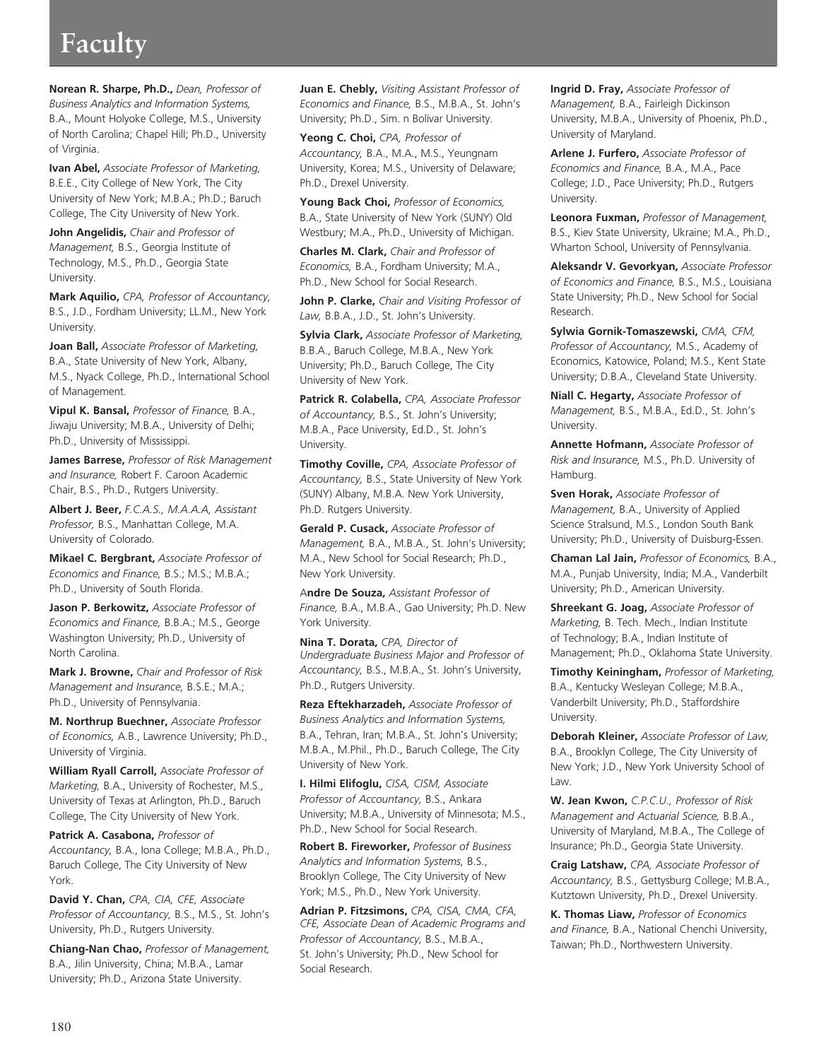# Faculty

**Norean R. Sharpe, Ph.D.,** *Dean, Professor of Business Analytics and Information Systems,* B.A., Mount Holyoke College, M.S., University of North Carolina; Chapel Hill; Ph.D., University of Virginia.

**Ivan Abel,** *Associate Professor of Marketing,* B.E.E., City College of New York, The City University of New York; M.B.A.; Ph.D.; Baruch College, The City University of New York.

**John Angelidis,** *Chair and Professor of Management,* B.S., Georgia Institute of Technology, M.S., Ph.D., Georgia State University.

**Mark Aquilio,** *CPA, Professor of Accountancy,* B.S., J.D., Fordham University; LL.M., New York University.

**Joan Ball,** *Associate Professor of Marketing,* B.A., State University of New York, Albany, M.S., Nyack College, Ph.D., International School of Management.

**Vipul K. Bansal,** *Professor of Finance,* B.A., Jiwaju University; M.B.A., University of Delhi; Ph.D., University of Mississippi.

**James Barrese,** *Professor of Risk Management and Insurance,* Robert F. Caroon Academic Chair, B.S., Ph.D., Rutgers University.

**Albert J. Beer,** *F.C.A.S., M.A.A.A, Assistant Professor,* B.S., Manhattan College, M.A. University of Colorado.

**Mikael C. Bergbrant,** *Associate Professor of Economics and Finance,* B.S.; M.S.; M.B.A.; Ph.D., University of South Florida.

**Jason P. Berkowitz,** *Associate Professor of Economics and Finance,* B.B.A.; M.S., George Washington University; Ph.D., University of North Carolina.

**Mark J. Browne,** *Chair and Professor of Risk Management and Insurance,* B.S.E.; M.A.; Ph.D., University of Pennsylvania.

**M. Northrup Buechner,** *Associate Professor of Economics,* A.B., Lawrence University; Ph.D., University of Virginia.

**William Ryall Carroll,** *Associate Professor of Marketing,* B.A., University of Rochester, M.S., University of Texas at Arlington, Ph.D., Baruch College, The City University of New York.

**Patrick A. Casabona,** *Professor of Accountancy,* B.A., Iona College; M.B.A., Ph.D., Baruch College, The City University of New York.

**David Y. Chan,** *CPA, CIA, CFE, Associate Professor of Accountancy,* B.S., M.S., St. John's University, Ph.D., Rutgers University.

**Chiang-Nan Chao,** *Professor of Management,* B.A., Jilin University, China; M.B.A., Lamar University; Ph.D., Arizona State University.

**Juan E. Chebly,** *Visiting Assistant Professor of Economics and Finance,* B.S., M.B.A., St. John's University; Ph.D., Sim. n Bolivar University.

**Yeong C. Choi,** *CPA, Professor of Accountancy,* B.A., M.A., M.S., Yeungnam University, Korea; M.S., University of Delaware; Ph.D., Drexel University.

**Young Back Choi,** *Professor of Economics,* B.A., State University of New York (SUNY) Old Westbury; M.A., Ph.D., University of Michigan.

**Charles M. Clark,** *Chair and Professor of Economics,* B.A., Fordham University; M.A., Ph.D., New School for Social Research.

**John P. Clarke,** *Chair and Visiting Professor of Law,* B.B.A., J.D., St. John's University.

**Sylvia Clark,** *Associate Professor of Marketing,* B.B.A., Baruch College, M.B.A., New York University; Ph.D., Baruch College, The City University of New York.

**Patrick R. Colabella,** *CPA, Associate Professor of Accountancy,* B.S., St. John's University; M.B.A., Pace University, Ed.D., St. John's University.

**Timothy Coville,** *CPA, Associate Professor of Accountancy,* B.S., State University of New York (SUNY) Albany, M.B.A. New York University, Ph.D. Rutgers University.

**Gerald P. Cusack,** *Associate Professor of Management,* B.A., M.B.A., St. John's University; M.A., New School for Social Research; Ph.D., New York University.

**Andre De Souza,** *Assistant Professor of Finance,* B.A., M.B.A., Gao University; Ph.D. New York University.

**Nina T. Dorata,** *CPA, Director of Undergraduate Business Major and Professor of Accountancy,* B.S., M.B.A., St. John's University, Ph.D., Rutgers University.

**Reza Eftekharzadeh,** *Associate Professor of Business Analytics and Information Systems,* B.A., Tehran, Iran; M.B.A., St. John's University; M.B.A., M.Phil., Ph.D., Baruch College, The City University of New York.

**I. Hilmi Elifoglu,** *CISA, CISM, Associate Professor of Accountancy,* B.S., Ankara University; M.B.A., University of Minnesota; M.S., Ph.D., New School for Social Research.

**Robert B. Fireworker,** *Professor of Business Analytics and Information Systems,* B.S., Brooklyn College, The City University of New York; M.S., Ph.D., New York University.

**Adrian P. Fitzsimons,** *CPA, CISA, CMA, CFA, CFE, Associate Dean of Academic Programs and Professor of Accountancy,* B.S., M.B.A., St. John's University; Ph.D., New School for Social Research.

**Ingrid D. Fray,** *Associate Professor of Management,* B.A., Fairleigh Dickinson University, M.B.A., University of Phoenix, Ph.D., University of Maryland.

**Arlene J. Furfero,** *Associate Professor of Economics and Finance,* B.A., M.A., Pace College; J.D., Pace University; Ph.D., Rutgers University.

**Leonora Fuxman,** *Professor of Management,* B.S., Kiev State University, Ukraine; M.A., Ph.D., Wharton School, University of Pennsylvania.

**Aleksandr V. Gevorkyan,** *Associate Professor of Economics and Finance,* B.S., M.S., Louisiana State University; Ph.D., New School for Social Research.

**Sylwia Gornik-Tomaszewski,** *CMA, CFM, Professor of Accountancy,* M.S., Academy of Economics, Katowice, Poland; M.S., Kent State University; D.B.A., Cleveland State University.

**Niall C. Hegarty,** *Associate Professor of Management,* B.S., M.B.A., Ed.D., St. John's University.

**Annette Hofmann,** *Associate Professor of Risk and Insurance,* M.S., Ph.D. University of Hamburg.

**Sven Horak,** *Associate Professor of Management,* B.A., University of Applied Science Stralsund, M.S., London South Bank University; Ph.D., University of Duisburg-Essen.

**Chaman Lal Jain,** *Professor of Economics,* B.A., M.A., Punjab University, India; M.A., Vanderbilt University; Ph.D., American University.

**Shreekant G. Joag,** *Associate Professor of Marketing,* B. Tech. Mech., Indian Institute of Technology; B.A., Indian Institute of Management; Ph.D., Oklahoma State University.

**Timothy Keiningham,** *Professor of Marketing,* B.A., Kentucky Wesleyan College; M.B.A., Vanderbilt University; Ph.D., Staffordshire University.

**Deborah Kleiner,** *Associate Professor of Law,* B.A., Brooklyn College, The City University of New York; J.D., New York University School of Law.

**W. Jean Kwon,** *C.P.C.U., Professor of Risk Management and Actuarial Science,* B.B.A., University of Maryland, M.B.A., The College of Insurance; Ph.D., Georgia State University.

**Craig Latshaw,** *CPA, Associate Professor of Accountancy,* B.S., Gettysburg College; M.B.A., Kutztown University, Ph.D., Drexel University.

**K. Thomas Liaw,** *Professor of Economics and Finance,* B.A., National Chenchi University, Taiwan; Ph.D., Northwestern University.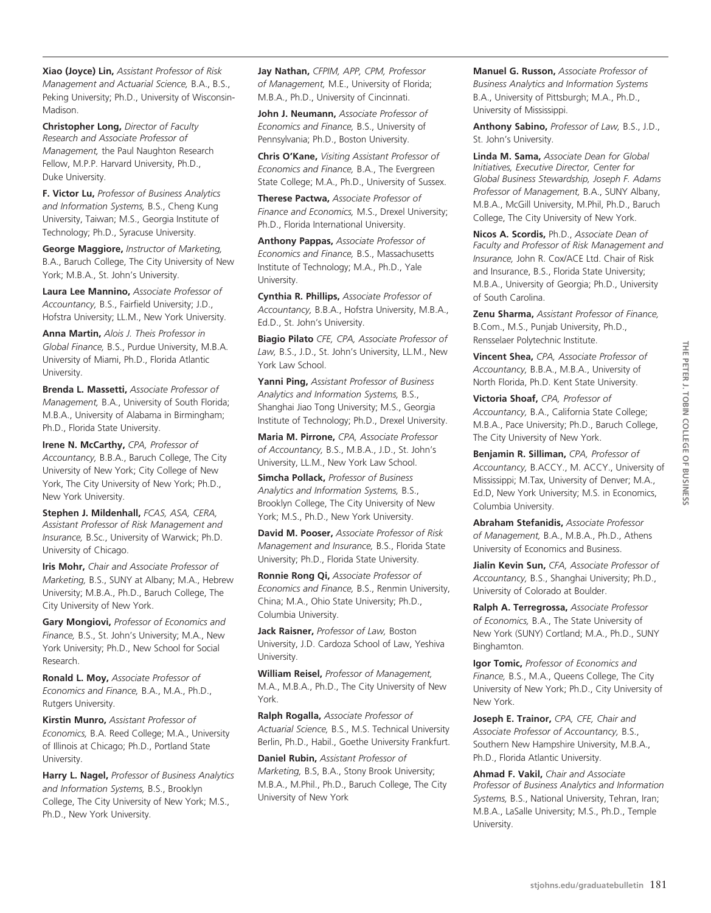**Xiao (Joyce) Lin,** *Assistant Professor of Risk Management and Actuarial Science,* B.A., B.S., Peking University; Ph.D., University of Wisconsin-Madison.

**Christopher Long,** *Director of Faculty Research and Associate Professor of Management,* the Paul Naughton Research Fellow, M.P.P. Harvard University, Ph.D., Duke University.

**F. Victor Lu,** *Professor of Business Analytics and Information Systems,* B.S., Cheng Kung University, Taiwan; M.S., Georgia Institute of Technology; Ph.D., Syracuse University.

**George Maggiore,** *Instructor of Marketing,* B.A., Baruch College, The City University of New York; M.B.A., St. John's University.

**Laura Lee Mannino,** *Associate Professor of Accountancy,* B.S., Fairfield University; J.D., Hofstra University; LL.M., New York University.

**Anna Martin,** *Alois J. Theis Professor in Global Finance,* B.S., Purdue University, M.B.A. University of Miami, Ph.D., Florida Atlantic University.

**Brenda L. Massetti,** *Associate Professor of Management,* B.A., University of South Florida; M.B.A., University of Alabama in Birmingham; Ph.D., Florida State University.

**Irene N. McCarthy,** *CPA, Professor of Accountancy,* B.B.A., Baruch College, The City University of New York; City College of New York, The City University of New York; Ph.D., New York University.

**Stephen J. Mildenhall,** *FCAS, ASA, CERA, Assistant Professor of Risk Management and Insurance,* B.Sc., University of Warwick; Ph.D. University of Chicago.

**Iris Mohr,** *Chair and Associate Professor of Marketing,* B.S., SUNY at Albany; M.A., Hebrew University; M.B.A., Ph.D., Baruch College, The City University of New York.

**Gary Mongiovi,** *Professor of Economics and Finance,* B.S., St. John's University; M.A., New York University; Ph.D., New School for Social Research.

**Ronald L. Moy,** *Associate Professor of Economics and Finance,* B.A., M.A., Ph.D., Rutgers University.

**Kirstin Munro,** *Assistant Professor of Economics,* B.A. Reed College; M.A., University of Illinois at Chicago; Ph.D., Portland State University.

**Harry L. Nagel,** *Professor of Business Analytics and Information Systems,* B.S., Brooklyn College, The City University of New York; M.S., Ph.D., New York University.

**Jay Nathan,** *CFPIM, APP, CPM, Professor of Management,* M.E., University of Florida; M.B.A., Ph.D., University of Cincinnati.

**John J. Neumann,** *Associate Professor of Economics and Finance,* B.S., University of Pennsylvania; Ph.D., Boston University.

**Chris O'Kane,** *Visiting Assistant Professor of Economics and Finance,* B.A., The Evergreen State College; M.A., Ph.D., University of Sussex.

**Therese Pactwa,** *Associate Professor of Finance and Economics,* M.S., Drexel University; Ph.D., Florida International University.

**Anthony Pappas,** *Associate Professor of Economics and Finance,* B.S., Massachusetts Institute of Technology; M.A., Ph.D., Yale University.

**Cynthia R. Phillips,** *Associate Professor of Accountancy,* B.B.A., Hofstra University, M.B.A., Ed.D., St. John's University.

**Biagio Pilato** *CFE, CPA, Associate Professor of Law,* B.S., J.D., St. John's University, LL.M., New York Law School.

**Yanni Ping,** *Assistant Professor of Business Analytics and Information Systems,* B.S., Shanghai Jiao Tong University; M.S., Georgia Institute of Technology; Ph.D., Drexel University.

**Maria M. Pirrone,** *CPA, Associate Professor of Accountancy,* B.S., M.B.A., J.D., St. John's University, LL.M., New York Law School.

**Simcha Pollack,** *Professor of Business Analytics and Information Systems,* B.S., Brooklyn College, The City University of New York; M.S., Ph.D., New York University.

**David M. Pooser,** *Associate Professor of Risk Management and Insurance,* B.S., Florida State University; Ph.D., Florida State University.

**Ronnie Rong Qi,** *Associate Professor of Economics and Finance,* B.S., Renmin University, China; M.A., Ohio State University; Ph.D., Columbia University.

**Jack Raisner,** *Professor of Law,* Boston University, J.D. Cardoza School of Law, Yeshiva University.

**William Reisel,** *Professor of Management,* M.A., M.B.A., Ph.D., The City University of New York.

**Ralph Rogalla,** *Associate Professor of Actuarial Science,* B.S., M.S. Technical University Berlin, Ph.D., Habil., Goethe University Frankfurt.

**Daniel Rubin,** *Assistant Professor of Marketing,* B.S, B.A., Stony Brook University; M.B.A., M.Phil., Ph.D., Baruch College, The City University of New York

**Manuel G. Russon,** *Associate Professor of Business Analytics and Information Systems* B.A., University of Pittsburgh; M.A., Ph.D., University of Mississippi.

**Anthony Sabino,** *Professor of Law,* B.S., J.D., St. John's University.

**Linda M. Sama,** *Associate Dean for Global Initiatives, Executive Director, Center for Global Business Stewardship, Joseph F. Adams Professor of Management,* B.A., SUNY Albany, M.B.A., McGill University, M.Phil, Ph.D., Baruch College, The City University of New York.

**Nicos A. Scordis,** Ph.D., *Associate Dean of Faculty and Professor of Risk Management and Insurance,* John R. Cox/ACE Ltd. Chair of Risk and Insurance, B.S., Florida State University; M.B.A., University of Georgia; Ph.D., University of South Carolina.

**Zenu Sharma,** *Assistant Professor of Finance,* B.Com., M.S., Punjab University, Ph.D., Rensselaer Polytechnic Institute.

**Vincent Shea,** *CPA, Associate Professor of Accountancy,* B.B.A., M.B.A., University of North Florida, Ph.D. Kent State University.

**Victoria Shoaf,** *CPA, Professor of Accountancy,* B.A., California State College; M.B.A., Pace University; Ph.D., Baruch College, The City University of New York.

**Benjamin R. Silliman,** *CPA, Professor of Accountancy,* B.ACCY., M. ACCY., University of Mississippi; M.Tax, University of Denver; M.A., Ed.D, New York University; M.S. in Economics, Columbia University.

**Abraham Stefanidis,** *Associate Professor of Management,* B.A., M.B.A., Ph.D., Athens University of Economics and Business.

**Jialin Kevin Sun,** *CFA, Associate Professor of Accountancy,* B.S., Shanghai University; Ph.D., University of Colorado at Boulder.

**Ralph A. Terregrossa,** *Associate Professor of Economics,* B.A., The State University of New York (SUNY) Cortland; M.A., Ph.D., SUNY Binghamton.

**Igor Tomic,** *Professor of Economics and Finance,* B.S., M.A., Queens College, The City University of New York; Ph.D., City University of New York.

**Joseph E. Trainor,** *CPA, CFE, Chair and Associate Professor of Accountancy,* B.S., Southern New Hampshire University, M.B.A., Ph.D., Florida Atlantic University.

**Ahmad F. Vakil,** *Chair and Associate Professor of Business Analytics and Information Systems,* B.S., National University, Tehran, Iran; M.B.A., LaSalle University; M.S., Ph.D., Temple University.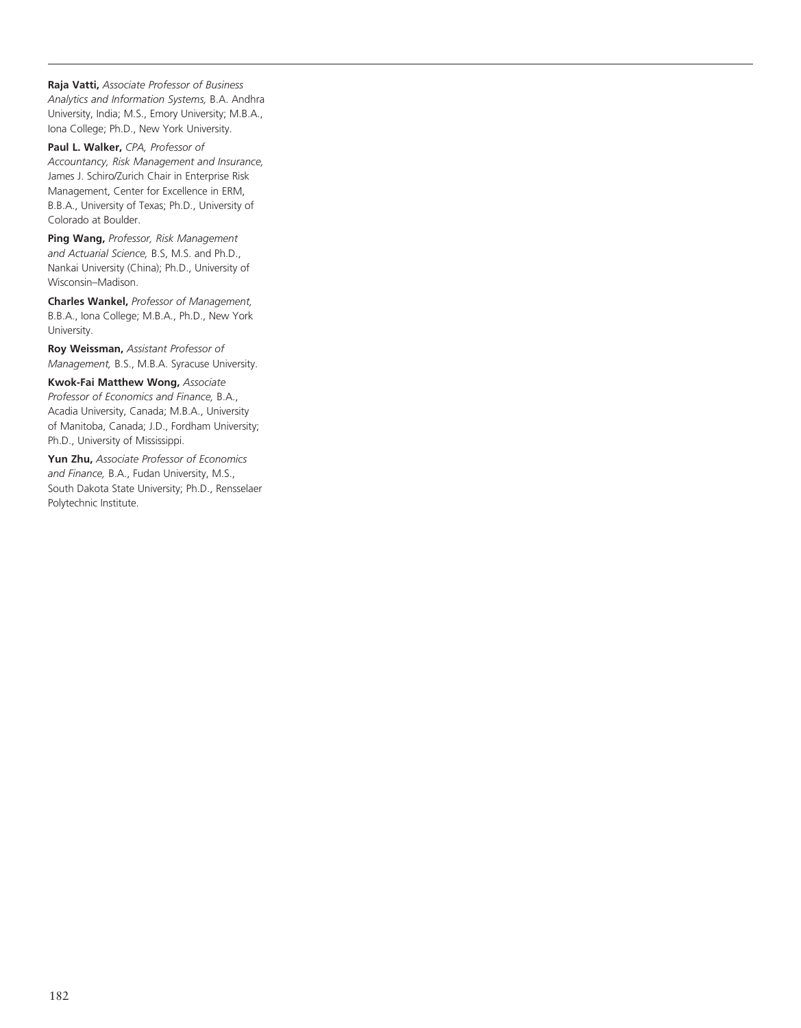**Raja Vatti,** *Associate Professor of Business Analytics and Information Systems,* B.A. Andhra University, India; M.S., Emory University; M.B.A., Iona College; Ph.D., New York University.

**Paul L. Walker,** *CPA, Professor of Accountancy, Risk Management and Insurance,* James J. Schiro/Zurich Chair in Enterprise Risk Management, Center for Excellence in ERM, B.B.A., University of Texas; Ph.D., University of Colorado at Boulder.

**Ping Wang,** *Professor, Risk Management and Actuarial Science,* B.S, M.S. and Ph.D., Nankai University (China); Ph.D., University of Wisconsin–Madison.

**Charles Wankel,** *Professor of Management,* B.B.A., Iona College; M.B.A., Ph.D., New York University.

**Roy Weissman,** *Assistant Professor of Management,* B.S., M.B.A. Syracuse University.

**Kwok-Fai Matthew Wong,** *Associate Professor of Economics and Finance,* B.A., Acadia University, Canada; M.B.A., University of Manitoba, Canada; J.D., Fordham University; Ph.D., University of Mississippi.

**Yun Zhu,** *Associate Professor of Economics and Finance,* B.A., Fudan University, M.S., South Dakota State University; Ph.D., Rensselaer Polytechnic Institute.